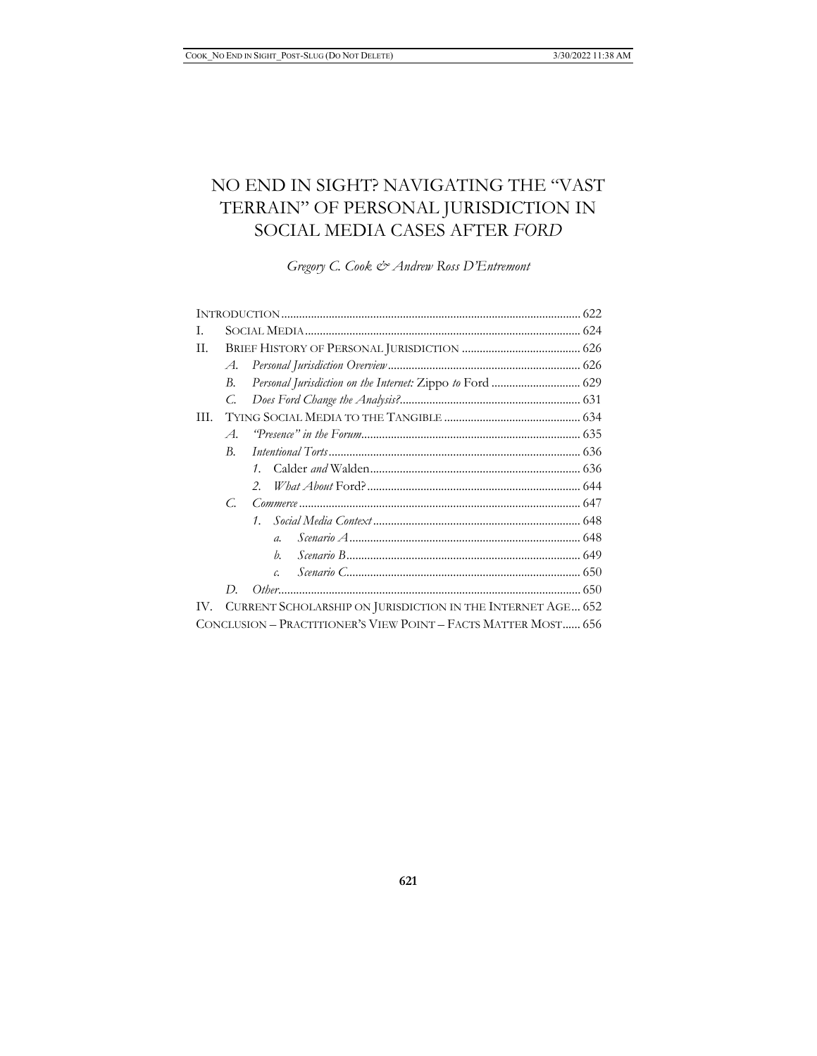# NO END IN SIGHT? NAVIGATING THE "VAST TERRAIN" OF PERSONAL JURISDICTION IN SOCIAL MEDIA CASES AFTER *FORD*

*Gregory C. Cook & Andrew Ross D'Entremont*

| | |
|---|---|
| INTRODUCTION | 622 |
| I. SOCIAL MEDIA | 624 |
| II. BRIEF HISTORY OF PERSONAL JURISDICTION | 626 |
| *A. Personal Jurisdiction Overview* | 626 |
| *B. Personal Jurisdiction on the Internet:* Zippo *to* Ford | 629 |
| *C. Does Ford Change the Analysis?* | 631 |
| III. TYING SOCIAL MEDIA TO THE TANGIBLE | 634 |
| *A. "Presence" in the Forum* | 635 |
| *B. Intentional Torts* | 636 |
| 1. Calder *and* Walden | 636 |
| 2. *What About* Ford? | 644 |
| *C. Commerce* | 647 |
| 1. *Social Media Context* | 648 |
| a. *Scenario A* | 648 |
| b. *Scenario B* | 649 |
| c. *Scenario C* | 650 |
| *D. Other* | 650 |
| IV. CURRENT SCHOLARSHIP ON JURISDICTION IN THE INTERNET AGE | 652 |
| CONCLUSION – PRACTITIONER'S VIEW POINT – FACTS MATTER MOST | 656 |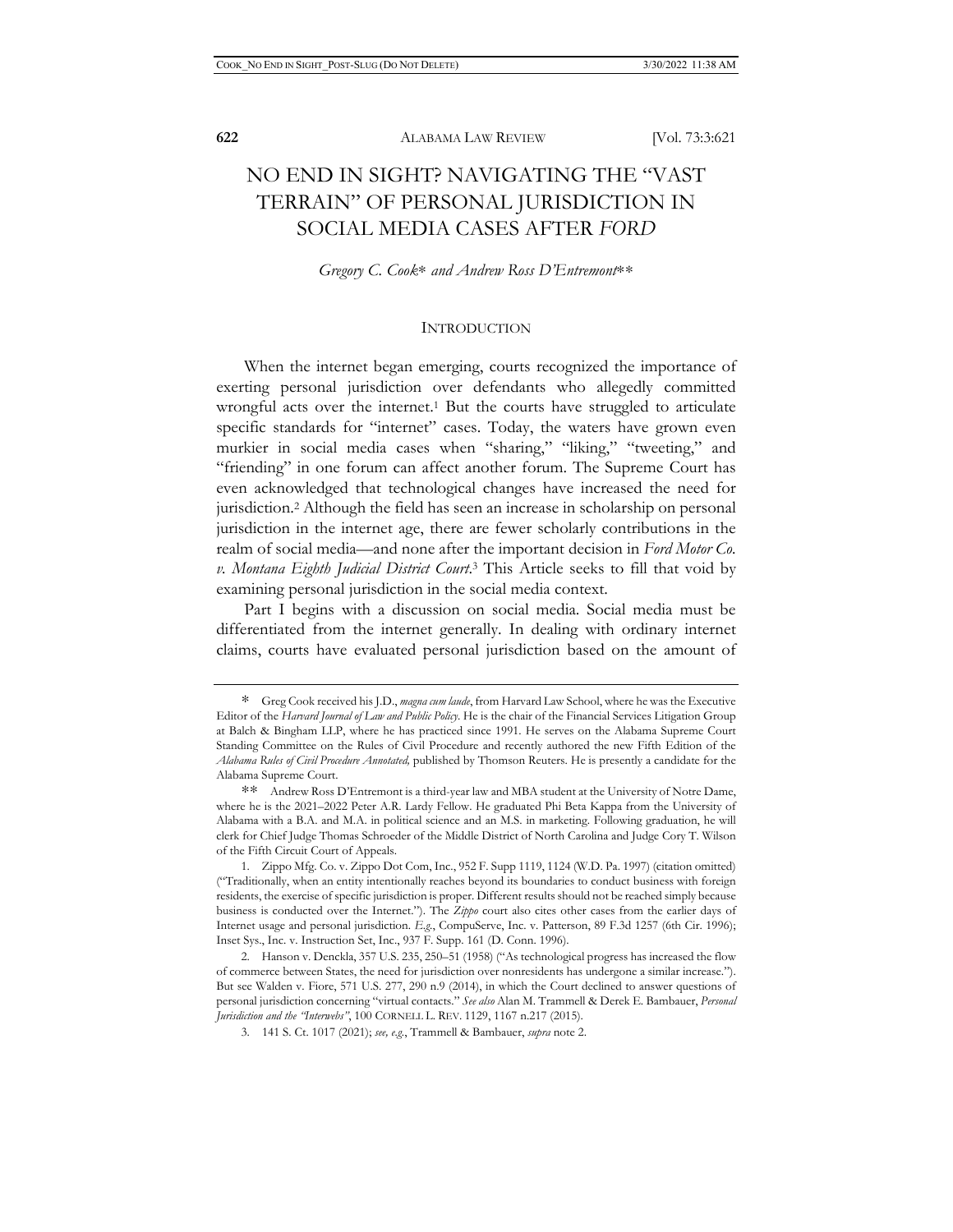# NO END IN SIGHT? NAVIGATING THE "VAST TERRAIN" OF PERSONAL JURISDICTION IN SOCIAL MEDIA CASES AFTER *FORD*

*Gregory C. Cook\* and Andrew Ross D'Entremont\*\**

## INTRODUCTION

When the internet began emerging, courts recognized the importance of exerting personal jurisdiction over defendants who allegedly committed wrongful acts over the internet.[1] But the courts have struggled to articulate specific standards for "internet" cases. Today, the waters have grown even murkier in social media cases when "sharing," "liking," "tweeting," and "friending" in one forum can affect another forum. The Supreme Court has even acknowledged that technological changes have increased the need for jurisdiction.[2] Although the field has seen an increase in scholarship on personal jurisdiction in the internet age, there are fewer scholarly contributions in the realm of social media—and none after the important decision in *Ford Motor Co. v. Montana Eighth Judicial District Court*.[3] This Article seeks to fill that void by examining personal jurisdiction in the social media context.

Part I begins with a discussion on social media. Social media must be differentiated from the internet generally. In dealing with ordinary internet claims, courts have evaluated personal jurisdiction based on the amount of

---

\* Greg Cook received his J.D., *magna cum laude*, from Harvard Law School, where he was the Executive Editor of the *Harvard Journal of Law and Public Policy*. He is the chair of the Financial Services Litigation Group at Balch & Bingham LLP, where he has practiced since 1991. He serves on the Alabama Supreme Court Standing Committee on the Rules of Civil Procedure and recently authored the new Fifth Edition of the *Alabama Rules of Civil Procedure Annotated,* published by Thomson Reuters. He is presently a candidate for the Alabama Supreme Court.

\*\* Andrew Ross D'Entremont is a third-year law and MBA student at the University of Notre Dame, where he is the 2021–2022 Peter A.R. Lardy Fellow. He graduated Phi Beta Kappa from the University of Alabama with a B.A. and M.A. in political science and an M.S. in marketing. Following graduation, he will clerk for Chief Judge Thomas Schroeder of the Middle District of North Carolina and Judge Cory T. Wilson of the Fifth Circuit Court of Appeals.

1. Zippo Mfg. Co. v. Zippo Dot Com, Inc., 952 F. Supp 1119, 1124 (W.D. Pa. 1997) (citation omitted) ("Traditionally, when an entity intentionally reaches beyond its boundaries to conduct business with foreign residents, the exercise of specific jurisdiction is proper. Different results should not be reached simply because business is conducted over the Internet."). The *Zippo* court also cites other cases from the earlier days of Internet usage and personal jurisdiction. *E.g.*, CompuServe, Inc. v. Patterson, 89 F.3d 1257 (6th Cir. 1996); Inset Sys., Inc. v. Instruction Set, Inc., 937 F. Supp. 161 (D. Conn. 1996).

2. Hanson v. Denckla, 357 U.S. 235, 250–51 (1958) ("As technological progress has increased the flow of commerce between States, the need for jurisdiction over nonresidents has undergone a similar increase."). But see Walden v. Fiore, 571 U.S. 277, 290 n.9 (2014), in which the Court declined to answer questions of personal jurisdiction concerning "virtual contacts." *See also* Alan M. Trammell & Derek E. Bambauer, *Personal Jurisdiction and the "Interwebs"*, 100 CORNELL L. REV. 1129, 1167 n.217 (2015).

3. 141 S. Ct. 1017 (2021); *see, e.g.*, Trammell & Bambauer, *supra* note 2.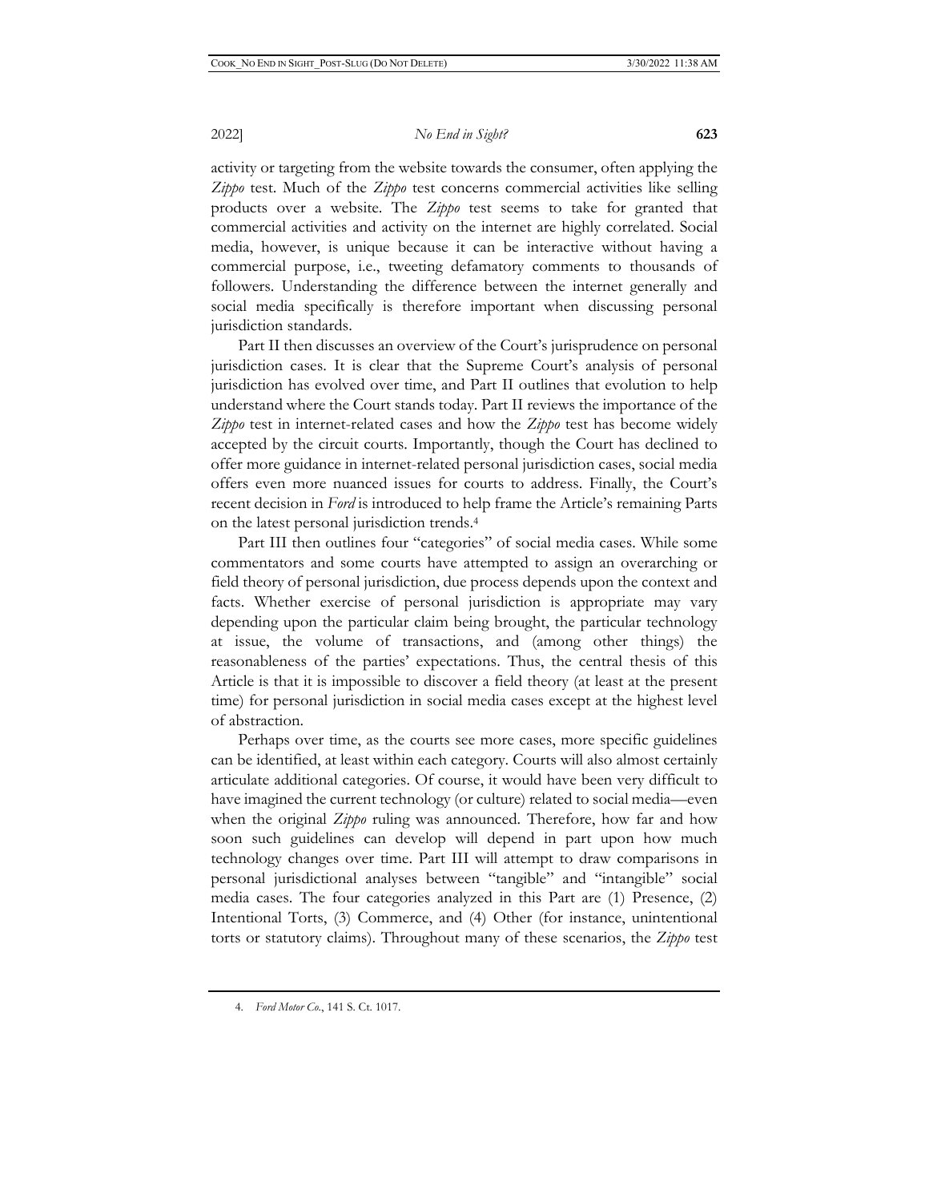activity or targeting from the website towards the consumer, often applying the *Zippo* test. Much of the *Zippo* test concerns commercial activities like selling products over a website. The *Zippo* test seems to take for granted that commercial activities and activity on the internet are highly correlated. Social media, however, is unique because it can be interactive without having a commercial purpose, i.e., tweeting defamatory comments to thousands of followers. Understanding the difference between the internet generally and social media specifically is therefore important when discussing personal jurisdiction standards.

Part II then discusses an overview of the Court's jurisprudence on personal jurisdiction cases. It is clear that the Supreme Court's analysis of personal jurisdiction has evolved over time, and Part II outlines that evolution to help understand where the Court stands today. Part II reviews the importance of the *Zippo* test in internet-related cases and how the *Zippo* test has become widely accepted by the circuit courts. Importantly, though the Court has declined to offer more guidance in internet-related personal jurisdiction cases, social media offers even more nuanced issues for courts to address. Finally, the Court's recent decision in *Ford* is introduced to help frame the Article's remaining Parts on the latest personal jurisdiction trends.[4]

Part III then outlines four "categories" of social media cases. While some commentators and some courts have attempted to assign an overarching or field theory of personal jurisdiction, due process depends upon the context and facts. Whether exercise of personal jurisdiction is appropriate may vary depending upon the particular claim being brought, the particular technology at issue, the volume of transactions, and (among other things) the reasonableness of the parties' expectations. Thus, the central thesis of this Article is that it is impossible to discover a field theory (at least at the present time) for personal jurisdiction in social media cases except at the highest level of abstraction.

Perhaps over time, as the courts see more cases, more specific guidelines can be identified, at least within each category. Courts will also almost certainly articulate additional categories. Of course, it would have been very difficult to have imagined the current technology (or culture) related to social media—even when the original *Zippo* ruling was announced. Therefore, how far and how soon such guidelines can develop will depend in part upon how much technology changes over time. Part III will attempt to draw comparisons in personal jurisdictional analyses between "tangible" and "intangible" social media cases. The four categories analyzed in this Part are (1) Presence, (2) Intentional Torts, (3) Commerce, and (4) Other (for instance, unintentional torts or statutory claims). Throughout many of these scenarios, the *Zippo* test

4. *Ford Motor Co.*, 141 S. Ct. 1017.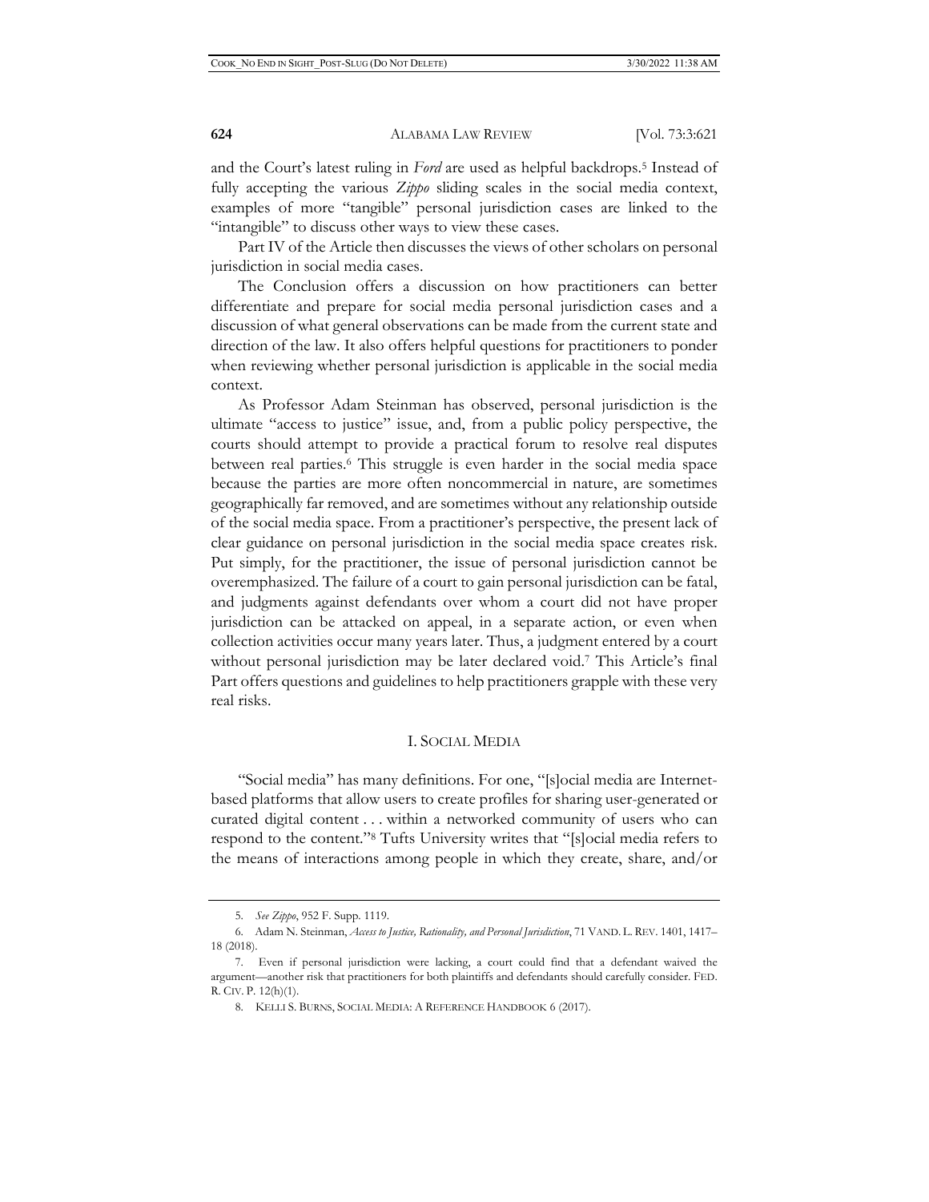and the Court's latest ruling in *Ford* are used as helpful backdrops.[5] Instead of fully accepting the various *Zippo* sliding scales in the social media context, examples of more "tangible" personal jurisdiction cases are linked to the "intangible" to discuss other ways to view these cases.

Part IV of the Article then discusses the views of other scholars on personal jurisdiction in social media cases.

The Conclusion offers a discussion on how practitioners can better differentiate and prepare for social media personal jurisdiction cases and a discussion of what general observations can be made from the current state and direction of the law. It also offers helpful questions for practitioners to ponder when reviewing whether personal jurisdiction is applicable in the social media context.

As Professor Adam Steinman has observed, personal jurisdiction is the ultimate "access to justice" issue, and, from a public policy perspective, the courts should attempt to provide a practical forum to resolve real disputes between real parties.[6] This struggle is even harder in the social media space because the parties are more often noncommercial in nature, are sometimes geographically far removed, and are sometimes without any relationship outside of the social media space. From a practitioner's perspective, the present lack of clear guidance on personal jurisdiction in the social media space creates risk. Put simply, for the practitioner, the issue of personal jurisdiction cannot be overemphasized. The failure of a court to gain personal jurisdiction can be fatal, and judgments against defendants over whom a court did not have proper jurisdiction can be attacked on appeal, in a separate action, or even when collection activities occur many years later. Thus, a judgment entered by a court without personal jurisdiction may be later declared void.[7] This Article's final Part offers questions and guidelines to help practitioners grapple with these very real risks.

## I. SOCIAL MEDIA

"Social media" has many definitions. For one, "[s]ocial media are Internet-based platforms that allow users to create profiles for sharing user-generated or curated digital content . . . within a networked community of users who can respond to the content."[8] Tufts University writes that "[s]ocial media refers to the means of interactions among people in which they create, share, and/or

---

5. *See Zippo*, 952 F. Supp. 1119.

6. Adam N. Steinman, *Access to Justice, Rationality, and Personal Jurisdiction*, 71 VAND. L. REV. 1401, 1417–18 (2018).

7. Even if personal jurisdiction were lacking, a court could find that a defendant waived the argument—another risk that practitioners for both plaintiffs and defendants should carefully consider. FED. R. CIV. P. 12(h)(1).

8. KELLI S. BURNS, SOCIAL MEDIA: A REFERENCE HANDBOOK 6 (2017).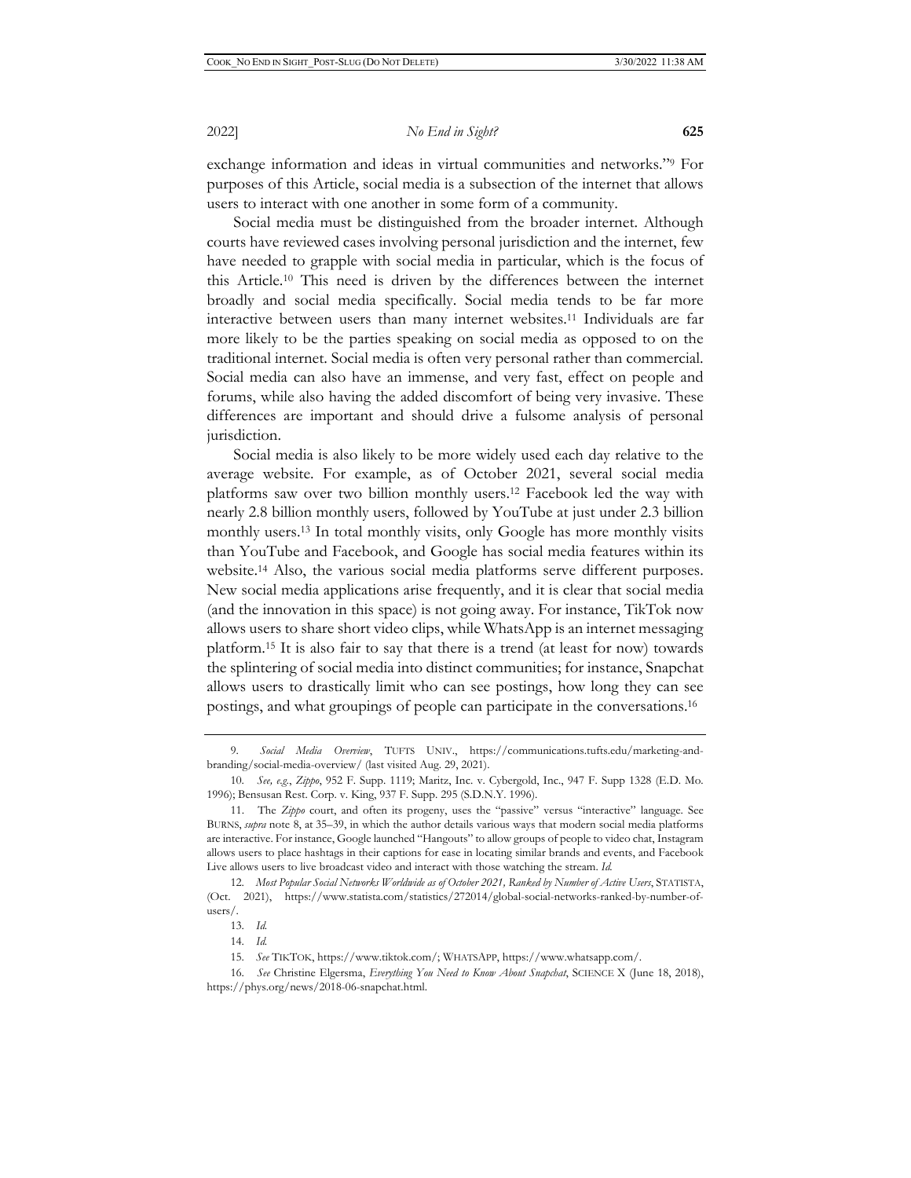exchange information and ideas in virtual communities and networks."[9] For purposes of this Article, social media is a subsection of the internet that allows users to interact with one another in some form of a community.

Social media must be distinguished from the broader internet. Although courts have reviewed cases involving personal jurisdiction and the internet, few have needed to grapple with social media in particular, which is the focus of this Article.[10] This need is driven by the differences between the internet broadly and social media specifically. Social media tends to be far more interactive between users than many internet websites.[11] Individuals are far more likely to be the parties speaking on social media as opposed to on the traditional internet. Social media is often very personal rather than commercial. Social media can also have an immense, and very fast, effect on people and forums, while also having the added discomfort of being very invasive. These differences are important and should drive a fulsome analysis of personal jurisdiction.

Social media is also likely to be more widely used each day relative to the average website. For example, as of October 2021, several social media platforms saw over two billion monthly users.[12] Facebook led the way with nearly 2.8 billion monthly users, followed by YouTube at just under 2.3 billion monthly users.[13] In total monthly visits, only Google has more monthly visits than YouTube and Facebook, and Google has social media features within its website.[14] Also, the various social media platforms serve different purposes. New social media applications arise frequently, and it is clear that social media (and the innovation in this space) is not going away. For instance, TikTok now allows users to share short video clips, while WhatsApp is an internet messaging platform.[15] It is also fair to say that there is a trend (at least for now) towards the splintering of social media into distinct communities; for instance, Snapchat allows users to drastically limit who can see postings, how long they can see postings, and what groupings of people can participate in the conversations.[16]

---

9. *Social Media Overview*, TUFTS UNIV., https://communications.tufts.edu/marketing-and-branding/social-media-overview/ (last visited Aug. 29, 2021).

10. *See, e.g.*, *Zippo*, 952 F. Supp. 1119; Maritz, Inc. v. Cybergold, Inc., 947 F. Supp 1328 (E.D. Mo. 1996); Bensusan Rest. Corp. v. King, 937 F. Supp. 295 (S.D.N.Y. 1996).

11. The *Zippo* court, and often its progeny, uses the "passive" versus "interactive" language. See BURNS, *supra* note 8, at 35–39, in which the author details various ways that modern social media platforms are interactive. For instance, Google launched "Hangouts" to allow groups of people to video chat, Instagram allows users to place hashtags in their captions for ease in locating similar brands and events, and Facebook Live allows users to live broadcast video and interact with those watching the stream. *Id.*

12. *Most Popular Social Networks Worldwide as of October 2021, Ranked by Number of Active Users*, STATISTA, (Oct. 2021), https://www.statista.com/statistics/272014/global-social-networks-ranked-by-number-of-users/.

13. *Id.*

14. *Id.*

15. *See* TIKTOK, https://www.tiktok.com/; WHATSAPP, https://www.whatsapp.com/.

16. *See* Christine Elgersma, *Everything You Need to Know About Snapchat*, SCIENCE X (June 18, 2018), https://phys.org/news/2018-06-snapchat.html.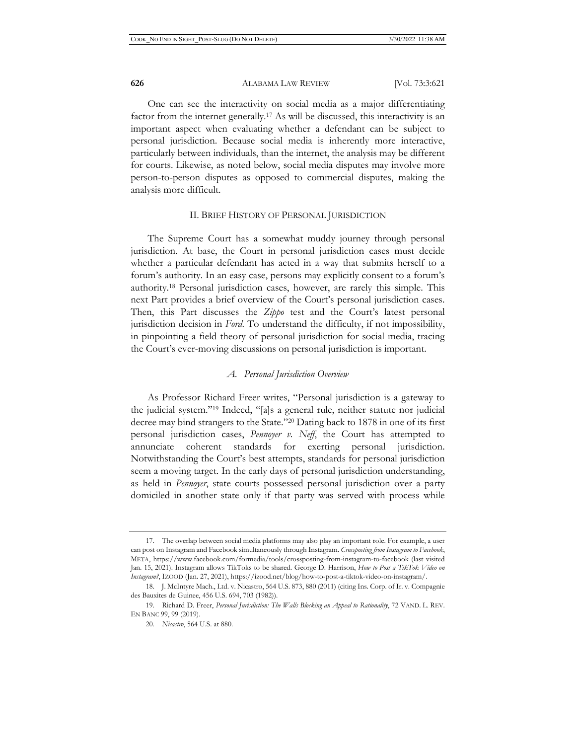One can see the interactivity on social media as a major differentiating factor from the internet generally.[17] As will be discussed, this interactivity is an important aspect when evaluating whether a defendant can be subject to personal jurisdiction. Because social media is inherently more interactive, particularly between individuals, than the internet, the analysis may be different for courts. Likewise, as noted below, social media disputes may involve more person-to-person disputes as opposed to commercial disputes, making the analysis more difficult.

## II. BRIEF HISTORY OF PERSONAL JURISDICTION

The Supreme Court has a somewhat muddy journey through personal jurisdiction. At base, the Court in personal jurisdiction cases must decide whether a particular defendant has acted in a way that submits herself to a forum's authority. In an easy case, persons may explicitly consent to a forum's authority.[18] Personal jurisdiction cases, however, are rarely this simple. This next Part provides a brief overview of the Court's personal jurisdiction cases. Then, this Part discusses the *Zippo* test and the Court's latest personal jurisdiction decision in *Ford*. To understand the difficulty, if not impossibility, in pinpointing a field theory of personal jurisdiction for social media, tracing the Court's ever-moving discussions on personal jurisdiction is important.

### *A. Personal Jurisdiction Overview*

As Professor Richard Freer writes, "Personal jurisdiction is a gateway to the judicial system."[19] Indeed, "[a]s a general rule, neither statute nor judicial decree may bind strangers to the State."[20] Dating back to 1878 in one of its first personal jurisdiction cases, *Pennoyer v. Neff*, the Court has attempted to annunciate coherent standards for exerting personal jurisdiction. Notwithstanding the Court's best attempts, standards for personal jurisdiction seem a moving target. In the early days of personal jurisdiction understanding, as held in *Pennoyer*, state courts possessed personal jurisdiction over a party domiciled in another state only if that party was served with process while

---

17. The overlap between social media platforms may also play an important role. For example, a user can post on Instagram and Facebook simultaneously through Instagram. *Crossposting from Instagram to Facebook*, META, https://www.facebook.com/formedia/tools/crossposting-from-instagram-to-facebook (last visited Jan. 15, 2021). Instagram allows TikToks to be shared. George D. Harrison, *How to Post a TikTok Video on Instagram?*, IZOOD (Jan. 27, 2021), https://izood.net/blog/how-to-post-a-tiktok-video-on-instagram/.

18. J. McIntyre Mach., Ltd. v. Nicastro, 564 U.S. 873, 880 (2011) (citing Ins. Corp. of Ir. v. Compagnie des Bauxites de Guinee, 456 U.S. 694, 703 (1982)).

19. Richard D. Freer, *Personal Jurisdiction: The Walls Blocking an Appeal to Rationality*, 72 VAND. L. REV. EN BANC 99, 99 (2019).

20. *Nicastro*, 564 U.S. at 880.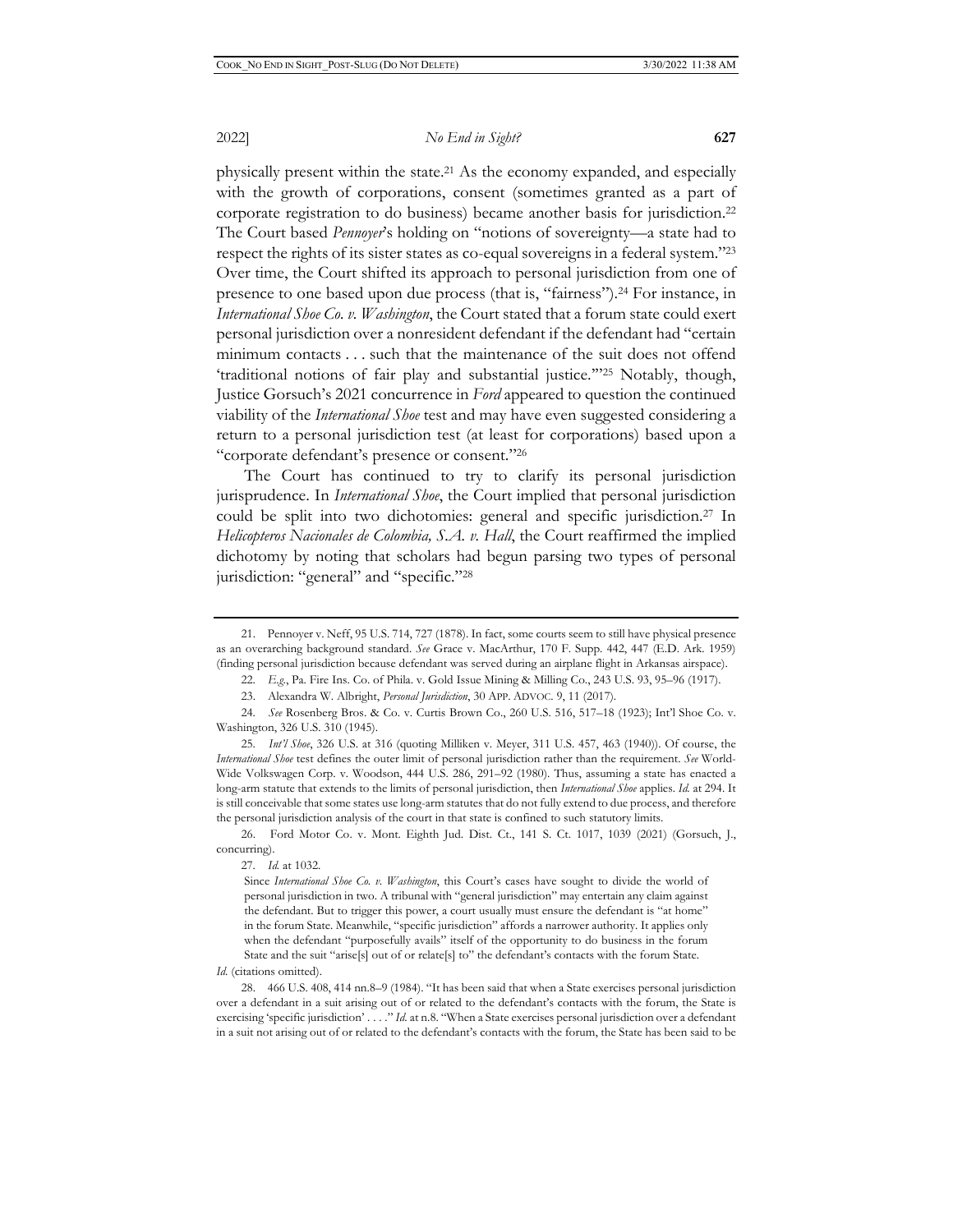physically present within the state.[21] As the economy expanded, and especially with the growth of corporations, consent (sometimes granted as a part of corporate registration to do business) became another basis for jurisdiction.[22] The Court based *Pennoyer*'s holding on "notions of sovereignty—a state had to respect the rights of its sister states as co-equal sovereigns in a federal system."[23] Over time, the Court shifted its approach to personal jurisdiction from one of presence to one based upon due process (that is, "fairness").[24] For instance, in *International Shoe Co. v. Washington*, the Court stated that a forum state could exert personal jurisdiction over a nonresident defendant if the defendant had "certain minimum contacts . . . such that the maintenance of the suit does not offend 'traditional notions of fair play and substantial justice.'"[25] Notably, though, Justice Gorsuch's 2021 concurrence in *Ford* appeared to question the continued viability of the *International Shoe* test and may have even suggested considering a return to a personal jurisdiction test (at least for corporations) based upon a "corporate defendant's presence or consent."[26]

The Court has continued to try to clarify its personal jurisdiction jurisprudence. In *International Shoe*, the Court implied that personal jurisdiction could be split into two dichotomies: general and specific jurisdiction.[27] In *Helicopteros Nacionales de Colombia, S.A. v. Hall*, the Court reaffirmed the implied dichotomy by noting that scholars had begun parsing two types of personal jurisdiction: "general" and "specific."[28]

---

21. Pennoyer v. Neff, 95 U.S. 714, 727 (1878). In fact, some courts seem to still have physical presence as an overarching background standard. *See* Grace v. MacArthur, 170 F. Supp. 442, 447 (E.D. Ark. 1959) (finding personal jurisdiction because defendant was served during an airplane flight in Arkansas airspace).

22. *E.g.*, Pa. Fire Ins. Co. of Phila. v. Gold Issue Mining & Milling Co., 243 U.S. 93, 95–96 (1917).

23. Alexandra W. Albright, *Personal Jurisdiction*, 30 APP. ADVOC. 9, 11 (2017).

24. *See* Rosenberg Bros. & Co. v. Curtis Brown Co., 260 U.S. 516, 517–18 (1923); Int'l Shoe Co. v. Washington, 326 U.S. 310 (1945).

25. *Int'l Shoe*, 326 U.S. at 316 (quoting Milliken v. Meyer, 311 U.S. 457, 463 (1940)). Of course, the *International Shoe* test defines the outer limit of personal jurisdiction rather than the requirement. *See* World-Wide Volkswagen Corp. v. Woodson, 444 U.S. 286, 291–92 (1980). Thus, assuming a state has enacted a long-arm statute that extends to the limits of personal jurisdiction, then *International Shoe* applies. *Id.* at 294. It is still conceivable that some states use long-arm statutes that do not fully extend to due process, and therefore the personal jurisdiction analysis of the court in that state is confined to such statutory limits.

26. Ford Motor Co. v. Mont. Eighth Jud. Dist. Ct., 141 S. Ct. 1017, 1039 (2021) (Gorsuch, J., concurring).

27. *Id.* at 1032.

> Since *International Shoe Co. v. Washington*, this Court's cases have sought to divide the world of personal jurisdiction in two. A tribunal with "general jurisdiction" may entertain any claim against the defendant. But to trigger this power, a court usually must ensure the defendant is "at home" in the forum State. Meanwhile, "specific jurisdiction" affords a narrower authority. It applies only when the defendant "purposefully avails" itself of the opportunity to do business in the forum State and the suit "arise[s] out of or relate[s] to" the defendant's contacts with the forum State.

*Id.* (citations omitted).

28. 466 U.S. 408, 414 nn.8–9 (1984). "It has been said that when a State exercises personal jurisdiction over a defendant in a suit arising out of or related to the defendant's contacts with the forum, the State is exercising 'specific jurisdiction' . . . ." *Id.* at n.8. "When a State exercises personal jurisdiction over a defendant in a suit not arising out of or related to the defendant's contacts with the forum, the State has been said to be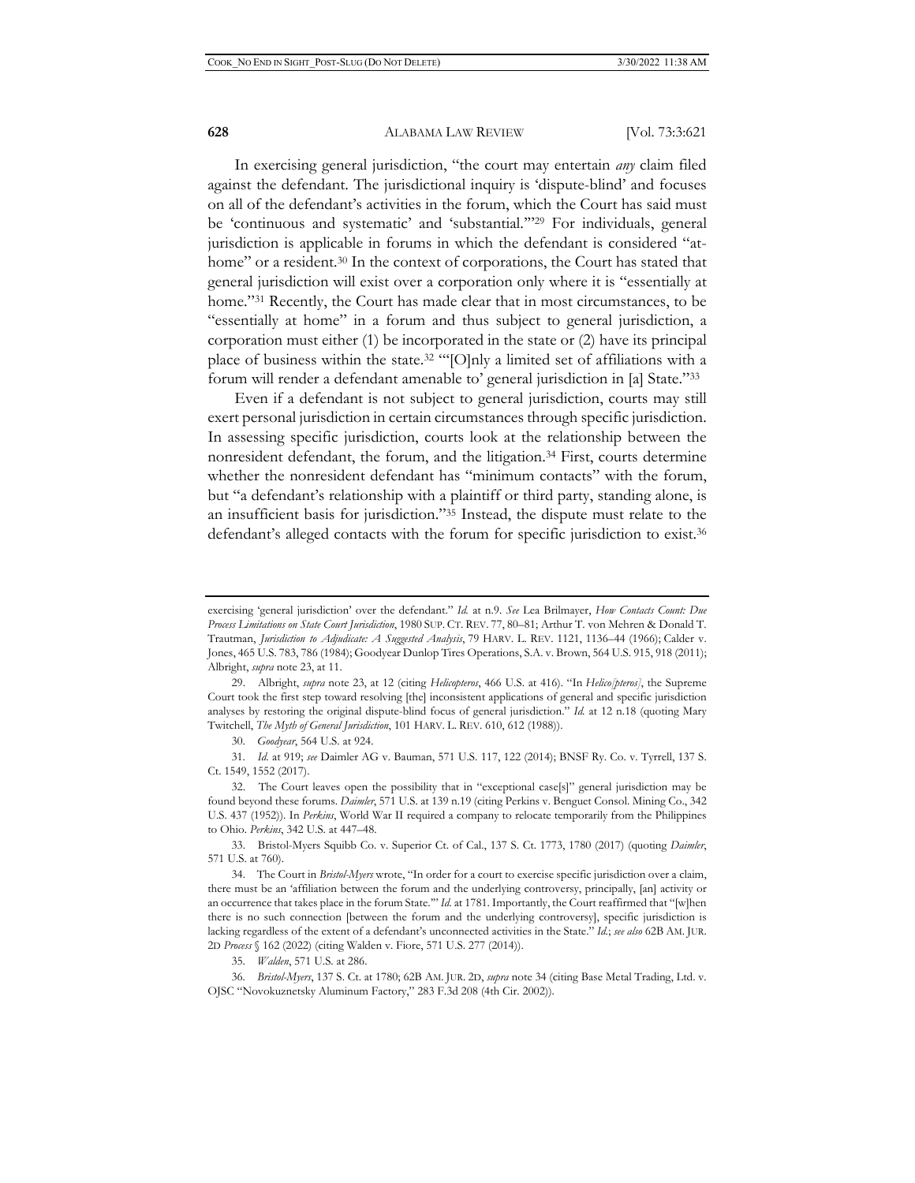In exercising general jurisdiction, "the court may entertain *any* claim filed against the defendant. The jurisdictional inquiry is 'dispute-blind' and focuses on all of the defendant's activities in the forum, which the Court has said must be 'continuous and systematic' and 'substantial.'"[29] For individuals, general jurisdiction is applicable in forums in which the defendant is considered "at-home" or a resident.[30] In the context of corporations, the Court has stated that general jurisdiction will exist over a corporation only where it is "essentially at home."[31] Recently, the Court has made clear that in most circumstances, to be "essentially at home" in a forum and thus subject to general jurisdiction, a corporation must either (1) be incorporated in the state or (2) have its principal place of business within the state.[32] "'[O]nly a limited set of affiliations with a forum will render a defendant amenable to' general jurisdiction in [a] State."[33]

Even if a defendant is not subject to general jurisdiction, courts may still exert personal jurisdiction in certain circumstances through specific jurisdiction. In assessing specific jurisdiction, courts look at the relationship between the nonresident defendant, the forum, and the litigation.[34] First, courts determine whether the nonresident defendant has "minimum contacts" with the forum, but "a defendant's relationship with a plaintiff or third party, standing alone, is an insufficient basis for jurisdiction."[35] Instead, the dispute must relate to the defendant's alleged contacts with the forum for specific jurisdiction to exist.[36]

---

exercising 'general jurisdiction' over the defendant." *Id.* at n.9. *See* Lea Brilmayer, *How Contacts Count: Due Process Limitations on State Court Jurisdiction*, 1980 SUP. CT. REV. 77, 80–81; Arthur T. von Mehren & Donald T. Trautman, *Jurisdiction to Adjudicate: A Suggested Analysis*, 79 HARV. L. REV. 1121, 1136–44 (1966); Calder v. Jones, 465 U.S. 783, 786 (1984); Goodyear Dunlop Tires Operations, S.A. v. Brown, 564 U.S. 915, 918 (2011); Albright, *supra* note 23, at 11.

29. Albright, *supra* note 23, at 12 (citing *Helicopteros*, 466 U.S. at 416). "In *Helico[pteros]*, the Supreme Court took the first step toward resolving [the] inconsistent applications of general and specific jurisdiction analyses by restoring the original dispute-blind focus of general jurisdiction." *Id.* at 12 n.18 (quoting Mary Twitchell, *The Myth of General Jurisdiction*, 101 HARV. L. REV. 610, 612 (1988)).

30. *Goodyear*, 564 U.S. at 924.

31. *Id.* at 919; *see* Daimler AG v. Bauman, 571 U.S. 117, 122 (2014); BNSF Ry. Co. v. Tyrrell, 137 S. Ct. 1549, 1552 (2017).

32. The Court leaves open the possibility that in "exceptional case[s]" general jurisdiction may be found beyond these forums. *Daimler*, 571 U.S. at 139 n.19 (citing Perkins v. Benguet Consol. Mining Co., 342 U.S. 437 (1952)). In *Perkins*, World War II required a company to relocate temporarily from the Philippines to Ohio. *Perkins*, 342 U.S. at 447–48.

33. Bristol-Myers Squibb Co. v. Superior Ct. of Cal., 137 S. Ct. 1773, 1780 (2017) (quoting *Daimler*, 571 U.S. at 760).

34. The Court in *Bristol-Myers* wrote, "In order for a court to exercise specific jurisdiction over a claim, there must be an 'affiliation between the forum and the underlying controversy, principally, [an] activity or an occurrence that takes place in the forum State.'" *Id.* at 1781. Importantly, the Court reaffirmed that "[w]hen there is no such connection [between the forum and the underlying controversy], specific jurisdiction is lacking regardless of the extent of a defendant's unconnected activities in the State." *Id.*; *see also* 62B AM. JUR. 2D *Process* § 162 (2022) (citing Walden v. Fiore, 571 U.S. 277 (2014)).

35. *Walden*, 571 U.S. at 286.

36. *Bristol-Myers*, 137 S. Ct. at 1780; 62B AM. JUR. 2D, *supra* note 34 (citing Base Metal Trading, Ltd. v. OJSC "Novokuznetsky Aluminum Factory," 283 F.3d 208 (4th Cir. 2002)).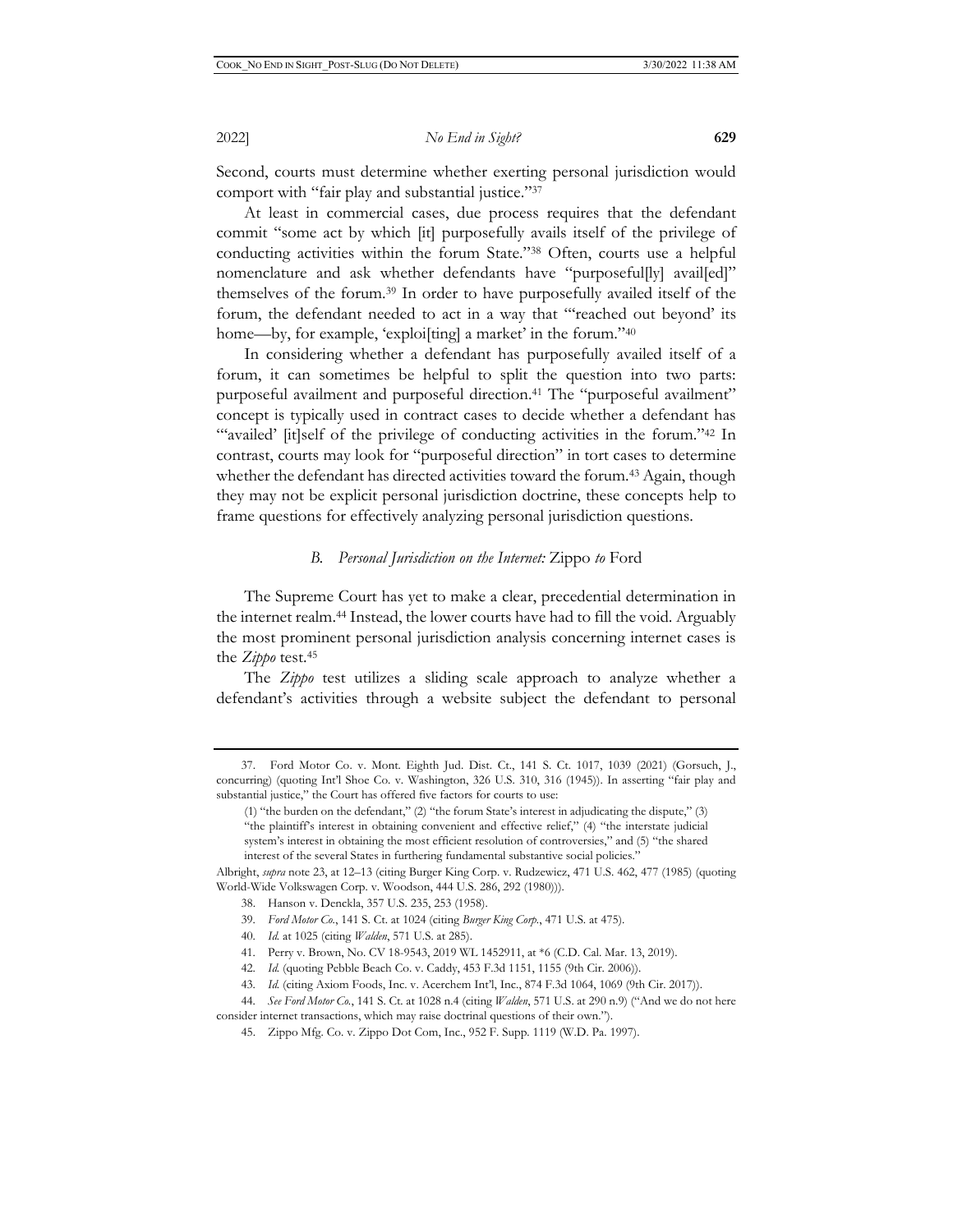Second, courts must determine whether exerting personal jurisdiction would comport with "fair play and substantial justice."[37]

At least in commercial cases, due process requires that the defendant commit "some act by which [it] purposefully avails itself of the privilege of conducting activities within the forum State."[38] Often, courts use a helpful nomenclature and ask whether defendants have "purposeful[ly] avail[ed]" themselves of the forum.[39] In order to have purposefully availed itself of the forum, the defendant needed to act in a way that "'reached out beyond' its home—by, for example, 'exploi[ting] a market' in the forum."[40]

In considering whether a defendant has purposefully availed itself of a forum, it can sometimes be helpful to split the question into two parts: purposeful availment and purposeful direction.[41] The "purposeful availment" concept is typically used in contract cases to decide whether a defendant has "'availed' [it]self of the privilege of conducting activities in the forum."[42] In contrast, courts may look for "purposeful direction" in tort cases to determine whether the defendant has directed activities toward the forum.[43] Again, though they may not be explicit personal jurisdiction doctrine, these concepts help to frame questions for effectively analyzing personal jurisdiction questions.

### *B. Personal Jurisdiction on the Internet:* Zippo *to* Ford

The Supreme Court has yet to make a clear, precedential determination in the internet realm.[44] Instead, the lower courts have had to fill the void. Arguably the most prominent personal jurisdiction analysis concerning internet cases is the *Zippo* test.[45]

The *Zippo* test utilizes a sliding scale approach to analyze whether a defendant's activities through a website subject the defendant to personal

---

37. Ford Motor Co. v. Mont. Eighth Jud. Dist. Ct., 141 S. Ct. 1017, 1039 (2021) (Gorsuch, J., concurring) (quoting Int'l Shoe Co. v. Washington, 326 U.S. 310, 316 (1945)). In asserting "fair play and substantial justice," the Court has offered five factors for courts to use:

> (1) "the burden on the defendant," (2) "the forum State's interest in adjudicating the dispute," (3) "the plaintiff's interest in obtaining convenient and effective relief," (4) "the interstate judicial system's interest in obtaining the most efficient resolution of controversies," and (5) "the shared interest of the several States in furthering fundamental substantive social policies."

Albright, *supra* note 23, at 12–13 (citing Burger King Corp. v. Rudzewicz, 471 U.S. 462, 477 (1985) (quoting World-Wide Volkswagen Corp. v. Woodson, 444 U.S. 286, 292 (1980))).

38. Hanson v. Denckla, 357 U.S. 235, 253 (1958).

39. *Ford Motor Co.*, 141 S. Ct. at 1024 (citing *Burger King Corp.*, 471 U.S. at 475).

40. *Id.* at 1025 (citing *Walden*, 571 U.S. at 285).

41. Perry v. Brown, No. CV 18-9543, 2019 WL 1452911, at *6 (C.D. Cal. Mar. 13, 2019).

42. *Id.* (quoting Pebble Beach Co. v. Caddy, 453 F.3d 1151, 1155 (9th Cir. 2006)).

43. *Id.* (citing Axiom Foods, Inc. v. Acerchem Int'l, Inc., 874 F.3d 1064, 1069 (9th Cir. 2017)).

44. *See Ford Motor Co.*, 141 S. Ct. at 1028 n.4 (citing *Walden*, 571 U.S. at 290 n.9) ("And we do not here consider internet transactions, which may raise doctrinal questions of their own.").

45. Zippo Mfg. Co. v. Zippo Dot Com, Inc., 952 F. Supp. 1119 (W.D. Pa. 1997).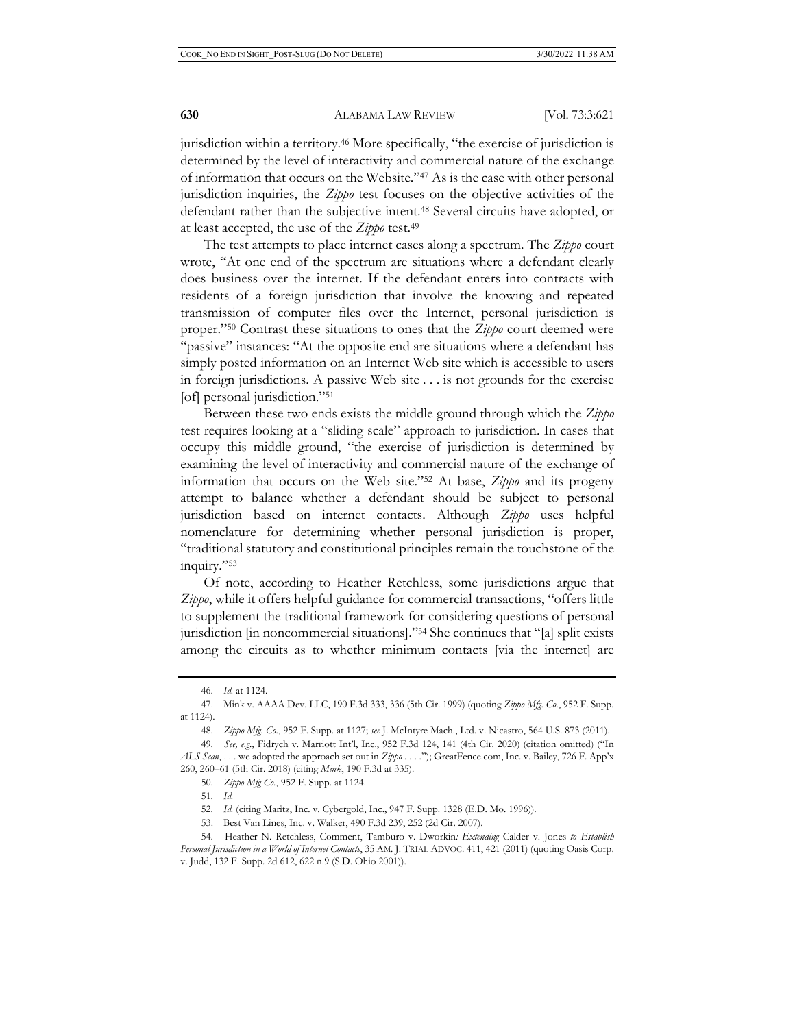jurisdiction within a territory.[46] More specifically, "the exercise of jurisdiction is determined by the level of interactivity and commercial nature of the exchange of information that occurs on the Website."[47] As is the case with other personal jurisdiction inquiries, the *Zippo* test focuses on the objective activities of the defendant rather than the subjective intent.[48] Several circuits have adopted, or at least accepted, the use of the *Zippo* test.[49]

The test attempts to place internet cases along a spectrum. The *Zippo* court wrote, "At one end of the spectrum are situations where a defendant clearly does business over the internet. If the defendant enters into contracts with residents of a foreign jurisdiction that involve the knowing and repeated transmission of computer files over the Internet, personal jurisdiction is proper."[50] Contrast these situations to ones that the *Zippo* court deemed were "passive" instances: "At the opposite end are situations where a defendant has simply posted information on an Internet Web site which is accessible to users in foreign jurisdictions. A passive Web site . . . is not grounds for the exercise [of] personal jurisdiction."[51]

Between these two ends exists the middle ground through which the *Zippo* test requires looking at a "sliding scale" approach to jurisdiction. In cases that occupy this middle ground, "the exercise of jurisdiction is determined by examining the level of interactivity and commercial nature of the exchange of information that occurs on the Web site."[52] At base, *Zippo* and its progeny attempt to balance whether a defendant should be subject to personal jurisdiction based on internet contacts. Although *Zippo* uses helpful nomenclature for determining whether personal jurisdiction is proper, "traditional statutory and constitutional principles remain the touchstone of the inquiry."[53]

Of note, according to Heather Retchless, some jurisdictions argue that *Zippo*, while it offers helpful guidance for commercial transactions, "offers little to supplement the traditional framework for considering questions of personal jurisdiction [in noncommercial situations]."[54] She continues that "[a] split exists among the circuits as to whether minimum contacts [via the internet] are

---

46. *Id.* at 1124.

47. Mink v. AAAA Dev. LLC, 190 F.3d 333, 336 (5th Cir. 1999) (quoting *Zippo Mfg. Co.*, 952 F. Supp. at 1124).

48. *Zippo Mfg. Co.*, 952 F. Supp. at 1127; *see* J. McIntyre Mach., Ltd. v. Nicastro, 564 U.S. 873 (2011).

49. *See, e.g.*, Fidrych v. Marriott Int'l, Inc., 952 F.3d 124, 141 (4th Cir. 2020) (citation omitted) ("In *ALS Scan*, . . . we adopted the approach set out in *Zippo* . . . ."); GreatFence.com, Inc. v. Bailey, 726 F. App'x 260, 260–61 (5th Cir. 2018) (citing *Mink*, 190 F.3d at 335).

50. *Zippo Mfg Co.*, 952 F. Supp. at 1124.

51. *Id.*

52. *Id.* (citing Maritz, Inc. v. Cybergold, Inc., 947 F. Supp. 1328 (E.D. Mo. 1996)).

53. Best Van Lines, Inc. v. Walker, 490 F.3d 239, 252 (2d Cir. 2007).

54. Heather N. Retchless, Comment, Tamburo v. Dworkin*: Extending* Calder v. Jones *to Establish Personal Jurisdiction in a World of Internet Contacts*, 35 AM. J. TRIAL ADVOC. 411, 421 (2011) (quoting Oasis Corp. v. Judd, 132 F. Supp. 2d 612, 622 n.9 (S.D. Ohio 2001)).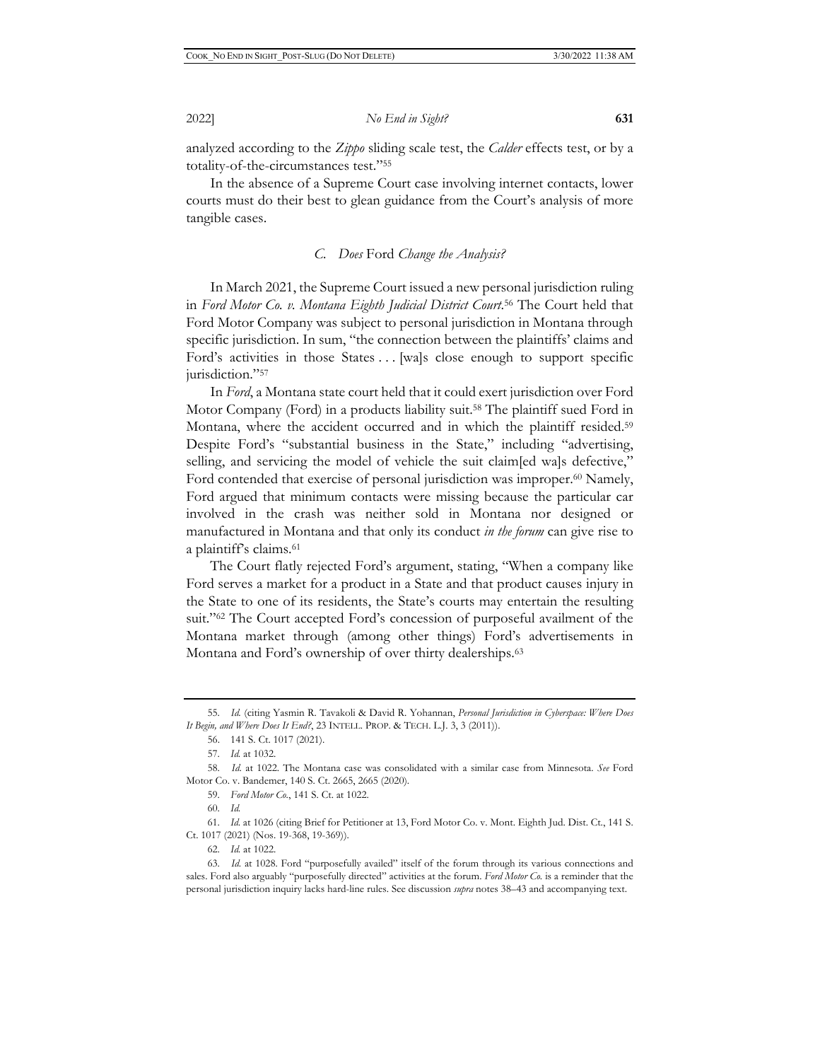analyzed according to the *Zippo* sliding scale test, the *Calder* effects test, or by a totality-of-the-circumstances test."[55]

In the absence of a Supreme Court case involving internet contacts, lower courts must do their best to glean guidance from the Court's analysis of more tangible cases.

### C. *Does* Ford *Change the Analysis?*

In March 2021, the Supreme Court issued a new personal jurisdiction ruling in *Ford Motor Co. v. Montana Eighth Judicial District Court*.[56] The Court held that Ford Motor Company was subject to personal jurisdiction in Montana through specific jurisdiction. In sum, "the connection between the plaintiffs' claims and Ford's activities in those States . . . [wa]s close enough to support specific jurisdiction."[57]

In *Ford*, a Montana state court held that it could exert jurisdiction over Ford Motor Company (Ford) in a products liability suit.[58] The plaintiff sued Ford in Montana, where the accident occurred and in which the plaintiff resided.[59] Despite Ford's "substantial business in the State," including "advertising, selling, and servicing the model of vehicle the suit claim[ed wa]s defective," Ford contended that exercise of personal jurisdiction was improper.[60] Namely, Ford argued that minimum contacts were missing because the particular car involved in the crash was neither sold in Montana nor designed or manufactured in Montana and that only its conduct *in the forum* can give rise to a plaintiff's claims.[61]

The Court flatly rejected Ford's argument, stating, "When a company like Ford serves a market for a product in a State and that product causes injury in the State to one of its residents, the State's courts may entertain the resulting suit."[62] The Court accepted Ford's concession of purposeful availment of the Montana market through (among other things) Ford's advertisements in Montana and Ford's ownership of over thirty dealerships.[63]

---

55. *Id.* (citing Yasmin R. Tavakoli & David R. Yohannan, *Personal Jurisdiction in Cyberspace: Where Does It Begin, and Where Does It End?*, 23 INTELL. PROP. & TECH. L.J. 3, 3 (2011)).

56. 141 S. Ct. 1017 (2021).

57. *Id.* at 1032.

58. *Id.* at 1022. The Montana case was consolidated with a similar case from Minnesota. *See* Ford Motor Co. v. Bandemer, 140 S. Ct. 2665, 2665 (2020).

59. *Ford Motor Co.*, 141 S. Ct. at 1022.

60. *Id.*

61. *Id.* at 1026 (citing Brief for Petitioner at 13, Ford Motor Co. v. Mont. Eighth Jud. Dist. Ct., 141 S. Ct. 1017 (2021) (Nos. 19-368, 19-369)).

62. *Id.* at 1022.

63. *Id.* at 1028. Ford "purposefully availed" itself of the forum through its various connections and sales. Ford also arguably "purposefully directed" activities at the forum. *Ford Motor Co.* is a reminder that the personal jurisdiction inquiry lacks hard-line rules. See discussion *supra* notes 38–43 and accompanying text.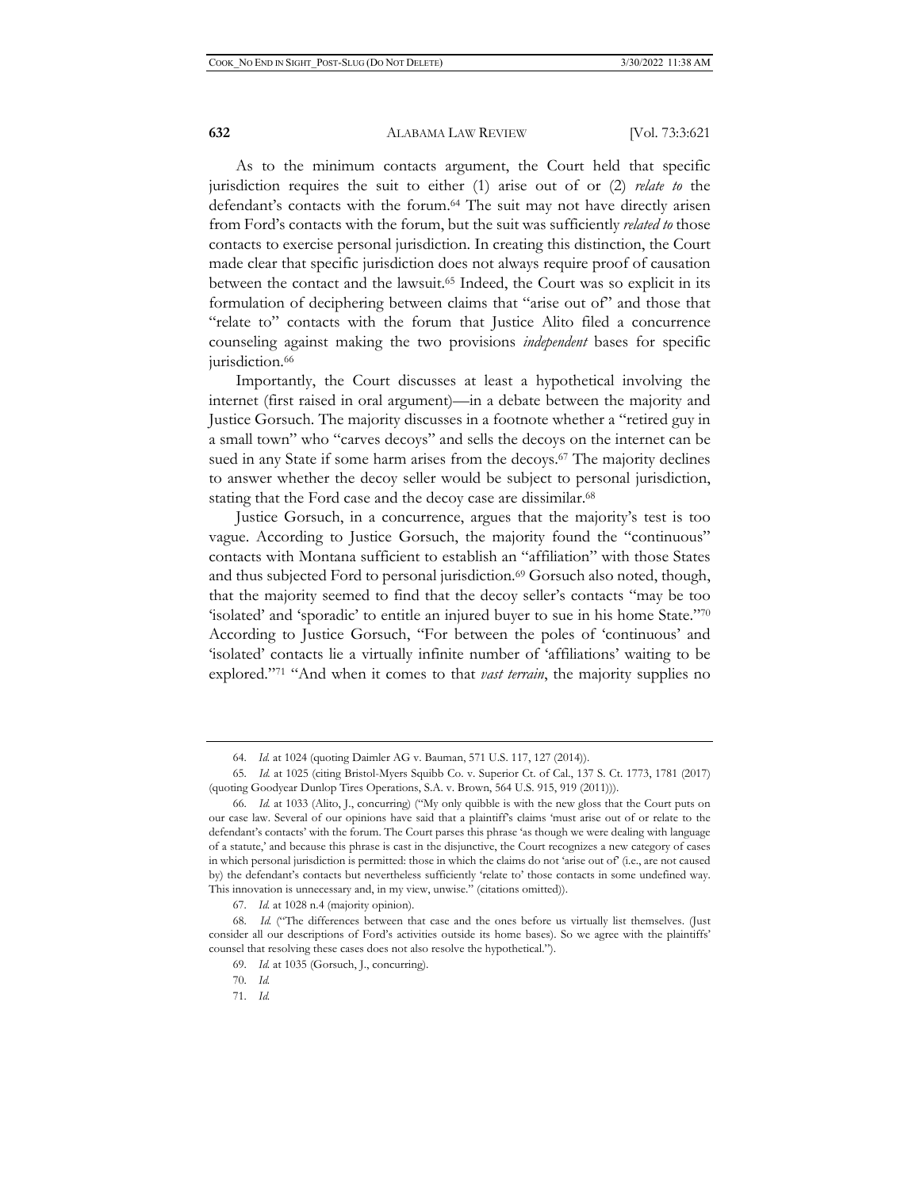As to the minimum contacts argument, the Court held that specific jurisdiction requires the suit to either (1) arise out of or (2) *relate to* the defendant's contacts with the forum.[64] The suit may not have directly arisen from Ford's contacts with the forum, but the suit was sufficiently *related to* those contacts to exercise personal jurisdiction. In creating this distinction, the Court made clear that specific jurisdiction does not always require proof of causation between the contact and the lawsuit.[65] Indeed, the Court was so explicit in its formulation of deciphering between claims that "arise out of" and those that "relate to" contacts with the forum that Justice Alito filed a concurrence counseling against making the two provisions *independent* bases for specific jurisdiction.[66]

Importantly, the Court discusses at least a hypothetical involving the internet (first raised in oral argument)—in a debate between the majority and Justice Gorsuch. The majority discusses in a footnote whether a "retired guy in a small town" who "carves decoys" and sells the decoys on the internet can be sued in any State if some harm arises from the decoys.[67] The majority declines to answer whether the decoy seller would be subject to personal jurisdiction, stating that the Ford case and the decoy case are dissimilar.[68]

Justice Gorsuch, in a concurrence, argues that the majority's test is too vague. According to Justice Gorsuch, the majority found the "continuous" contacts with Montana sufficient to establish an "affiliation" with those States and thus subjected Ford to personal jurisdiction.[69] Gorsuch also noted, though, that the majority seemed to find that the decoy seller's contacts "may be too 'isolated' and 'sporadic' to entitle an injured buyer to sue in his home State."[70] According to Justice Gorsuch, "For between the poles of 'continuous' and 'isolated' contacts lie a virtually infinite number of 'affiliations' waiting to be explored."[71] "And when it comes to that *vast terrain*, the majority supplies no

---

64. *Id.* at 1024 (quoting Daimler AG v. Bauman, 571 U.S. 117, 127 (2014)).

65. *Id.* at 1025 (citing Bristol-Myers Squibb Co. v. Superior Ct. of Cal., 137 S. Ct. 1773, 1781 (2017) (quoting Goodyear Dunlop Tires Operations, S.A. v. Brown, 564 U.S. 915, 919 (2011))).

66. *Id.* at 1033 (Alito, J., concurring) ("My only quibble is with the new gloss that the Court puts on our case law. Several of our opinions have said that a plaintiff's claims 'must arise out of or relate to the defendant's contacts' with the forum. The Court parses this phrase 'as though we were dealing with language of a statute,' and because this phrase is cast in the disjunctive, the Court recognizes a new category of cases in which personal jurisdiction is permitted: those in which the claims do not 'arise out of' (i.e., are not caused by) the defendant's contacts but nevertheless sufficiently 'relate to' those contacts in some undefined way. This innovation is unnecessary and, in my view, unwise." (citations omitted)).

67. *Id.* at 1028 n.4 (majority opinion).

68. *Id.* ("The differences between that case and the ones before us virtually list themselves. (Just consider all our descriptions of Ford's activities outside its home bases). So we agree with the plaintiffs' counsel that resolving these cases does not also resolve the hypothetical.").

69. *Id.* at 1035 (Gorsuch, J., concurring).

70. *Id.*

71. *Id.*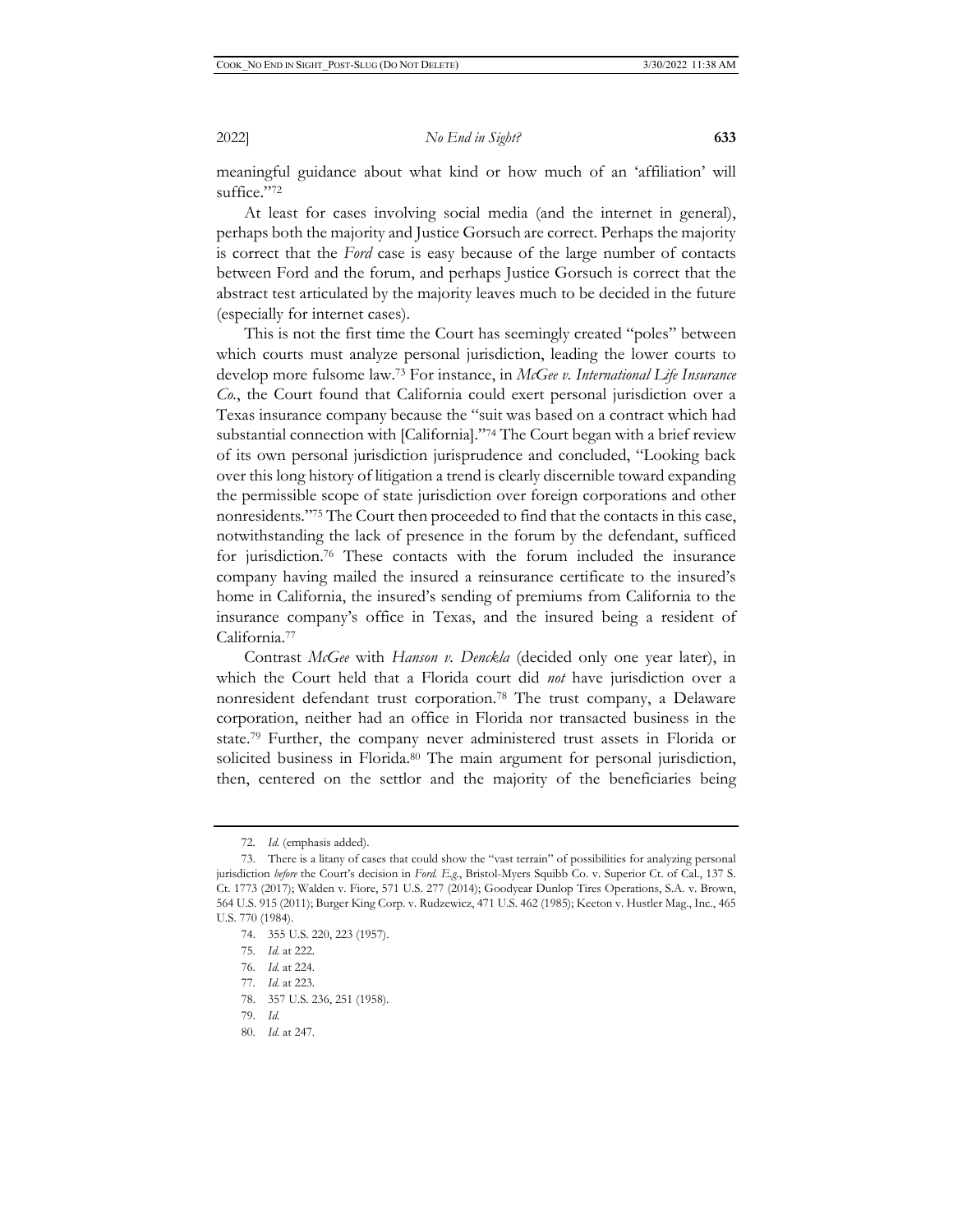meaningful guidance about what kind or how much of an 'affiliation' will suffice."[72]

At least for cases involving social media (and the internet in general), perhaps both the majority and Justice Gorsuch are correct. Perhaps the majority is correct that the *Ford* case is easy because of the large number of contacts between Ford and the forum, and perhaps Justice Gorsuch is correct that the abstract test articulated by the majority leaves much to be decided in the future (especially for internet cases).

This is not the first time the Court has seemingly created "poles" between which courts must analyze personal jurisdiction, leading the lower courts to develop more fulsome law.[73] For instance, in *McGee v. International Life Insurance Co.*, the Court found that California could exert personal jurisdiction over a Texas insurance company because the "suit was based on a contract which had substantial connection with [California]."[74] The Court began with a brief review of its own personal jurisdiction jurisprudence and concluded, "Looking back over this long history of litigation a trend is clearly discernible toward expanding the permissible scope of state jurisdiction over foreign corporations and other nonresidents."[75] The Court then proceeded to find that the contacts in this case, notwithstanding the lack of presence in the forum by the defendant, sufficed for jurisdiction.[76] These contacts with the forum included the insurance company having mailed the insured a reinsurance certificate to the insured's home in California, the insured's sending of premiums from California to the insurance company's office in Texas, and the insured being a resident of California.[77]

Contrast *McGee* with *Hanson v. Denckla* (decided only one year later), in which the Court held that a Florida court did *not* have jurisdiction over a nonresident defendant trust corporation.[78] The trust company, a Delaware corporation, neither had an office in Florida nor transacted business in the state.[79] Further, the company never administered trust assets in Florida or solicited business in Florida.[80] The main argument for personal jurisdiction, then, centered on the settlor and the majority of the beneficiaries being

---

72. *Id.* (emphasis added).

73. There is a litany of cases that could show the "vast terrain" of possibilities for analyzing personal jurisdiction *before* the Court's decision in *Ford*. *E.g.*, Bristol-Myers Squibb Co. v. Superior Ct. of Cal., 137 S. Ct. 1773 (2017); Walden v. Fiore, 571 U.S. 277 (2014); Goodyear Dunlop Tires Operations, S.A. v. Brown, 564 U.S. 915 (2011); Burger King Corp. v. Rudzewicz, 471 U.S. 462 (1985); Keeton v. Hustler Mag., Inc., 465 U.S. 770 (1984).

74. 355 U.S. 220, 223 (1957).

75. *Id.* at 222.

76. *Id.* at 224.

77. *Id.* at 223.

78. 357 U.S. 236, 251 (1958).

79. *Id.*

80. *Id.* at 247.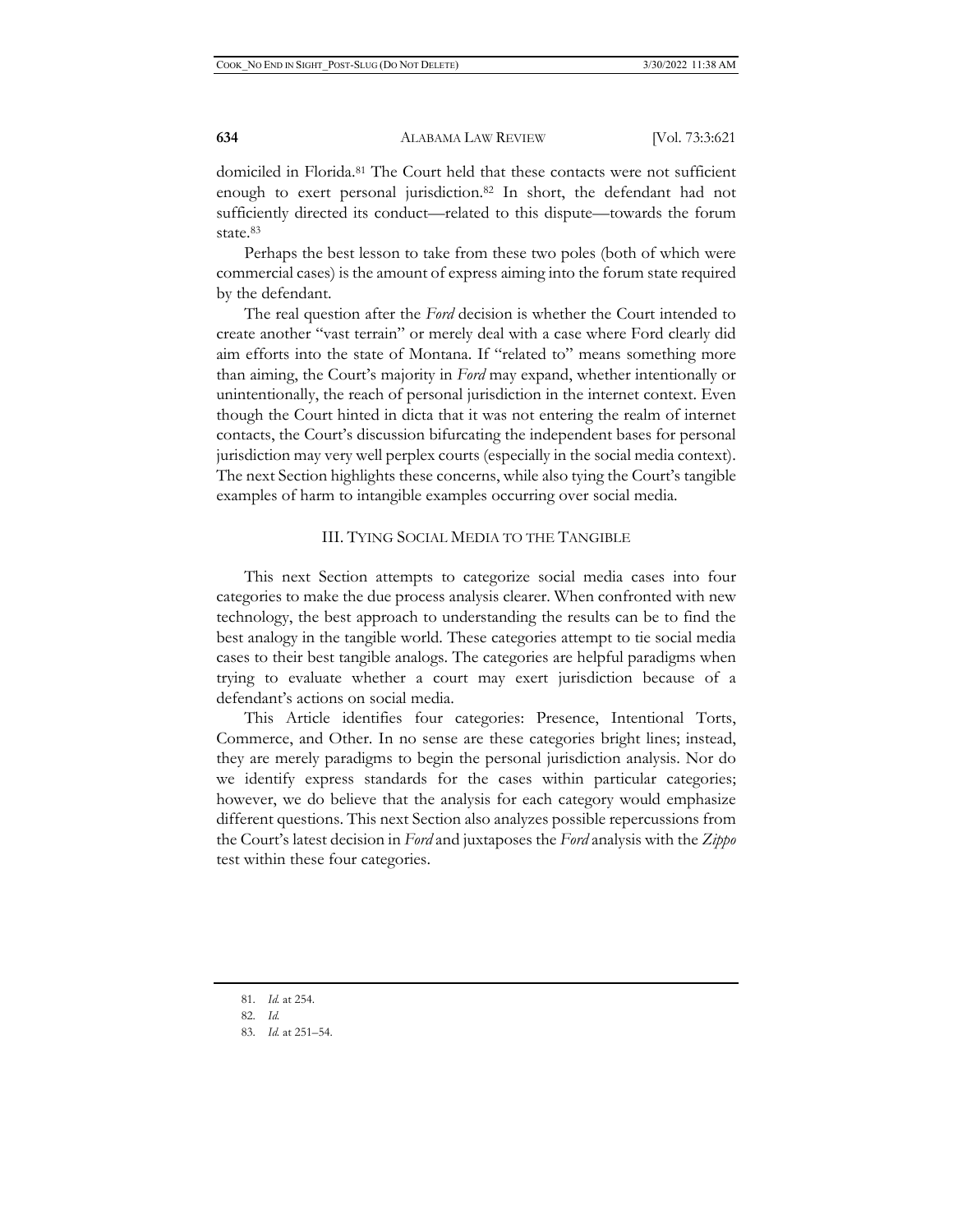domiciled in Florida.[81] The Court held that these contacts were not sufficient enough to exert personal jurisdiction.[82] In short, the defendant had not sufficiently directed its conduct—related to this dispute—towards the forum state.[83]

Perhaps the best lesson to take from these two poles (both of which were commercial cases) is the amount of express aiming into the forum state required by the defendant.

The real question after the *Ford* decision is whether the Court intended to create another "vast terrain" or merely deal with a case where Ford clearly did aim efforts into the state of Montana. If "related to" means something more than aiming, the Court's majority in *Ford* may expand, whether intentionally or unintentionally, the reach of personal jurisdiction in the internet context. Even though the Court hinted in dicta that it was not entering the realm of internet contacts, the Court's discussion bifurcating the independent bases for personal jurisdiction may very well perplex courts (especially in the social media context). The next Section highlights these concerns, while also tying the Court's tangible examples of harm to intangible examples occurring over social media.

## III. Tying Social Media to the Tangible

This next Section attempts to categorize social media cases into four categories to make the due process analysis clearer. When confronted with new technology, the best approach to understanding the results can be to find the best analogy in the tangible world. These categories attempt to tie social media cases to their best tangible analogs. The categories are helpful paradigms when trying to evaluate whether a court may exert jurisdiction because of a defendant's actions on social media.

This Article identifies four categories: Presence, Intentional Torts, Commerce, and Other. In no sense are these categories bright lines; instead, they are merely paradigms to begin the personal jurisdiction analysis. Nor do we identify express standards for the cases within particular categories; however, we do believe that the analysis for each category would emphasize different questions. This next Section also analyzes possible repercussions from the Court's latest decision in *Ford* and juxtaposes the *Ford* analysis with the *Zippo* test within these four categories.

---

81. *Id.* at 254.

82. *Id.*

83. *Id.* at 251–54.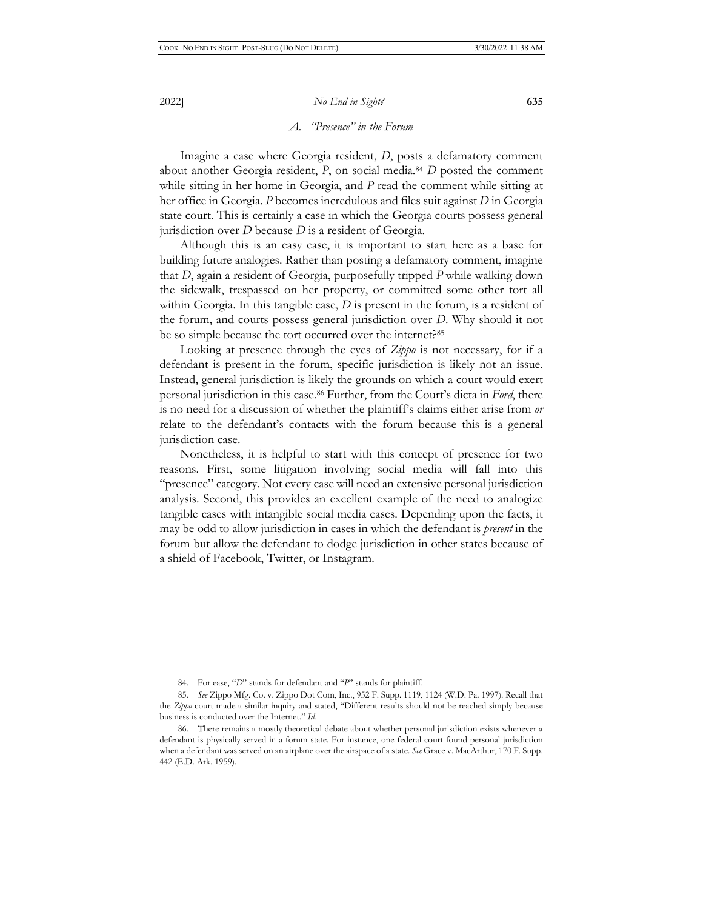### A. "Presence" in the Forum

Imagine a case where Georgia resident, *D*, posts a defamatory comment about another Georgia resident, *P*, on social media.[84] *D* posted the comment while sitting in her home in Georgia, and *P* read the comment while sitting at her office in Georgia. *P* becomes incredulous and files suit against *D* in Georgia state court. This is certainly a case in which the Georgia courts possess general jurisdiction over *D* because *D* is a resident of Georgia.

Although this is an easy case, it is important to start here as a base for building future analogies. Rather than posting a defamatory comment, imagine that *D*, again a resident of Georgia, purposefully tripped *P* while walking down the sidewalk, trespassed on her property, or committed some other tort all within Georgia. In this tangible case, *D* is present in the forum, is a resident of the forum, and courts possess general jurisdiction over *D*. Why should it not be so simple because the tort occurred over the internet?[85]

Looking at presence through the eyes of *Zippo* is not necessary, for if a defendant is present in the forum, specific jurisdiction is likely not an issue. Instead, general jurisdiction is likely the grounds on which a court would exert personal jurisdiction in this case.[86] Further, from the Court's dicta in *Ford*, there is no need for a discussion of whether the plaintiff's claims either arise from *or* relate to the defendant's contacts with the forum because this is a general jurisdiction case.

Nonetheless, it is helpful to start with this concept of presence for two reasons. First, some litigation involving social media will fall into this "presence" category. Not every case will need an extensive personal jurisdiction analysis. Second, this provides an excellent example of the need to analogize tangible cases with intangible social media cases. Depending upon the facts, it may be odd to allow jurisdiction in cases in which the defendant is *present* in the forum but allow the defendant to dodge jurisdiction in other states because of a shield of Facebook, Twitter, or Instagram.

---

84. For ease, "*D*" stands for defendant and "*P*" stands for plaintiff.

85. *See* Zippo Mfg. Co. v. Zippo Dot Com, Inc., 952 F. Supp. 1119, 1124 (W.D. Pa. 1997). Recall that the *Zippo* court made a similar inquiry and stated, "Different results should not be reached simply because business is conducted over the Internet." *Id.*

86. There remains a mostly theoretical debate about whether personal jurisdiction exists whenever a defendant is physically served in a forum state. For instance, one federal court found personal jurisdiction when a defendant was served on an airplane over the airspace of a state. *See* Grace v. MacArthur, 170 F. Supp. 442 (E.D. Ark. 1959).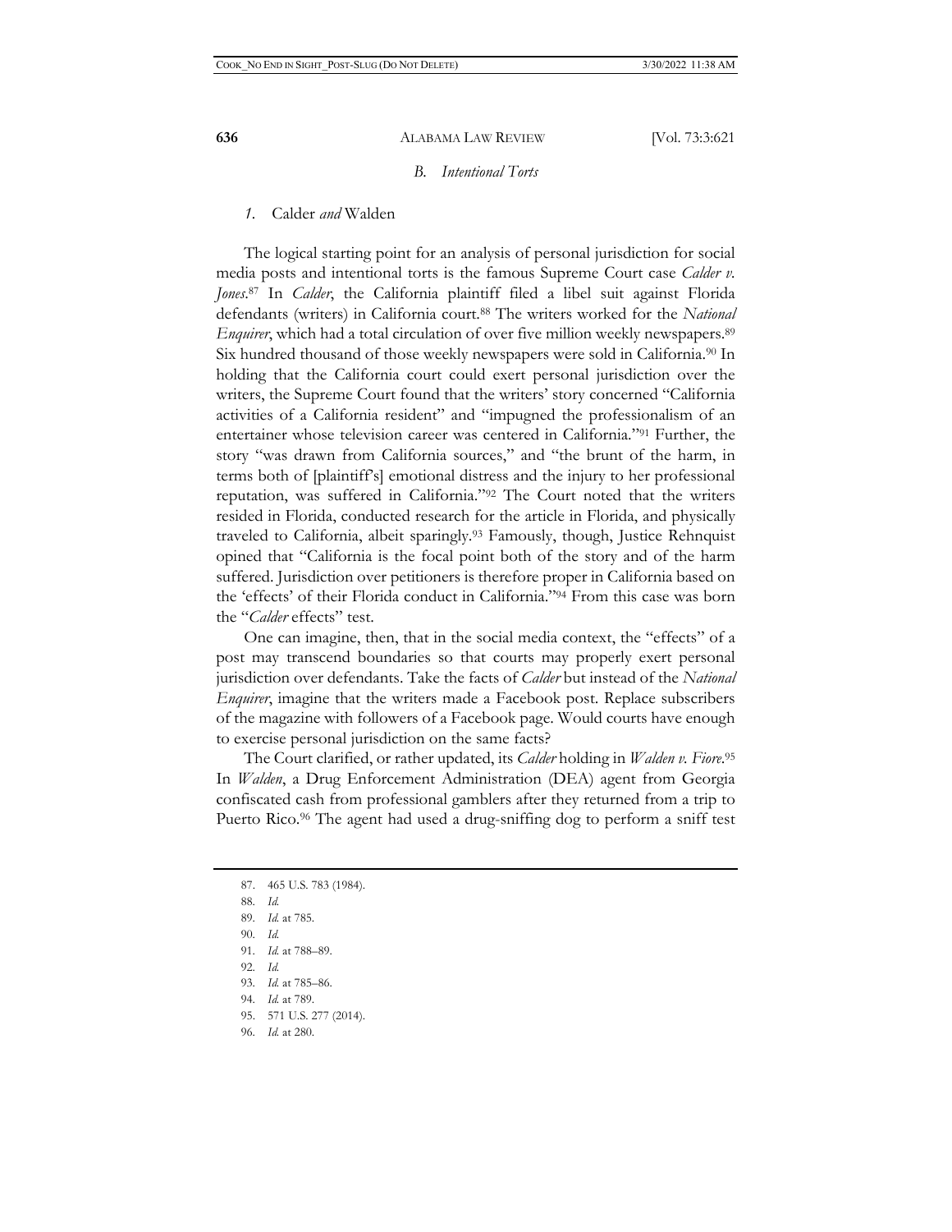### B. *Intentional Torts*

#### 1. Calder *and* Walden

The logical starting point for an analysis of personal jurisdiction for social media posts and intentional torts is the famous Supreme Court case *Calder v. Jones*.[87] In *Calder*, the California plaintiff filed a libel suit against Florida defendants (writers) in California court.[88] The writers worked for the *National Enquirer*, which had a total circulation of over five million weekly newspapers.[89] Six hundred thousand of those weekly newspapers were sold in California.[90] In holding that the California court could exert personal jurisdiction over the writers, the Supreme Court found that the writers' story concerned "California activities of a California resident" and "impugned the professionalism of an entertainer whose television career was centered in California."[91] Further, the story "was drawn from California sources," and "the brunt of the harm, in terms both of [plaintiff's] emotional distress and the injury to her professional reputation, was suffered in California."[92] The Court noted that the writers resided in Florida, conducted research for the article in Florida, and physically traveled to California, albeit sparingly.[93] Famously, though, Justice Rehnquist opined that "California is the focal point both of the story and of the harm suffered. Jurisdiction over petitioners is therefore proper in California based on the 'effects' of their Florida conduct in California."[94] From this case was born the "*Calder* effects" test.

One can imagine, then, that in the social media context, the "effects" of a post may transcend boundaries so that courts may properly exert personal jurisdiction over defendants. Take the facts of *Calder* but instead of the *National Enquirer*, imagine that the writers made a Facebook post. Replace subscribers of the magazine with followers of a Facebook page. Would courts have enough to exercise personal jurisdiction on the same facts?

The Court clarified, or rather updated, its *Calder* holding in *Walden v. Fiore*.[95] In *Walden*, a Drug Enforcement Administration (DEA) agent from Georgia confiscated cash from professional gamblers after they returned from a trip to Puerto Rico.[96] The agent had used a drug-sniffing dog to perform a sniff test

---

87. 465 U.S. 783 (1984).

88. *Id.*

89. *Id.* at 785.

90. *Id.*

91. *Id.* at 788–89.

92. *Id.*

93. *Id.* at 785–86.

94. *Id.* at 789.

95. 571 U.S. 277 (2014).

96. *Id.* at 280.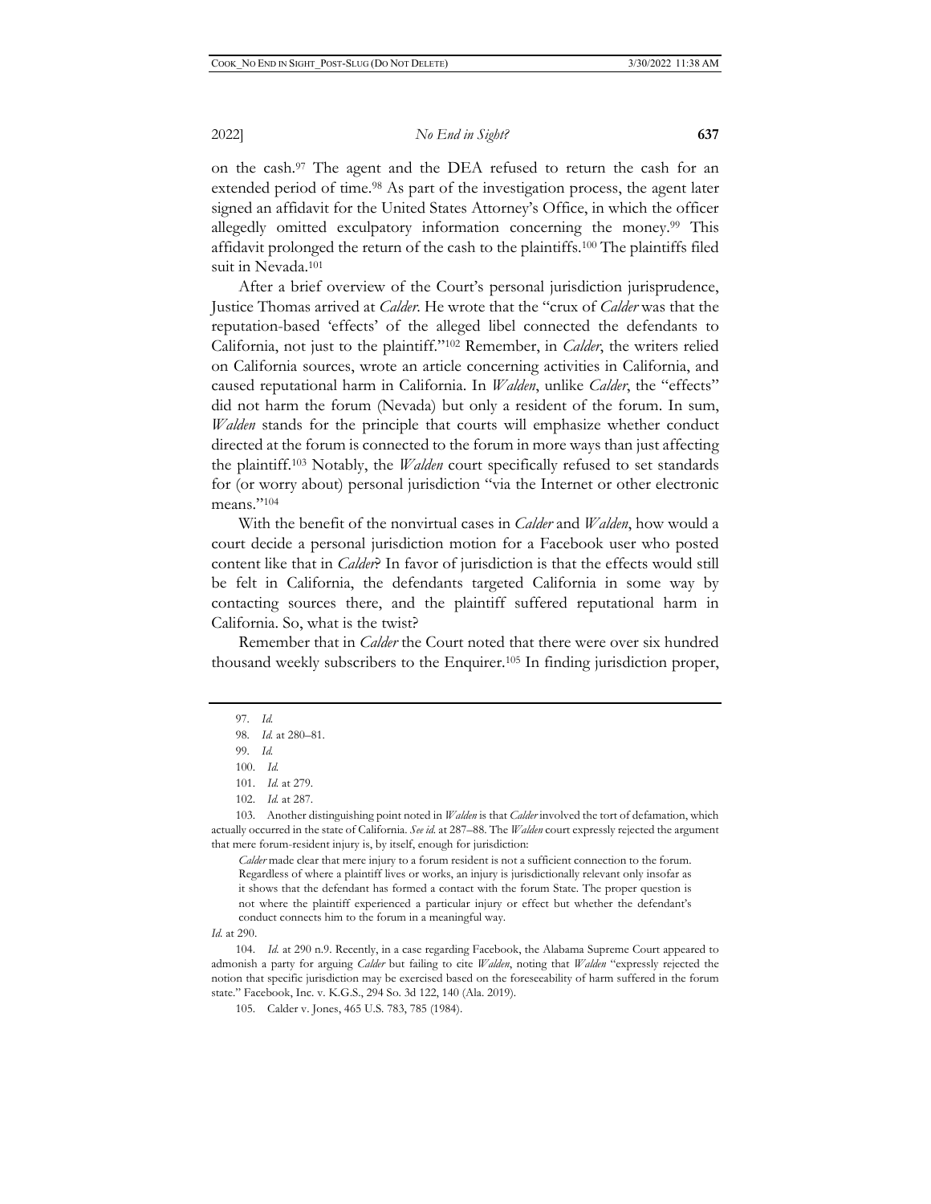on the cash.[97] The agent and the DEA refused to return the cash for an extended period of time.[98] As part of the investigation process, the agent later signed an affidavit for the United States Attorney's Office, in which the officer allegedly omitted exculpatory information concerning the money.[99] This affidavit prolonged the return of the cash to the plaintiffs.[100] The plaintiffs filed suit in Nevada.[101]

After a brief overview of the Court's personal jurisdiction jurisprudence, Justice Thomas arrived at *Calder*. He wrote that the "crux of *Calder* was that the reputation-based 'effects' of the alleged libel connected the defendants to California, not just to the plaintiff."[102] Remember, in *Calder*, the writers relied on California sources, wrote an article concerning activities in California, and caused reputational harm in California. In *Walden*, unlike *Calder*, the "effects" did not harm the forum (Nevada) but only a resident of the forum. In sum, *Walden* stands for the principle that courts will emphasize whether conduct directed at the forum is connected to the forum in more ways than just affecting the plaintiff.[103] Notably, the *Walden* court specifically refused to set standards for (or worry about) personal jurisdiction "via the Internet or other electronic means."[104]

With the benefit of the nonvirtual cases in *Calder* and *Walden*, how would a court decide a personal jurisdiction motion for a Facebook user who posted content like that in *Calder*? In favor of jurisdiction is that the effects would still be felt in California, the defendants targeted California in some way by contacting sources there, and the plaintiff suffered reputational harm in California. So, what is the twist?

Remember that in *Calder* the Court noted that there were over six hundred thousand weekly subscribers to the Enquirer.[105] In finding jurisdiction proper,

---

97. *Id.*

98. *Id.* at 280–81.

99. *Id.*

100. *Id.*

101. *Id.* at 279.

102. *Id.* at 287.

103. Another distinguishing point noted in *Walden* is that *Calder* involved the tort of defamation, which actually occurred in the state of California. *See id.* at 287–88. The *Walden* court expressly rejected the argument that mere forum-resident injury is, by itself, enough for jurisdiction:

> *Calder* made clear that mere injury to a forum resident is not a sufficient connection to the forum. Regardless of where a plaintiff lives or works, an injury is jurisdictionally relevant only insofar as it shows that the defendant has formed a contact with the forum State. The proper question is not where the plaintiff experienced a particular injury or effect but whether the defendant's conduct connects him to the forum in a meaningful way.

*Id.* at 290.

104. *Id.* at 290 n.9. Recently, in a case regarding Facebook, the Alabama Supreme Court appeared to admonish a party for arguing *Calder* but failing to cite *Walden*, noting that *Walden* "expressly rejected the notion that specific jurisdiction may be exercised based on the foreseeability of harm suffered in the forum state." Facebook, Inc. v. K.G.S., 294 So. 3d 122, 140 (Ala. 2019).

105. Calder v. Jones, 465 U.S. 783, 785 (1984).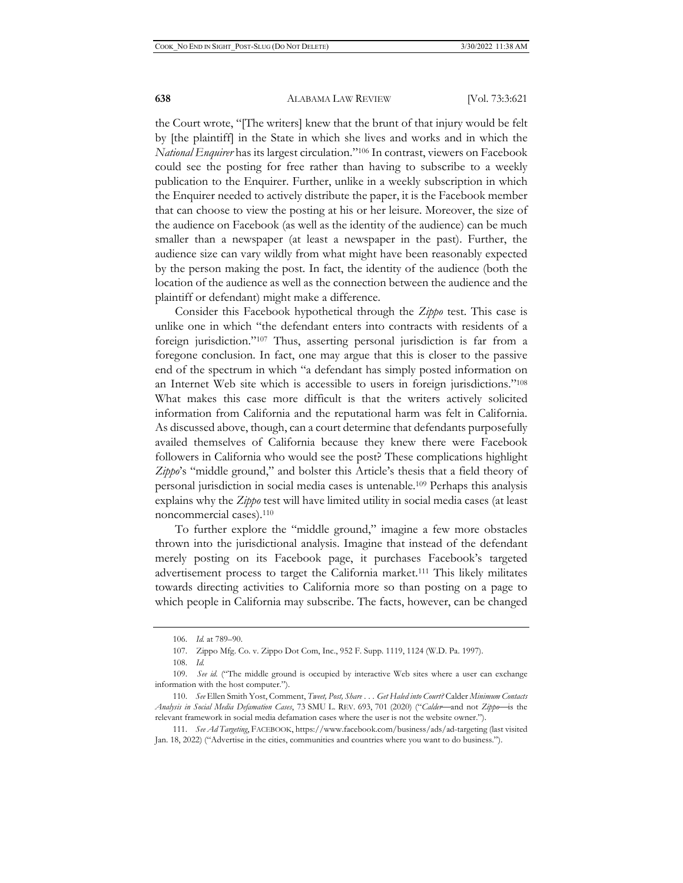the Court wrote, "[The writers] knew that the brunt of that injury would be felt by [the plaintiff] in the State in which she lives and works and in which the *National Enquirer* has its largest circulation."[106] In contrast, viewers on Facebook could see the posting for free rather than having to subscribe to a weekly publication to the Enquirer. Further, unlike in a weekly subscription in which the Enquirer needed to actively distribute the paper, it is the Facebook member that can choose to view the posting at his or her leisure. Moreover, the size of the audience on Facebook (as well as the identity of the audience) can be much smaller than a newspaper (at least a newspaper in the past). Further, the audience size can vary wildly from what might have been reasonably expected by the person making the post. In fact, the identity of the audience (both the location of the audience as well as the connection between the audience and the plaintiff or defendant) might make a difference.

Consider this Facebook hypothetical through the *Zippo* test. This case is unlike one in which "the defendant enters into contracts with residents of a foreign jurisdiction."[107] Thus, asserting personal jurisdiction is far from a foregone conclusion. In fact, one may argue that this is closer to the passive end of the spectrum in which "a defendant has simply posted information on an Internet Web site which is accessible to users in foreign jurisdictions."[108] What makes this case more difficult is that the writers actively solicited information from California and the reputational harm was felt in California. As discussed above, though, can a court determine that defendants purposefully availed themselves of California because they knew there were Facebook followers in California who would see the post? These complications highlight *Zippo*'s "middle ground," and bolster this Article's thesis that a field theory of personal jurisdiction in social media cases is untenable.[109] Perhaps this analysis explains why the *Zippo* test will have limited utility in social media cases (at least noncommercial cases).[110]

To further explore the "middle ground," imagine a few more obstacles thrown into the jurisdictional analysis. Imagine that instead of the defendant merely posting on its Facebook page, it purchases Facebook's targeted advertisement process to target the California market.[111] This likely militates towards directing activities to California more so than posting on a page to which people in California may subscribe. The facts, however, can be changed

---

106. *Id.* at 789–90.

107. Zippo Mfg. Co. v. Zippo Dot Com, Inc., 952 F. Supp. 1119, 1124 (W.D. Pa. 1997).

108. *Id.*

109. *See id.* ("The middle ground is occupied by interactive Web sites where a user can exchange information with the host computer.").

110. *See* Ellen Smith Yost, Comment, *Tweet, Post, Share . . . Get Haled into Court?* Calder *Minimum Contacts Analysis in Social Media Defamation Cases*, 73 SMU L. REV. 693, 701 (2020) ("*Calder*—and not *Zippo*—is the relevant framework in social media defamation cases where the user is not the website owner.").

111. *See Ad Targeting*, FACEBOOK, https://www.facebook.com/business/ads/ad-targeting (last visited Jan. 18, 2022) ("Advertise in the cities, communities and countries where you want to do business.").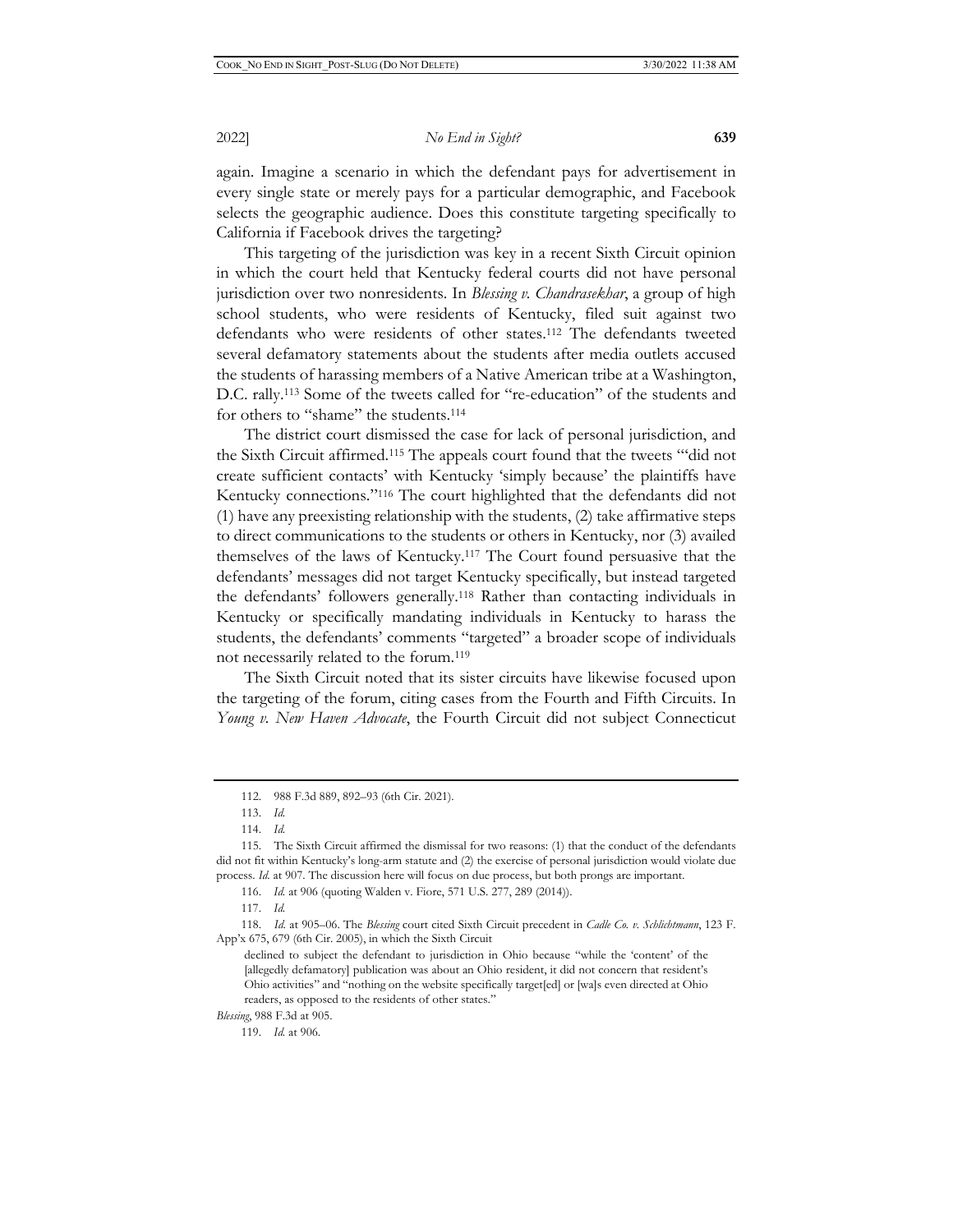again. Imagine a scenario in which the defendant pays for advertisement in every single state or merely pays for a particular demographic, and Facebook selects the geographic audience. Does this constitute targeting specifically to California if Facebook drives the targeting?

This targeting of the jurisdiction was key in a recent Sixth Circuit opinion in which the court held that Kentucky federal courts did not have personal jurisdiction over two nonresidents. In *Blessing v. Chandrasekhar*, a group of high school students, who were residents of Kentucky, filed suit against two defendants who were residents of other states.[112] The defendants tweeted several defamatory statements about the students after media outlets accused the students of harassing members of a Native American tribe at a Washington, D.C. rally.[113] Some of the tweets called for "re-education" of the students and for others to "shame" the students.[114]

The district court dismissed the case for lack of personal jurisdiction, and the Sixth Circuit affirmed.[115] The appeals court found that the tweets "'did not create sufficient contacts' with Kentucky 'simply because' the plaintiffs have Kentucky connections."[116] The court highlighted that the defendants did not (1) have any preexisting relationship with the students, (2) take affirmative steps to direct communications to the students or others in Kentucky, nor (3) availed themselves of the laws of Kentucky.[117] The Court found persuasive that the defendants' messages did not target Kentucky specifically, but instead targeted the defendants' followers generally.[118] Rather than contacting individuals in Kentucky or specifically mandating individuals in Kentucky to harass the students, the defendants' comments "targeted" a broader scope of individuals not necessarily related to the forum.[119]

The Sixth Circuit noted that its sister circuits have likewise focused upon the targeting of the forum, citing cases from the Fourth and Fifth Circuits. In *Young v. New Haven Advocate*, the Fourth Circuit did not subject Connecticut

---

112. 988 F.3d 889, 892–93 (6th Cir. 2021).

113. *Id.*

114. *Id.*

115. The Sixth Circuit affirmed the dismissal for two reasons: (1) that the conduct of the defendants did not fit within Kentucky's long-arm statute and (2) the exercise of personal jurisdiction would violate due process. *Id.* at 907. The discussion here will focus on due process, but both prongs are important.

116. *Id.* at 906 (quoting Walden v. Fiore, 571 U.S. 277, 289 (2014)).

117. *Id.*

118. *Id.* at 905–06. The *Blessing* court cited Sixth Circuit precedent in *Cadle Co. v. Schlichtmann*, 123 F. App'x 675, 679 (6th Cir. 2005), in which the Sixth Circuit

> declined to subject the defendant to jurisdiction in Ohio because "while the 'content' of the [allegedly defamatory] publication was about an Ohio resident, it did not concern that resident's Ohio activities" and "nothing on the website specifically target[ed] or [wa]s even directed at Ohio readers, as opposed to the residents of other states."

*Blessing*, 988 F.3d at 905.

119. *Id.* at 906.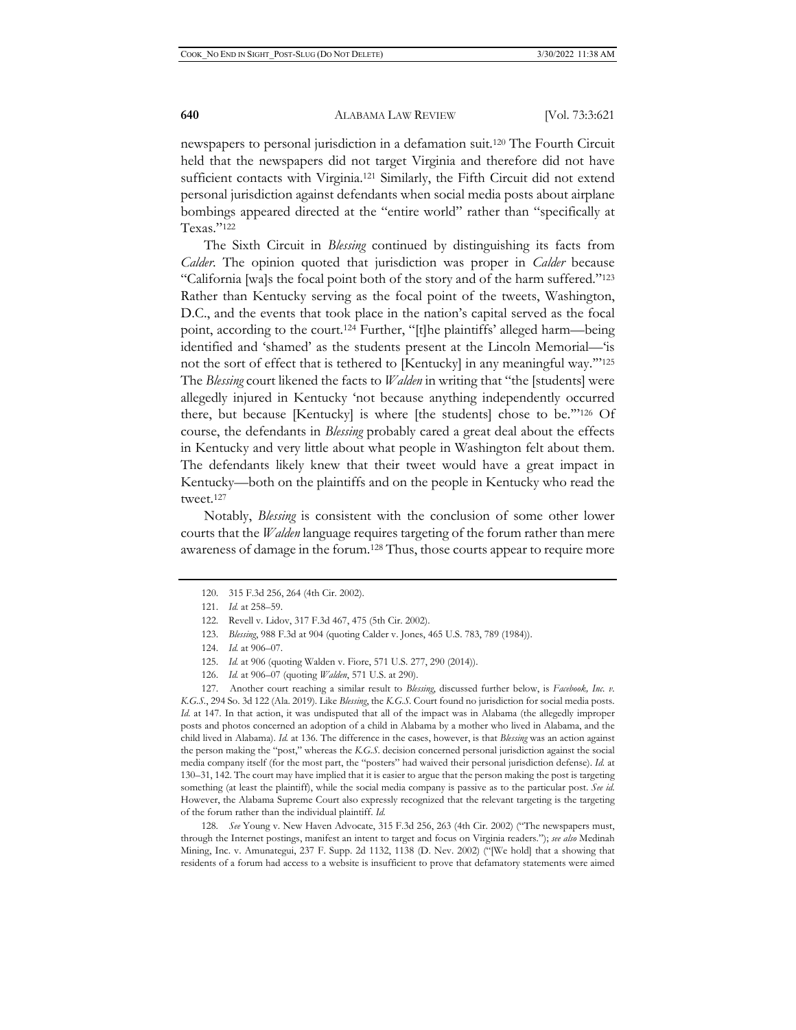newspapers to personal jurisdiction in a defamation suit.[120] The Fourth Circuit held that the newspapers did not target Virginia and therefore did not have sufficient contacts with Virginia.[121] Similarly, the Fifth Circuit did not extend personal jurisdiction against defendants when social media posts about airplane bombings appeared directed at the "entire world" rather than "specifically at Texas."[122]

The Sixth Circuit in *Blessing* continued by distinguishing its facts from *Calder*. The opinion quoted that jurisdiction was proper in *Calder* because "California [wa]s the focal point both of the story and of the harm suffered."[123] Rather than Kentucky serving as the focal point of the tweets, Washington, D.C., and the events that took place in the nation's capital served as the focal point, according to the court.[124] Further, "[t]he plaintiffs' alleged harm—being identified and 'shamed' as the students present at the Lincoln Memorial—'is not the sort of effect that is tethered to [Kentucky] in any meaningful way.'"[125] The *Blessing* court likened the facts to *Walden* in writing that "the [students] were allegedly injured in Kentucky 'not because anything independently occurred there, but because [Kentucky] is where [the students] chose to be.'"[126] Of course, the defendants in *Blessing* probably cared a great deal about the effects in Kentucky and very little about what people in Washington felt about them. The defendants likely knew that their tweet would have a great impact in Kentucky—both on the plaintiffs and on the people in Kentucky who read the tweet.[127]

Notably, *Blessing* is consistent with the conclusion of some other lower courts that the *Walden* language requires targeting of the forum rather than mere awareness of damage in the forum.[128] Thus, those courts appear to require more

---

120. 315 F.3d 256, 264 (4th Cir. 2002).

121. *Id.* at 258–59.

122. Revell v. Lidov, 317 F.3d 467, 475 (5th Cir. 2002).

123. *Blessing*, 988 F.3d at 904 (quoting Calder v. Jones, 465 U.S. 783, 789 (1984)).

124. *Id.* at 906–07.

125. *Id.* at 906 (quoting Walden v. Fiore, 571 U.S. 277, 290 (2014)).

126. *Id.* at 906–07 (quoting *Walden*, 571 U.S. at 290).

127. Another court reaching a similar result to *Blessing*, discussed further below, is *Facebook, Inc. v. K.G.S.*, 294 So. 3d 122 (Ala. 2019). Like *Blessing*, the *K.G.S.* Court found no jurisdiction for social media posts. *Id.* at 147. In that action, it was undisputed that all of the impact was in Alabama (the allegedly improper posts and photos concerned an adoption of a child in Alabama by a mother who lived in Alabama, and the child lived in Alabama). *Id.* at 136. The difference in the cases, however, is that *Blessing* was an action against the person making the "post," whereas the *K.G.S.* decision concerned personal jurisdiction against the social media company itself (for the most part, the "posters" had waived their personal jurisdiction defense). *Id.* at 130–31, 142. The court may have implied that it is easier to argue that the person making the post is targeting something (at least the plaintiff), while the social media company is passive as to the particular post. *See id.* However, the Alabama Supreme Court also expressly recognized that the relevant targeting is the targeting of the forum rather than the individual plaintiff. *Id.*

128. *See* Young v. New Haven Advocate, 315 F.3d 256, 263 (4th Cir. 2002) ("The newspapers must, through the Internet postings, manifest an intent to target and focus on Virginia readers."); *see also* Medinah Mining, Inc. v. Amunategui, 237 F. Supp. 2d 1132, 1138 (D. Nev. 2002) ("[We hold] that a showing that residents of a forum had access to a website is insufficient to prove that defamatory statements were aimed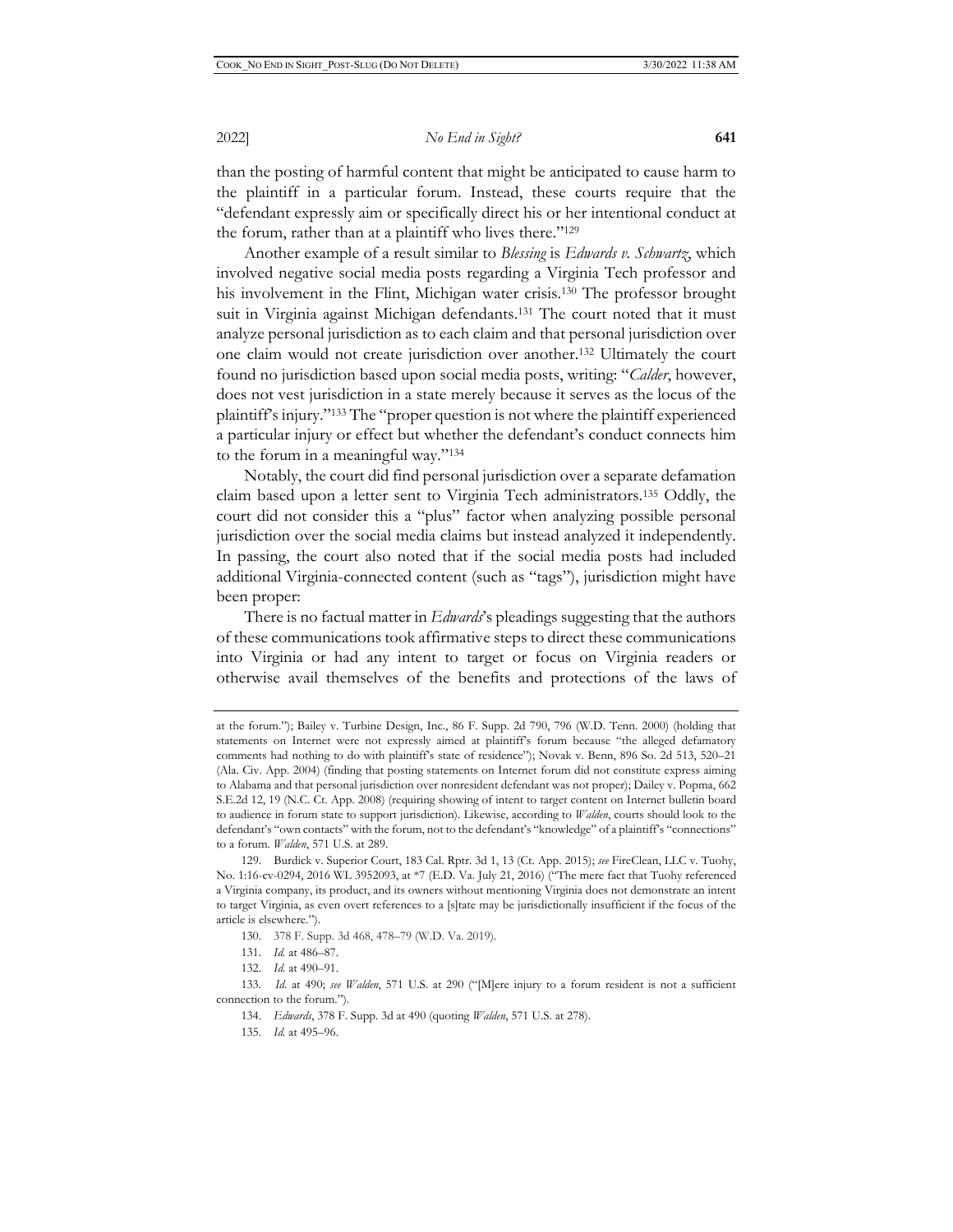than the posting of harmful content that might be anticipated to cause harm to the plaintiff in a particular forum. Instead, these courts require that the "defendant expressly aim or specifically direct his or her intentional conduct at the forum, rather than at a plaintiff who lives there."[129]

Another example of a result similar to *Blessing* is *Edwards v. Schwartz*, which involved negative social media posts regarding a Virginia Tech professor and his involvement in the Flint, Michigan water crisis.[130] The professor brought suit in Virginia against Michigan defendants.[131] The court noted that it must analyze personal jurisdiction as to each claim and that personal jurisdiction over one claim would not create jurisdiction over another.[132] Ultimately the court found no jurisdiction based upon social media posts, writing: "*Calder*, however, does not vest jurisdiction in a state merely because it serves as the locus of the plaintiff's injury."[133] The "proper question is not where the plaintiff experienced a particular injury or effect but whether the defendant's conduct connects him to the forum in a meaningful way."[134]

Notably, the court did find personal jurisdiction over a separate defamation claim based upon a letter sent to Virginia Tech administrators.[135] Oddly, the court did not consider this a "plus" factor when analyzing possible personal jurisdiction over the social media claims but instead analyzed it independently. In passing, the court also noted that if the social media posts had included additional Virginia-connected content (such as "tags"), jurisdiction might have been proper:

> There is no factual matter in *Edwards*'s pleadings suggesting that the authors of these communications took affirmative steps to direct these communications into Virginia or had any intent to target or focus on Virginia readers or otherwise avail themselves of the benefits and protections of the laws of

---

at the forum."); Bailey v. Turbine Design, Inc., 86 F. Supp. 2d 790, 796 (W.D. Tenn. 2000) (holding that statements on Internet were not expressly aimed at plaintiff's forum because "the alleged defamatory comments had nothing to do with plaintiff's state of residence"); Novak v. Benn, 896 So. 2d 513, 520–21 (Ala. Civ. App. 2004) (finding that posting statements on Internet forum did not constitute express aiming to Alabama and that personal jurisdiction over nonresident defendant was not proper); Dailey v. Popma, 662 S.E.2d 12, 19 (N.C. Ct. App. 2008) (requiring showing of intent to target content on Internet bulletin board to audience in forum state to support jurisdiction). Likewise, according to *Walden*, courts should look to the defendant's "own contacts" with the forum, not to the defendant's "knowledge" of a plaintiff's "connections" to a forum. *Walden*, 571 U.S. at 289.

129. Burdick v. Superior Court, 183 Cal. Rptr. 3d 1, 13 (Ct. App. 2015); *see* FireClean, LLC v. Tuohy, No. 1:16-cv-0294, 2016 WL 3952093, at *7 (E.D. Va. July 21, 2016) ("The mere fact that Tuohy referenced a Virginia company, its product, and its owners without mentioning Virginia does not demonstrate an intent to target Virginia, as even overt references to a [s]tate may be jurisdictionally insufficient if the focus of the article is elsewhere.").

130. 378 F. Supp. 3d 468, 478–79 (W.D. Va. 2019).

131. *Id.* at 486–87.

132. *Id.* at 490–91.

133. *Id.* at 490; *see Walden*, 571 U.S. at 290 ("[M]ere injury to a forum resident is not a sufficient connection to the forum.").

134. *Edwards*, 378 F. Supp. 3d at 490 (quoting *Walden*, 571 U.S. at 278).

135. *Id.* at 495–96.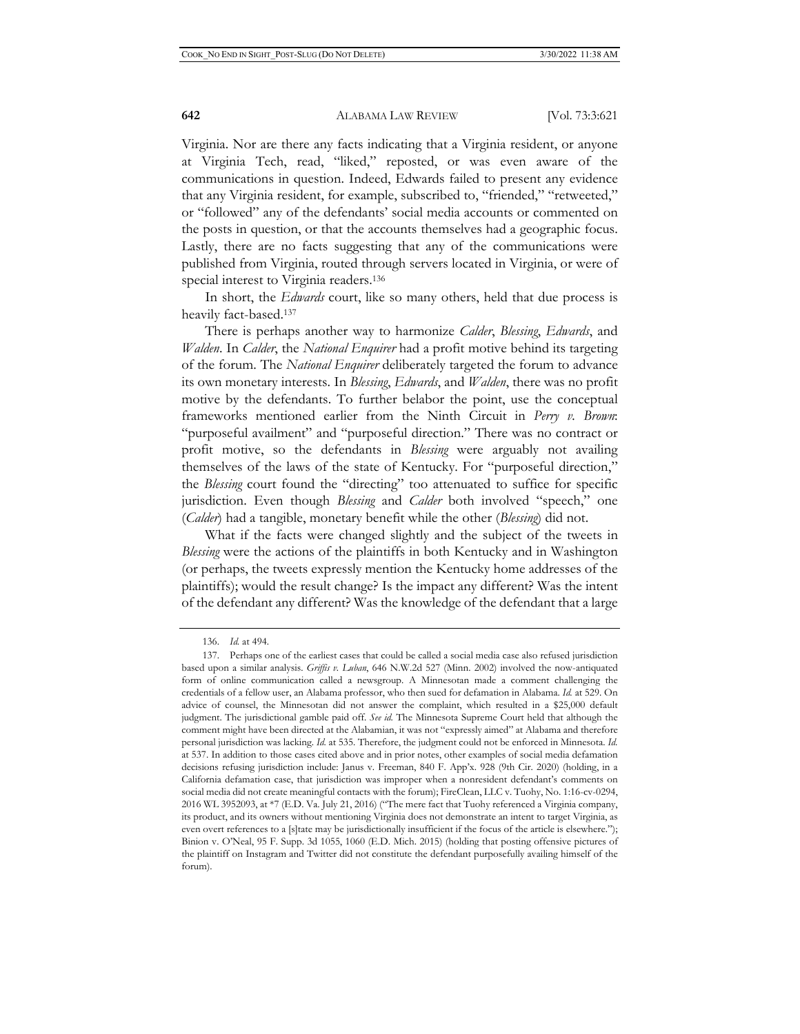Virginia. Nor are there any facts indicating that a Virginia resident, or anyone at Virginia Tech, read, "liked," reposted, or was even aware of the communications in question. Indeed, Edwards failed to present any evidence that any Virginia resident, for example, subscribed to, "friended," "retweeted," or "followed" any of the defendants' social media accounts or commented on the posts in question, or that the accounts themselves had a geographic focus. Lastly, there are no facts suggesting that any of the communications were published from Virginia, routed through servers located in Virginia, or were of special interest to Virginia readers.[136]

In short, the *Edwards* court, like so many others, held that due process is heavily fact-based.[137]

There is perhaps another way to harmonize *Calder*, *Blessing*, *Edwards*, and *Walden*. In *Calder*, the *National Enquirer* had a profit motive behind its targeting of the forum. The *National Enquirer* deliberately targeted the forum to advance its own monetary interests. In *Blessing*, *Edwards*, and *Walden*, there was no profit motive by the defendants. To further belabor the point, use the conceptual frameworks mentioned earlier from the Ninth Circuit in *Perry v. Brown*: "purposeful availment" and "purposeful direction." There was no contract or profit motive, so the defendants in *Blessing* were arguably not availing themselves of the laws of the state of Kentucky. For "purposeful direction," the *Blessing* court found the "directing" too attenuated to suffice for specific jurisdiction. Even though *Blessing* and *Calder* both involved "speech," one (*Calder*) had a tangible, monetary benefit while the other (*Blessing*) did not.

What if the facts were changed slightly and the subject of the tweets in *Blessing* were the actions of the plaintiffs in both Kentucky and in Washington (or perhaps, the tweets expressly mention the Kentucky home addresses of the plaintiffs); would the result change? Is the impact any different? Was the intent of the defendant any different? Was the knowledge of the defendant that a large

---

136. *Id.* at 494.

137. Perhaps one of the earliest cases that could be called a social media case also refused jurisdiction based upon a similar analysis. *Griffis v. Luban*, 646 N.W.2d 527 (Minn. 2002) involved the now-antiquated form of online communication called a newsgroup. A Minnesotan made a comment challenging the credentials of a fellow user, an Alabama professor, who then sued for defamation in Alabama. *Id.* at 529. On advice of counsel, the Minnesotan did not answer the complaint, which resulted in a $25,000 default judgment. The jurisdictional gamble paid off. *See id.* The Minnesota Supreme Court held that although the comment might have been directed at the Alabamian, it was not "expressly aimed" at Alabama and therefore personal jurisdiction was lacking. *Id.* at 535. Therefore, the judgment could not be enforced in Minnesota. *Id.* at 537. In addition to those cases cited above and in prior notes, other examples of social media defamation decisions refusing jurisdiction include: Janus v. Freeman, 840 F. App'x. 928 (9th Cir. 2020) (holding, in a California defamation case, that jurisdiction was improper when a nonresident defendant's comments on social media did not create meaningful contacts with the forum); FireClean, LLC v. Tuohy, No. 1:16-cv-0294, 2016 WL 3952093, at *7 (E.D. Va. July 21, 2016) ("The mere fact that Tuohy referenced a Virginia company, its product, and its owners without mentioning Virginia does not demonstrate an intent to target Virginia, as even overt references to a [s]tate may be jurisdictionally insufficient if the focus of the article is elsewhere."); Binion v. O'Neal, 95 F. Supp. 3d 1055, 1060 (E.D. Mich. 2015) (holding that posting offensive pictures of the plaintiff on Instagram and Twitter did not constitute the defendant purposefully availing himself of the forum).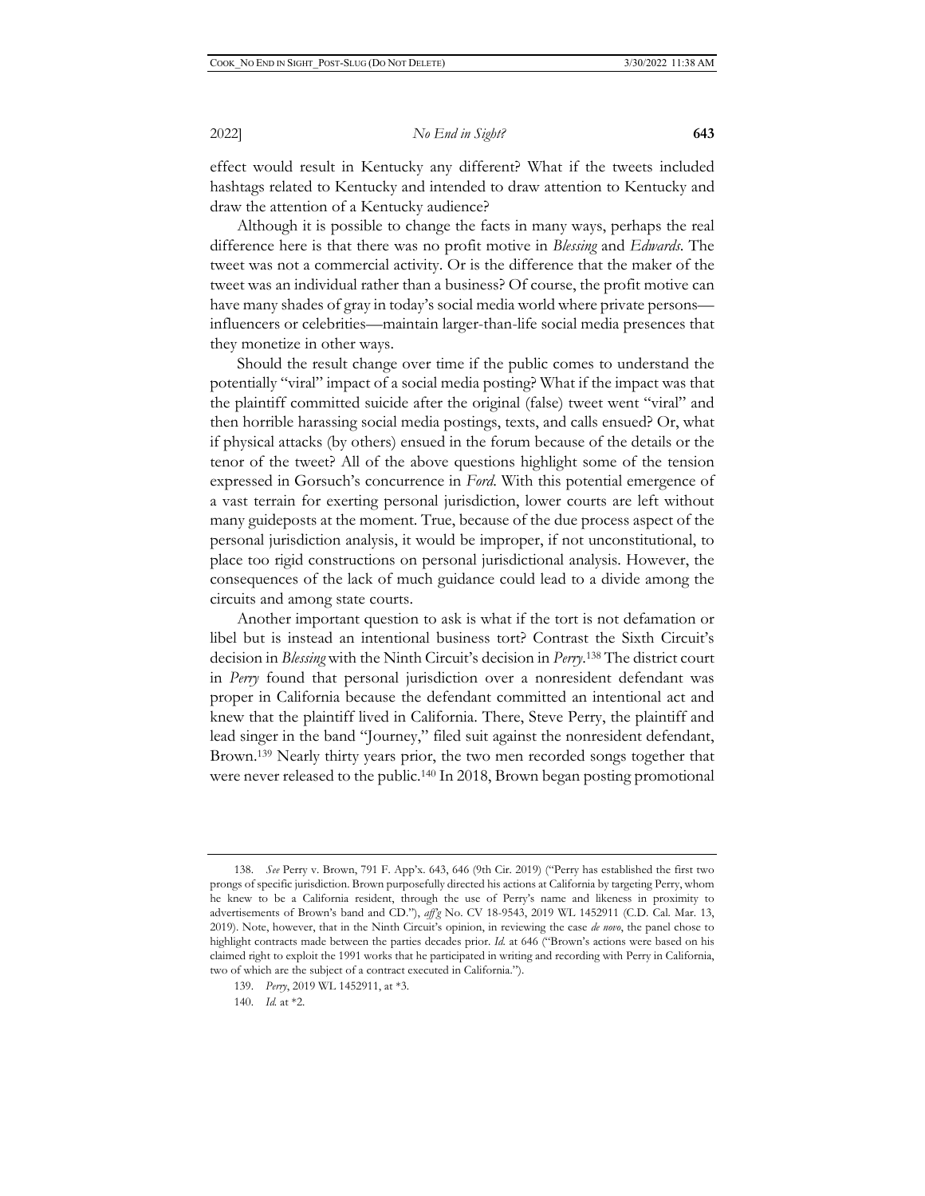effect would result in Kentucky any different? What if the tweets included hashtags related to Kentucky and intended to draw attention to Kentucky and draw the attention of a Kentucky audience?

Although it is possible to change the facts in many ways, perhaps the real difference here is that there was no profit motive in *Blessing* and *Edwards*. The tweet was not a commercial activity. Or is the difference that the maker of the tweet was an individual rather than a business? Of course, the profit motive can have many shades of gray in today's social media world where private persons—influencers or celebrities—maintain larger-than-life social media presences that they monetize in other ways.

Should the result change over time if the public comes to understand the potentially "viral" impact of a social media posting? What if the impact was that the plaintiff committed suicide after the original (false) tweet went "viral" and then horrible harassing social media postings, texts, and calls ensued? Or, what if physical attacks (by others) ensued in the forum because of the details or the tenor of the tweet? All of the above questions highlight some of the tension expressed in Gorsuch's concurrence in *Ford*. With this potential emergence of a vast terrain for exerting personal jurisdiction, lower courts are left without many guideposts at the moment. True, because of the due process aspect of the personal jurisdiction analysis, it would be improper, if not unconstitutional, to place too rigid constructions on personal jurisdictional analysis. However, the consequences of the lack of much guidance could lead to a divide among the circuits and among state courts.

Another important question to ask is what if the tort is not defamation or libel but is instead an intentional business tort? Contrast the Sixth Circuit's decision in *Blessing* with the Ninth Circuit's decision in *Perry*.[138] The district court in *Perry* found that personal jurisdiction over a nonresident defendant was proper in California because the defendant committed an intentional act and knew that the plaintiff lived in California. There, Steve Perry, the plaintiff and lead singer in the band "Journey," filed suit against the nonresident defendant, Brown.[139] Nearly thirty years prior, the two men recorded songs together that were never released to the public.[140] In 2018, Brown began posting promotional

---

138. *See* Perry v. Brown, 791 F. App'x. 643, 646 (9th Cir. 2019) ("Perry has established the first two prongs of specific jurisdiction. Brown purposefully directed his actions at California by targeting Perry, whom he knew to be a California resident, through the use of Perry's name and likeness in proximity to advertisements of Brown's band and CD."), *aff'g* No. CV 18-9543, 2019 WL 1452911 (C.D. Cal. Mar. 13, 2019). Note, however, that in the Ninth Circuit's opinion, in reviewing the case *de novo*, the panel chose to highlight contracts made between the parties decades prior. *Id.* at 646 ("Brown's actions were based on his claimed right to exploit the 1991 works that he participated in writing and recording with Perry in California, two of which are the subject of a contract executed in California.").

139. *Perry*, 2019 WL 1452911, at *3.

140. *Id.* at *2.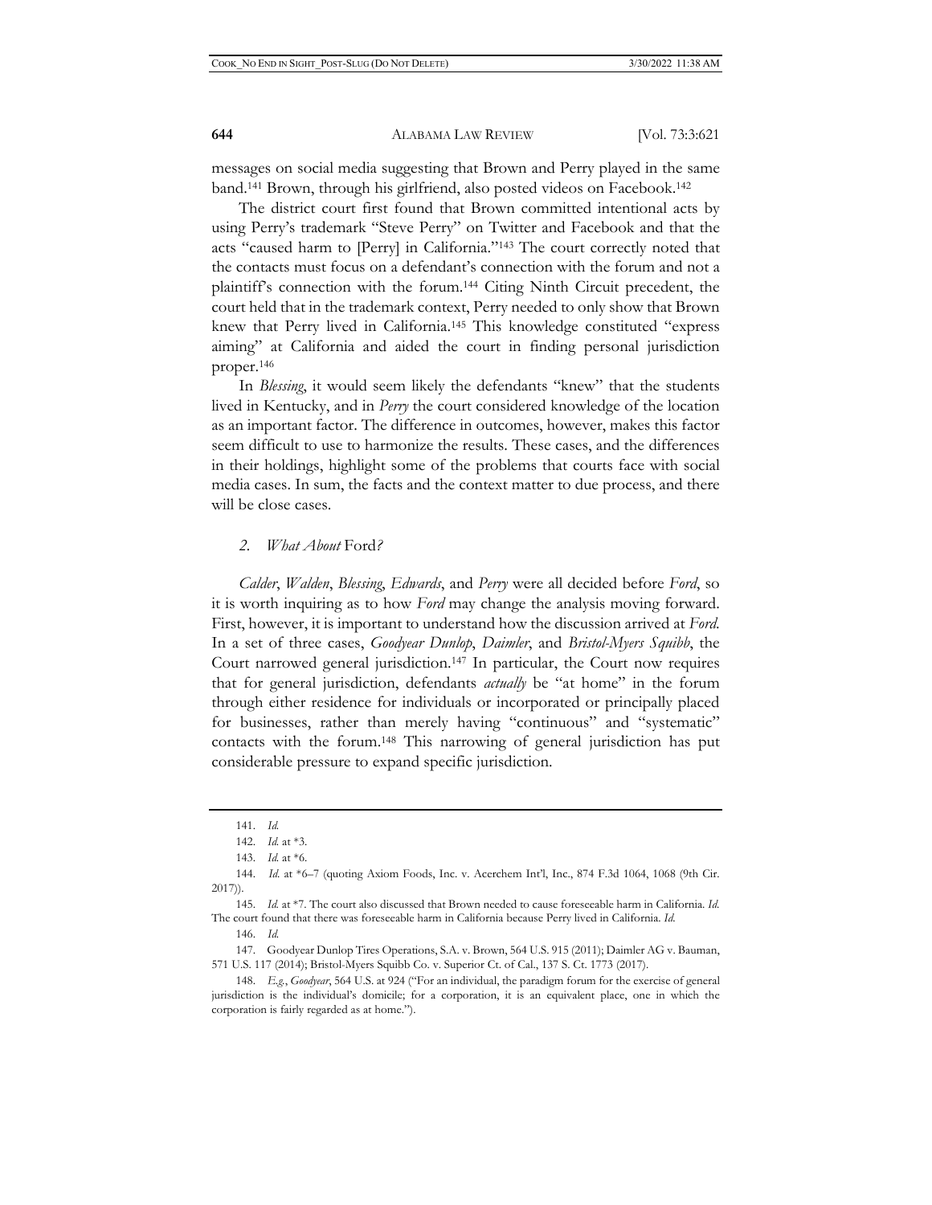messages on social media suggesting that Brown and Perry played in the same band.[141] Brown, through his girlfriend, also posted videos on Facebook.[142]

The district court first found that Brown committed intentional acts by using Perry's trademark "Steve Perry" on Twitter and Facebook and that the acts "caused harm to [Perry] in California."[143] The court correctly noted that the contacts must focus on a defendant's connection with the forum and not a plaintiff's connection with the forum.[144] Citing Ninth Circuit precedent, the court held that in the trademark context, Perry needed to only show that Brown knew that Perry lived in California.[145] This knowledge constituted "express aiming" at California and aided the court in finding personal jurisdiction proper.[146]

In *Blessing*, it would seem likely the defendants "knew" that the students lived in Kentucky, and in *Perry* the court considered knowledge of the location as an important factor. The difference in outcomes, however, makes this factor seem difficult to use to harmonize the results. These cases, and the differences in their holdings, highlight some of the problems that courts face with social media cases. In sum, the facts and the context matter to due process, and there will be close cases.

#### *2. What About* Ford*?*

*Calder*, *Walden*, *Blessing*, *Edwards*, and *Perry* were all decided before *Ford*, so it is worth inquiring as to how *Ford* may change the analysis moving forward. First, however, it is important to understand how the discussion arrived at *Ford*. In a set of three cases, *Goodyear Dunlop*, *Daimler*, and *Bristol-Myers Squibb*, the Court narrowed general jurisdiction.[147] In particular, the Court now requires that for general jurisdiction, defendants *actually* be "at home" in the forum through either residence for individuals or incorporated or principally placed for businesses, rather than merely having "continuous" and "systematic" contacts with the forum.[148] This narrowing of general jurisdiction has put considerable pressure to expand specific jurisdiction.

---

141. *Id.*

142. *Id.* at \*3.

143. *Id.* at \*6.

144. *Id.* at \*6–7 (quoting Axiom Foods, Inc. v. Acerchem Int'l, Inc., 874 F.3d 1064, 1068 (9th Cir. 2017)).

145. *Id.* at \*7. The court also discussed that Brown needed to cause foreseeable harm in California. *Id.* The court found that there was foreseeable harm in California because Perry lived in California. *Id.*

146. *Id.*

147. Goodyear Dunlop Tires Operations, S.A. v. Brown, 564 U.S. 915 (2011); Daimler AG v. Bauman, 571 U.S. 117 (2014); Bristol-Myers Squibb Co. v. Superior Ct. of Cal., 137 S. Ct. 1773 (2017).

148. *E.g.*, *Goodyear*, 564 U.S. at 924 ("For an individual, the paradigm forum for the exercise of general jurisdiction is the individual's domicile; for a corporation, it is an equivalent place, one in which the corporation is fairly regarded as at home.").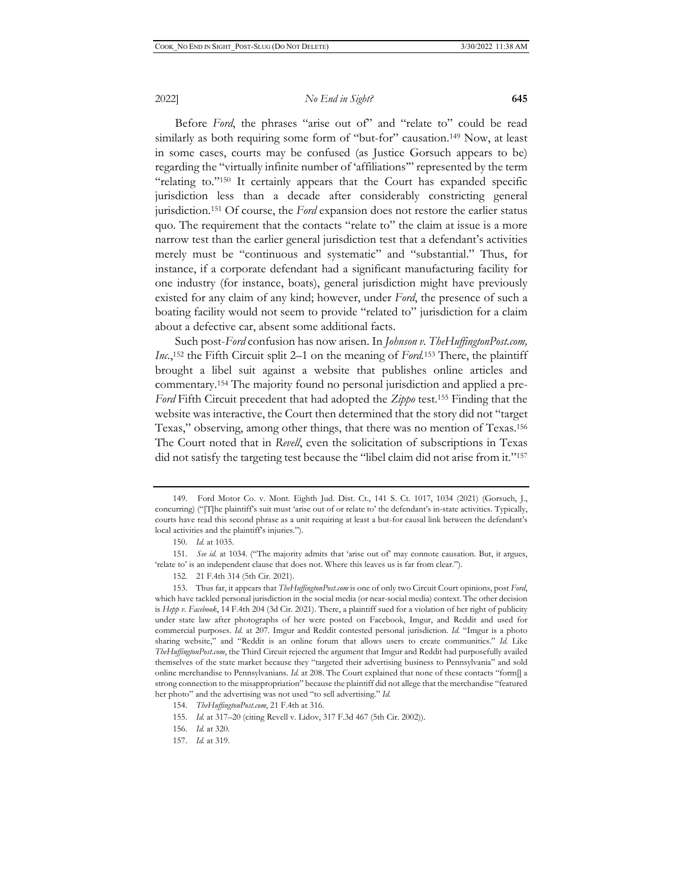Before *Ford*, the phrases "arise out of" and "relate to" could be read similarly as both requiring some form of "but-for" causation.[149] Now, at least in some cases, courts may be confused (as Justice Gorsuch appears to be) regarding the "virtually infinite number of 'affiliations'" represented by the term "relating to."[150] It certainly appears that the Court has expanded specific jurisdiction less than a decade after considerably constricting general jurisdiction.[151] Of course, the *Ford* expansion does not restore the earlier status quo. The requirement that the contacts "relate to" the claim at issue is a more narrow test than the earlier general jurisdiction test that a defendant's activities merely must be "continuous and systematic" and "substantial." Thus, for instance, if a corporate defendant had a significant manufacturing facility for one industry (for instance, boats), general jurisdiction might have previously existed for any claim of any kind; however, under *Ford*, the presence of such a boating facility would not seem to provide "related to" jurisdiction for a claim about a defective car, absent some additional facts.

Such post-*Ford* confusion has now arisen. In *Johnson v. TheHuffingtonPost.com, Inc.*,[152] the Fifth Circuit split 2–1 on the meaning of *Ford*.[153] There, the plaintiff brought a libel suit against a website that publishes online articles and commentary.[154] The majority found no personal jurisdiction and applied a pre-*Ford* Fifth Circuit precedent that had adopted the *Zippo* test.[155] Finding that the website was interactive, the Court then determined that the story did not "target Texas," observing, among other things, that there was no mention of Texas.[156] The Court noted that in *Revell*, even the solicitation of subscriptions in Texas did not satisfy the targeting test because the "libel claim did not arise from it."[157]

---

149. Ford Motor Co. v. Mont. Eighth Jud. Dist. Ct., 141 S. Ct. 1017, 1034 (2021) (Gorsuch, J., concurring) ("[T]he plaintiff's suit must 'arise out of or relate to' the defendant's in-state activities. Typically, courts have read this second phrase as a unit requiring at least a but-for causal link between the defendant's local activities and the plaintiff's injuries.").

150. *Id.* at 1035.

151. *See id.* at 1034. ("The majority admits that 'arise out of' may connote causation. But, it argues, 'relate to' is an independent clause that does not. Where this leaves us is far from clear.").

152. 21 F.4th 314 (5th Cir. 2021).

153. Thus far, it appears that *TheHuffingtonPost.com* is one of only two Circuit Court opinions, post *Ford*, which have tackled personal jurisdiction in the social media (or near-social media) context. The other decision is *Hepp v. Facebook*, 14 F.4th 204 (3d Cir. 2021). There, a plaintiff sued for a violation of her right of publicity under state law after photographs of her were posted on Facebook, Imgur, and Reddit and used for commercial purposes. *Id.* at 207. Imgur and Reddit contested personal jurisdiction. *Id.* "Imgur is a photo sharing website," and "Reddit is an online forum that allows users to create communities." *Id.* Like *TheHuffingtonPost.com*, the Third Circuit rejected the argument that Imgur and Reddit had purposefully availed themselves of the state market because they "targeted their advertising business to Pennsylvania" and sold online merchandise to Pennsylvanians. *Id.* at 208. The Court explained that none of these contacts "form[] a strong connection to the misappropriation" because the plaintiff did not allege that the merchandise "featured her photo" and the advertising was not used "to sell advertising." *Id.*

154. *TheHuffingtonPost.com*, 21 F.4th at 316.

155. *Id.* at 317–20 (citing Revell v. Lidov, 317 F.3d 467 (5th Cir. 2002)).

156. *Id.* at 320.

157. *Id.* at 319.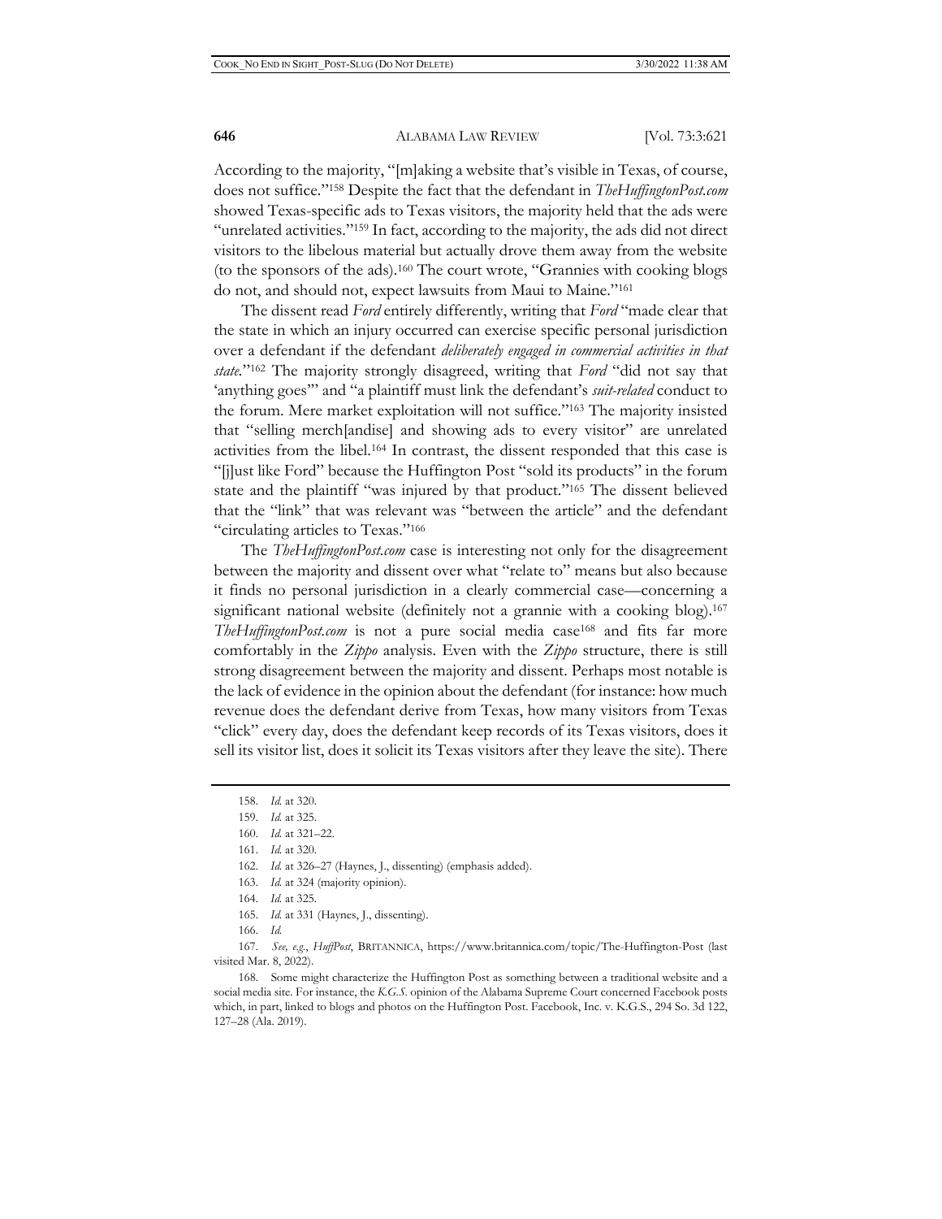According to the majority, "[m]aking a website that's visible in Texas, of course, does not suffice."[158] Despite the fact that the defendant in *TheHuffingtonPost.com* showed Texas-specific ads to Texas visitors, the majority held that the ads were "unrelated activities."[159] In fact, according to the majority, the ads did not direct visitors to the libelous material but actually drove them away from the website (to the sponsors of the ads).[160] The court wrote, "Grannies with cooking blogs do not, and should not, expect lawsuits from Maui to Maine."[161]

The dissent read *Ford* entirely differently, writing that *Ford* "made clear that the state in which an injury occurred can exercise specific personal jurisdiction over a defendant if the defendant *deliberately engaged in commercial activities in that state*."[162] The majority strongly disagreed, writing that *Ford* "did not say that 'anything goes'" and "a plaintiff must link the defendant's *suit-related* conduct to the forum. Mere market exploitation will not suffice."[163] The majority insisted that "selling merch[andise] and showing ads to every visitor" are unrelated activities from the libel.[164] In contrast, the dissent responded that this case is "[j]ust like Ford" because the Huffington Post "sold its products" in the forum state and the plaintiff "was injured by that product."[165] The dissent believed that the "link" that was relevant was "between the article" and the defendant "circulating articles to Texas."[166]

The *TheHuffingtonPost.com* case is interesting not only for the disagreement between the majority and dissent over what "relate to" means but also because it finds no personal jurisdiction in a clearly commercial case—concerning a significant national website (definitely not a grannie with a cooking blog).[167] *TheHuffingtonPost.com* is not a pure social media case[168] and fits far more comfortably in the *Zippo* analysis. Even with the *Zippo* structure, there is still strong disagreement between the majority and dissent. Perhaps most notable is the lack of evidence in the opinion about the defendant (for instance: how much revenue does the defendant derive from Texas, how many visitors from Texas "click" every day, does the defendant keep records of its Texas visitors, does it sell its visitor list, does it solicit its Texas visitors after they leave the site). There

---

158. *Id.* at 320.

159. *Id.* at 325.

160. *Id.* at 321–22.

161. *Id.* at 320.

162. *Id.* at 326–27 (Haynes, J., dissenting) (emphasis added).

163. *Id.* at 324 (majority opinion).

164. *Id.* at 325.

165. *Id.* at 331 (Haynes, J., dissenting).

166. *Id.*

167. *See, e.g.*, *HuffPost*, BRITANNICA, https://www.britannica.com/topic/The-Huffington-Post (last visited Mar. 8, 2022).

168. Some might characterize the Huffington Post as something between a traditional website and a social media site. For instance, the *K.G.S.* opinion of the Alabama Supreme Court concerned Facebook posts which, in part, linked to blogs and photos on the Huffington Post. Facebook, Inc. v. K.G.S., 294 So. 3d 122, 127–28 (Ala. 2019).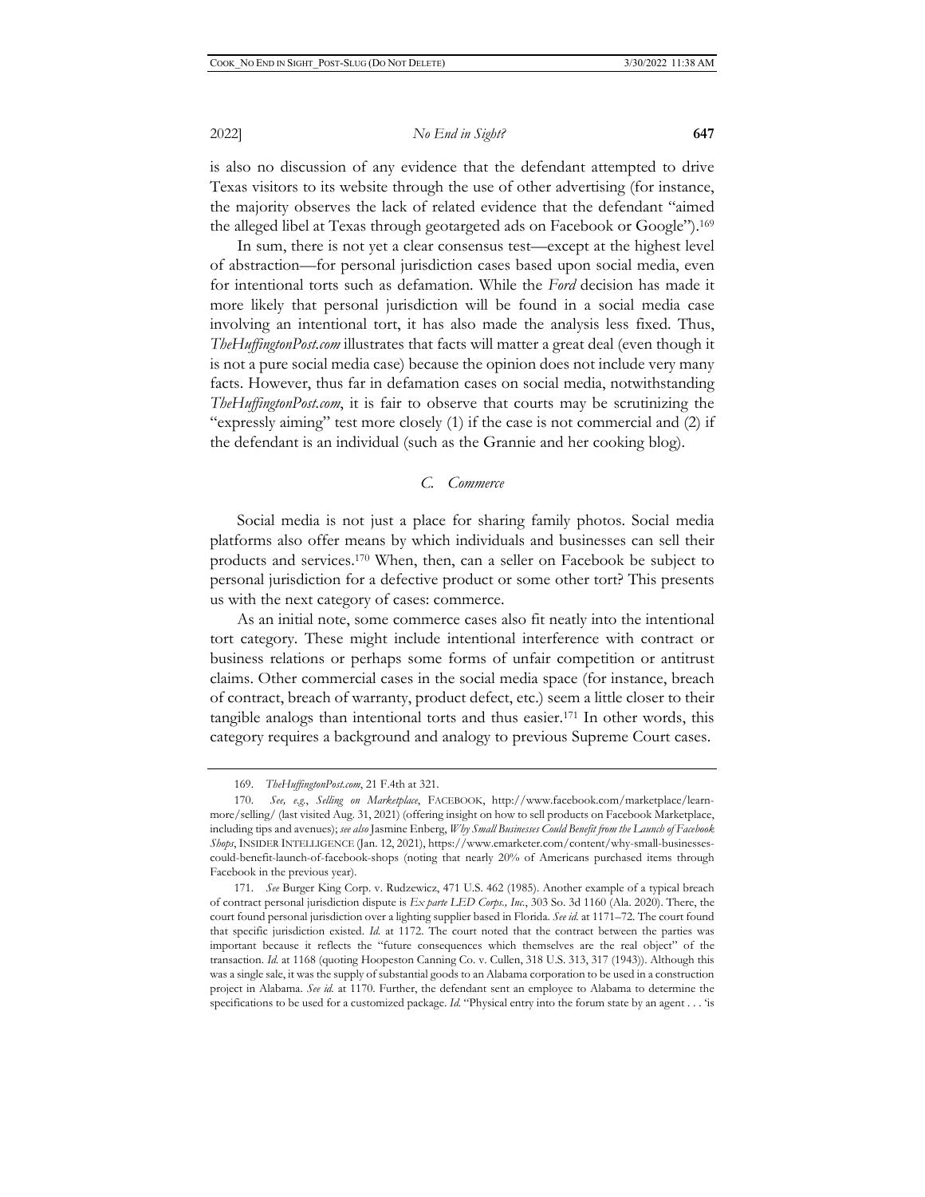is also no discussion of any evidence that the defendant attempted to drive Texas visitors to its website through the use of other advertising (for instance, the majority observes the lack of related evidence that the defendant "aimed the alleged libel at Texas through geotargeted ads on Facebook or Google").[169]

In sum, there is not yet a clear consensus test—except at the highest level of abstraction—for personal jurisdiction cases based upon social media, even for intentional torts such as defamation. While the *Ford* decision has made it more likely that personal jurisdiction will be found in a social media case involving an intentional tort, it has also made the analysis less fixed. Thus, *TheHuffingtonPost.com* illustrates that facts will matter a great deal (even though it is not a pure social media case) because the opinion does not include very many facts. However, thus far in defamation cases on social media, notwithstanding *TheHuffingtonPost.com*, it is fair to observe that courts may be scrutinizing the "expressly aiming" test more closely (1) if the case is not commercial and (2) if the defendant is an individual (such as the Grannie and her cooking blog).

### *C. Commerce*

Social media is not just a place for sharing family photos. Social media platforms also offer means by which individuals and businesses can sell their products and services.[170] When, then, can a seller on Facebook be subject to personal jurisdiction for a defective product or some other tort? This presents us with the next category of cases: commerce.

As an initial note, some commerce cases also fit neatly into the intentional tort category. These might include intentional interference with contract or business relations or perhaps some forms of unfair competition or antitrust claims. Other commercial cases in the social media space (for instance, breach of contract, breach of warranty, product defect, etc.) seem a little closer to their tangible analogs than intentional torts and thus easier.[171] In other words, this category requires a background and analogy to previous Supreme Court cases.

---

169. *TheHuffingtonPost.com*, 21 F.4th at 321.

170. *See, e.g.*, *Selling on Marketplace*, FACEBOOK, http://www.facebook.com/marketplace/learn-more/selling/ (last visited Aug. 31, 2021) (offering insight on how to sell products on Facebook Marketplace, including tips and avenues); *see also* Jasmine Enberg, *Why Small Businesses Could Benefit from the Launch of Facebook Shops*, INSIDER INTELLIGENCE (Jan. 12, 2021), https://www.emarketer.com/content/why-small-businesses-could-benefit-launch-of-facebook-shops (noting that nearly 20% of Americans purchased items through Facebook in the previous year).

171. *See* Burger King Corp. v. Rudzewicz, 471 U.S. 462 (1985). Another example of a typical breach of contract personal jurisdiction dispute is *Ex parte LED Corps., Inc.*, 303 So. 3d 1160 (Ala. 2020). There, the court found personal jurisdiction over a lighting supplier based in Florida. *See id.* at 1171–72. The court found that specific jurisdiction existed. *Id.* at 1172. The court noted that the contract between the parties was important because it reflects the "future consequences which themselves are the real object" of the transaction. *Id.* at 1168 (quoting Hoopeston Canning Co. v. Cullen, 318 U.S. 313, 317 (1943)). Although this was a single sale, it was the supply of substantial goods to an Alabama corporation to be used in a construction project in Alabama. *See id.* at 1170. Further, the defendant sent an employee to Alabama to determine the specifications to be used for a customized package. *Id.* "Physical entry into the forum state by an agent . . . 'is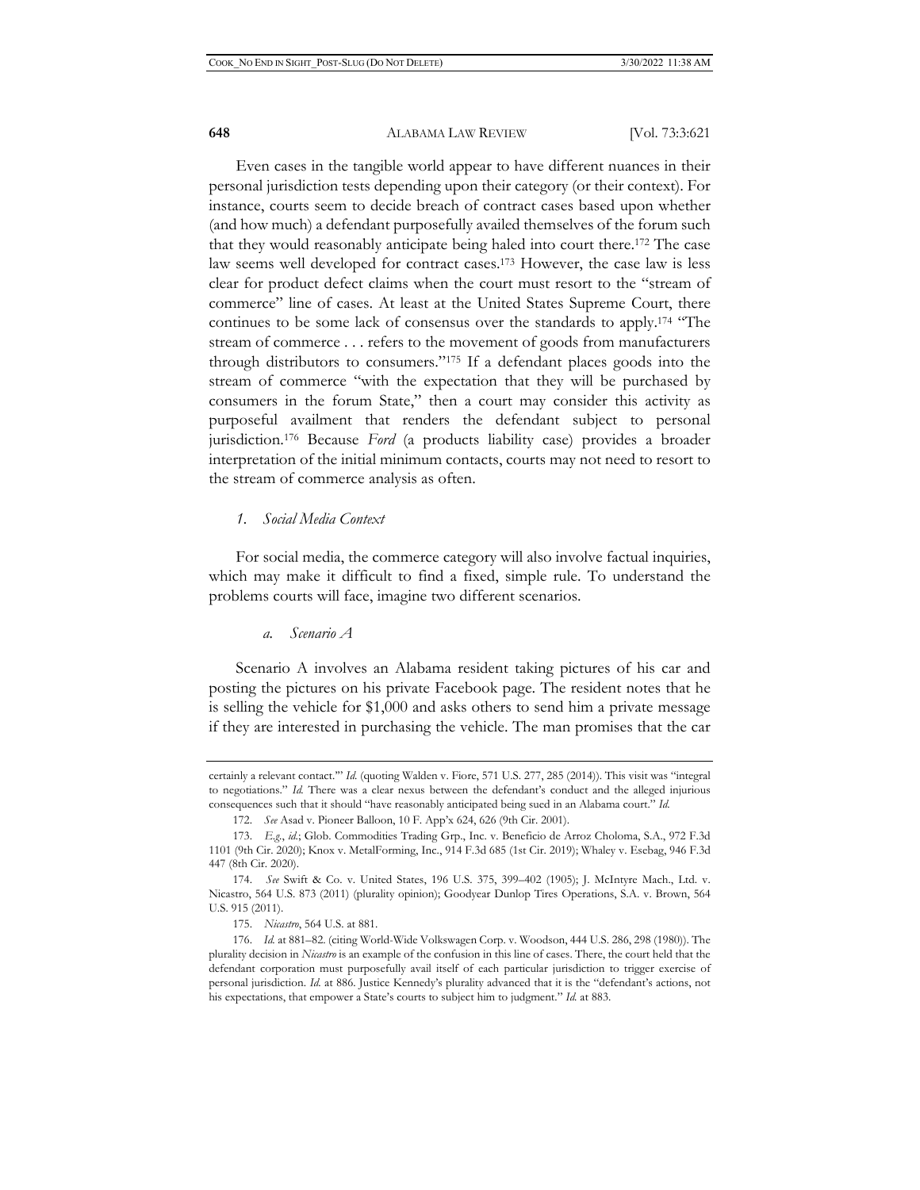Even cases in the tangible world appear to have different nuances in their personal jurisdiction tests depending upon their category (or their context). For instance, courts seem to decide breach of contract cases based upon whether (and how much) a defendant purposefully availed themselves of the forum such that they would reasonably anticipate being haled into court there.[172] The case law seems well developed for contract cases.[173] However, the case law is less clear for product defect claims when the court must resort to the "stream of commerce" line of cases. At least at the United States Supreme Court, there continues to be some lack of consensus over the standards to apply.[174] "The stream of commerce . . . refers to the movement of goods from manufacturers through distributors to consumers."[175] If a defendant places goods into the stream of commerce "with the expectation that they will be purchased by consumers in the forum State," then a court may consider this activity as purposeful availment that renders the defendant subject to personal jurisdiction.[176] Because *Ford* (a products liability case) provides a broader interpretation of the initial minimum contacts, courts may not need to resort to the stream of commerce analysis as often.

#### *1. Social Media Context*

For social media, the commerce category will also involve factual inquiries, which may make it difficult to find a fixed, simple rule. To understand the problems courts will face, imagine two different scenarios.

##### *a. Scenario A*

Scenario A involves an Alabama resident taking pictures of his car and posting the pictures on his private Facebook page. The resident notes that he is selling the vehicle for $1,000 and asks others to send him a private message if they are interested in purchasing the vehicle. The man promises that the car

---

certainly a relevant contact.'" *Id.* (quoting Walden v. Fiore, 571 U.S. 277, 285 (2014)). This visit was "integral to negotiations." *Id.* There was a clear nexus between the defendant's conduct and the alleged injurious consequences such that it should "have reasonably anticipated being sued in an Alabama court." *Id.*

172. *See* Asad v. Pioneer Balloon, 10 F. App'x 624, 626 (9th Cir. 2001).

173. *E.g.*, *id.*; Glob. Commodities Trading Grp., Inc. v. Beneficio de Arroz Choloma, S.A., 972 F.3d 1101 (9th Cir. 2020); Knox v. MetalForming, Inc., 914 F.3d 685 (1st Cir. 2019); Whaley v. Esebag, 946 F.3d 447 (8th Cir. 2020).

174. *See* Swift & Co. v. United States, 196 U.S. 375, 399–402 (1905); J. McIntyre Mach., Ltd. v. Nicastro, 564 U.S. 873 (2011) (plurality opinion); Goodyear Dunlop Tires Operations, S.A. v. Brown, 564 U.S. 915 (2011).

175. *Nicastro*, 564 U.S. at 881.

176. *Id.* at 881–82. (citing World-Wide Volkswagen Corp. v. Woodson, 444 U.S. 286, 298 (1980)). The plurality decision in *Nicastro* is an example of the confusion in this line of cases. There, the court held that the defendant corporation must purposefully avail itself of each particular jurisdiction to trigger exercise of personal jurisdiction. *Id.* at 886. Justice Kennedy's plurality advanced that it is the "defendant's actions, not his expectations, that empower a State's courts to subject him to judgment." *Id.* at 883.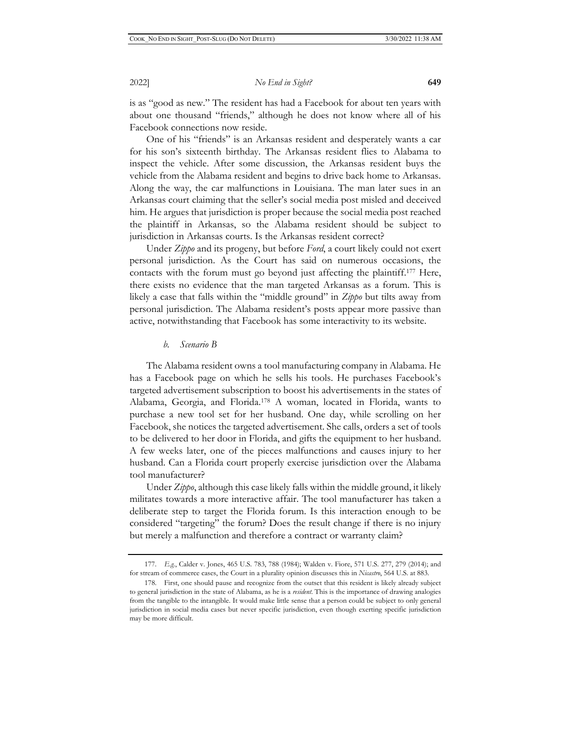is as "good as new." The resident has had a Facebook for about ten years with about one thousand "friends," although he does not know where all of his Facebook connections now reside.

One of his "friends" is an Arkansas resident and desperately wants a car for his son's sixteenth birthday. The Arkansas resident flies to Alabama to inspect the vehicle. After some discussion, the Arkansas resident buys the vehicle from the Alabama resident and begins to drive back home to Arkansas. Along the way, the car malfunctions in Louisiana. The man later sues in an Arkansas court claiming that the seller's social media post misled and deceived him. He argues that jurisdiction is proper because the social media post reached the plaintiff in Arkansas, so the Alabama resident should be subject to jurisdiction in Arkansas courts. Is the Arkansas resident correct?

Under *Zippo* and its progeny, but before *Ford*, a court likely could not exert personal jurisdiction. As the Court has said on numerous occasions, the contacts with the forum must go beyond just affecting the plaintiff.[177] Here, there exists no evidence that the man targeted Arkansas as a forum. This is likely a case that falls within the "middle ground" in *Zippo* but tilts away from personal jurisdiction. The Alabama resident's posts appear more passive than active, notwithstanding that Facebook has some interactivity to its website.

#### *b. Scenario B*

The Alabama resident owns a tool manufacturing company in Alabama. He has a Facebook page on which he sells his tools. He purchases Facebook's targeted advertisement subscription to boost his advertisements in the states of Alabama, Georgia, and Florida.[178] A woman, located in Florida, wants to purchase a new tool set for her husband. One day, while scrolling on her Facebook, she notices the targeted advertisement. She calls, orders a set of tools to be delivered to her door in Florida, and gifts the equipment to her husband. A few weeks later, one of the pieces malfunctions and causes injury to her husband. Can a Florida court properly exercise jurisdiction over the Alabama tool manufacturer?

Under *Zippo*, although this case likely falls within the middle ground, it likely militates towards a more interactive affair. The tool manufacturer has taken a deliberate step to target the Florida forum. Is this interaction enough to be considered "targeting" the forum? Does the result change if there is no injury but merely a malfunction and therefore a contract or warranty claim?

---

177. *E.g.*, Calder v. Jones, 465 U.S. 783, 788 (1984); Walden v. Fiore, 571 U.S. 277, 279 (2014); and for stream of commerce cases, the Court in a plurality opinion discusses this in *Nicastro*, 564 U.S. at 883.

178. First, one should pause and recognize from the outset that this resident is likely already subject to general jurisdiction in the state of Alabama, as he is a *resident*. This is the importance of drawing analogies from the tangible to the intangible. It would make little sense that a person could be subject to only general jurisdiction in social media cases but never specific jurisdiction, even though exerting specific jurisdiction may be more difficult.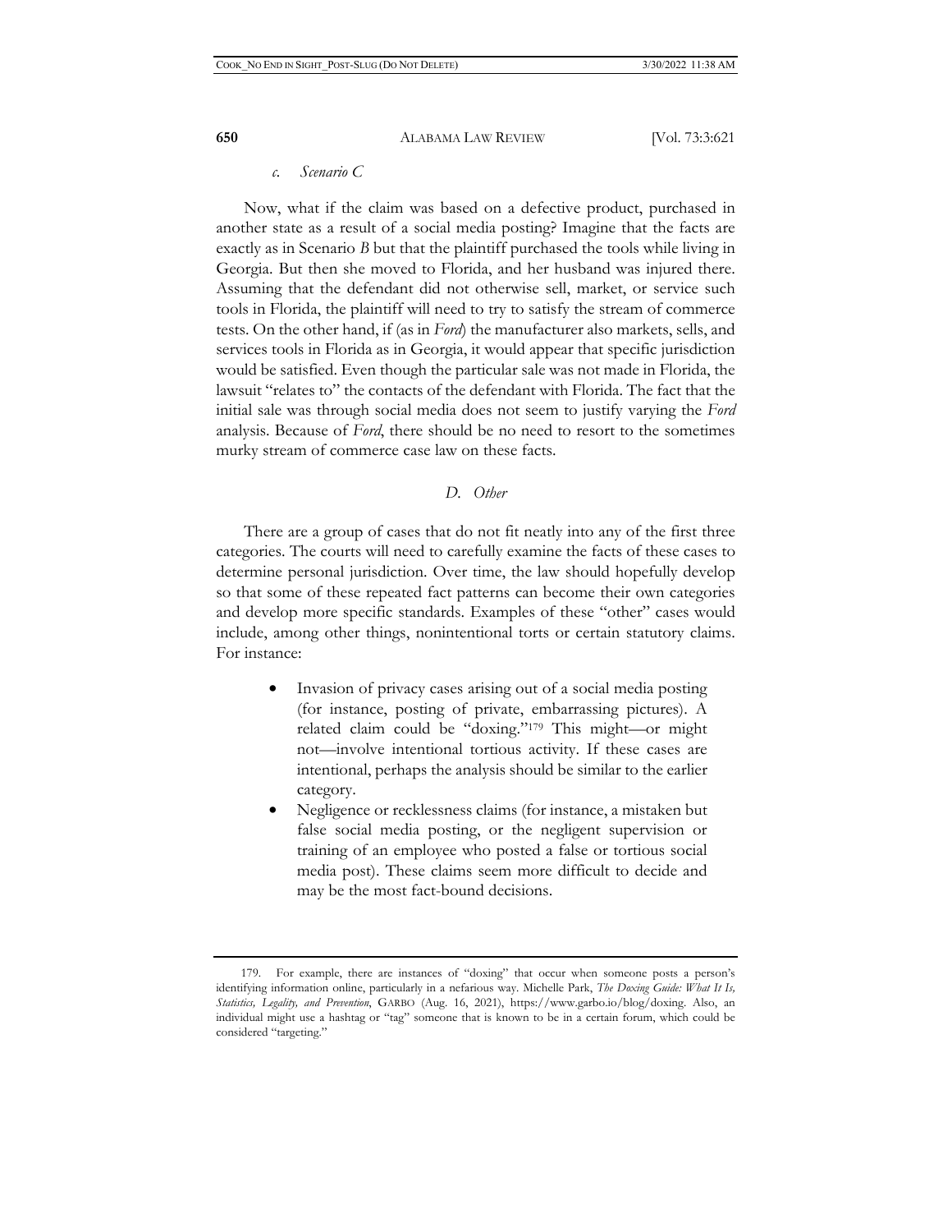*c. Scenario C*

Now, what if the claim was based on a defective product, purchased in another state as a result of a social media posting? Imagine that the facts are exactly as in Scenario *B* but that the plaintiff purchased the tools while living in Georgia. But then she moved to Florida, and her husband was injured there. Assuming that the defendant did not otherwise sell, market, or service such tools in Florida, the plaintiff will need to try to satisfy the stream of commerce tests. On the other hand, if (as in *Ford*) the manufacturer also markets, sells, and services tools in Florida as in Georgia, it would appear that specific jurisdiction would be satisfied. Even though the particular sale was not made in Florida, the lawsuit "relates to" the contacts of the defendant with Florida. The fact that the initial sale was through social media does not seem to justify varying the *Ford* analysis. Because of *Ford*, there should be no need to resort to the sometimes murky stream of commerce case law on these facts.

## *D. Other*

There are a group of cases that do not fit neatly into any of the first three categories. The courts will need to carefully examine the facts of these cases to determine personal jurisdiction. Over time, the law should hopefully develop so that some of these repeated fact patterns can become their own categories and develop more specific standards. Examples of these "other" cases would include, among other things, nonintentional torts or certain statutory claims. For instance:

- Invasion of privacy cases arising out of a social media posting (for instance, posting of private, embarrassing pictures). A related claim could be "doxing."[179] This might—or might not—involve intentional tortious activity. If these cases are intentional, perhaps the analysis should be similar to the earlier category.
- Negligence or recklessness claims (for instance, a mistaken but false social media posting, or the negligent supervision or training of an employee who posted a false or tortious social media post). These claims seem more difficult to decide and may be the most fact-bound decisions.

---

179. For example, there are instances of "doxing" that occur when someone posts a person's identifying information online, particularly in a nefarious way. Michelle Park, *The Doxing Guide: What It Is, Statistics, Legality, and Prevention*, GARBO (Aug. 16, 2021), https://www.garbo.io/blog/doxing. Also, an individual might use a hashtag or "tag" someone that is known to be in a certain forum, which could be considered "targeting."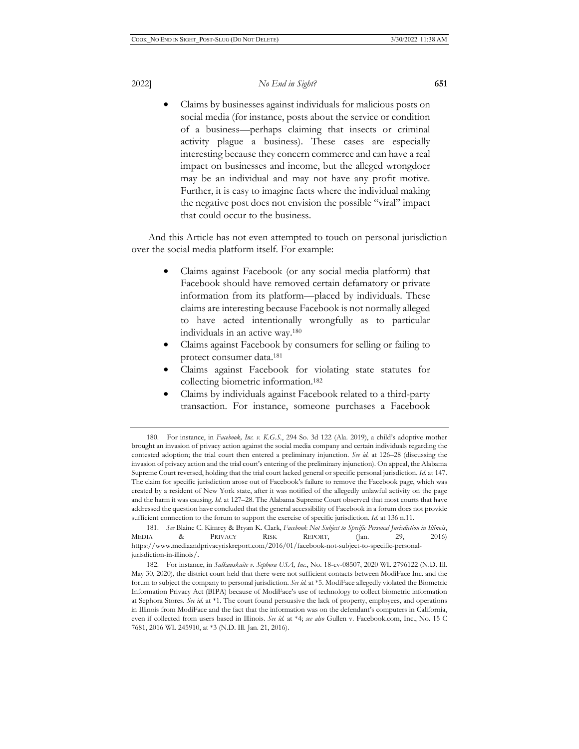- Claims by businesses against individuals for malicious posts on social media (for instance, posts about the service or condition of a business—perhaps claiming that insects or criminal activity plague a business). These cases are especially interesting because they concern commerce and can have a real impact on businesses and income, but the alleged wrongdoer may be an individual and may not have any profit motive. Further, it is easy to imagine facts where the individual making the negative post does not envision the possible "viral" impact that could occur to the business.

And this Article has not even attempted to touch on personal jurisdiction over the social media platform itself. For example:

- Claims against Facebook (or any social media platform) that Facebook should have removed certain defamatory or private information from its platform—placed by individuals. These claims are interesting because Facebook is not normally alleged to have acted intentionally wrongfully as to particular individuals in an active way.[180]
- Claims against Facebook by consumers for selling or failing to protect consumer data.[181]
- Claims against Facebook for violating state statutes for collecting biometric information.[182]
- Claims by individuals against Facebook related to a third-party transaction. For instance, someone purchases a Facebook

---

180. For instance, in *Facebook, Inc. v. K.G.S.*, 294 So. 3d 122 (Ala. 2019), a child's adoptive mother brought an invasion of privacy action against the social media company and certain individuals regarding the contested adoption; the trial court then entered a preliminary injunction. *See id.* at 126–28 (discussing the invasion of privacy action and the trial court's entering of the preliminary injunction). On appeal, the Alabama Supreme Court reversed, holding that the trial court lacked general or specific personal jurisdiction. *Id.* at 147. The claim for specific jurisdiction arose out of Facebook's failure to remove the Facebook page, which was created by a resident of New York state, after it was notified of the allegedly unlawful activity on the page and the harm it was causing. *Id.* at 127–28. The Alabama Supreme Court observed that most courts that have addressed the question have concluded that the general accessibility of Facebook in a forum does not provide sufficient connection to the forum to support the exercise of specific jurisdiction. *Id.* at 136 n.11.

181. *See* Blaine C. Kimrey & Bryan K. Clark, *Facebook Not Subject to Specific Personal Jurisdiction in Illinois*, MEDIA & PRIVACY RISK REPORT, (Jan. 29, 2016) https://www.mediaandprivacyriskreport.com/2016/01/facebook-not-subject-to-specific-personal-jurisdiction-in-illinois/.

182. For instance, in *Salkauskaite v. Sephora USA, Inc.*, No. 18-cv-08507, 2020 WL 2796122 (N.D. Ill. May 30, 2020), the district court held that there were not sufficient contacts between ModiFace Inc. and the forum to subject the company to personal jurisdiction. *See id.* at \*5. ModiFace allegedly violated the Biometric Information Privacy Act (BIPA) because of ModiFace's use of technology to collect biometric information at Sephora Stores. *See id.* at \*1. The court found persuasive the lack of property, employees, and operations in Illinois from ModiFace and the fact that the information was on the defendant's computers in California, even if collected from users based in Illinois. *See id.* at \*4; *see also* Gullen v. Facebook.com, Inc., No. 15 C 7681, 2016 WL 245910, at \*3 (N.D. Ill. Jan. 21, 2016).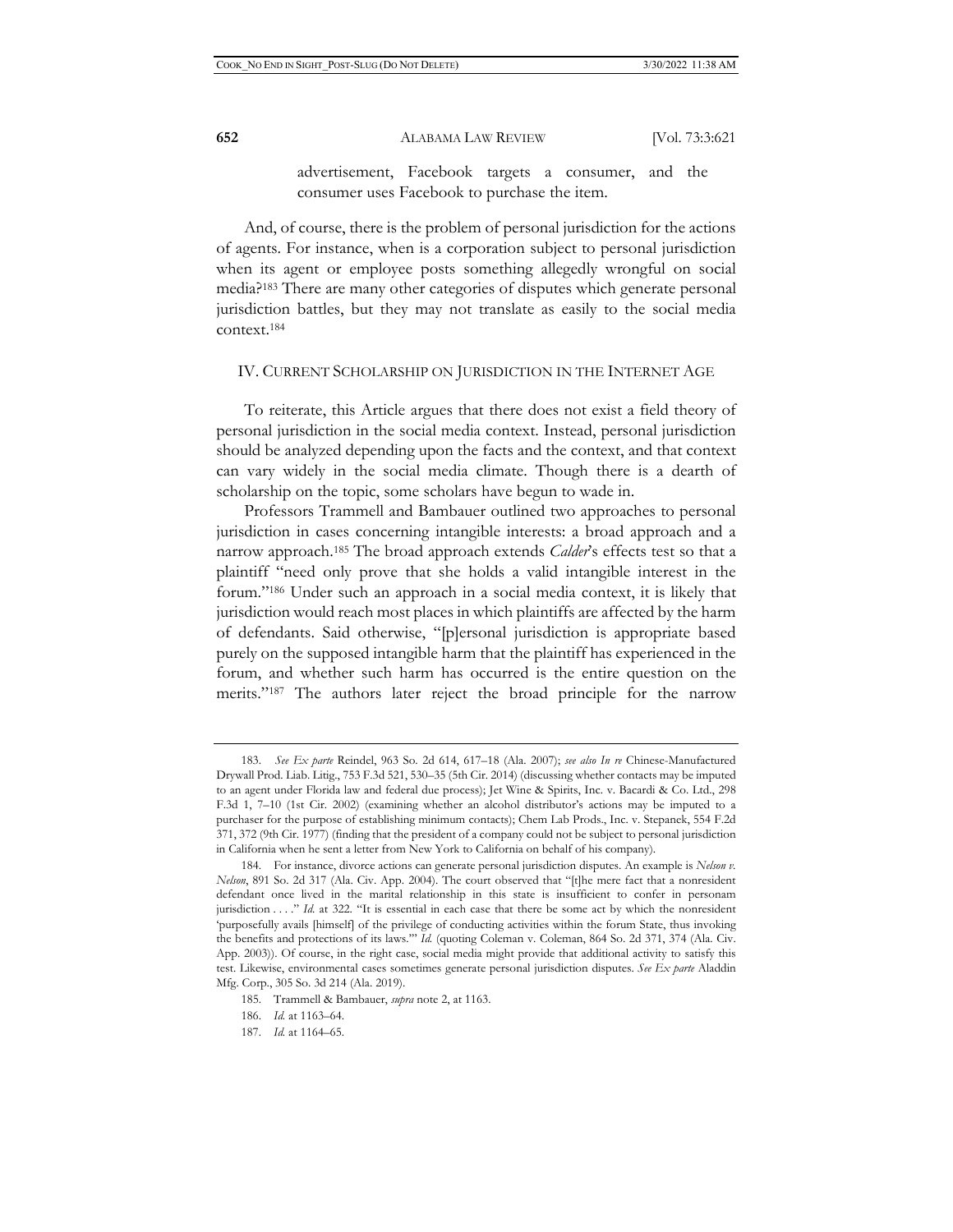advertisement, Facebook targets a consumer, and the consumer uses Facebook to purchase the item.

And, of course, there is the problem of personal jurisdiction for the actions of agents. For instance, when is a corporation subject to personal jurisdiction when its agent or employee posts something allegedly wrongful on social media?[183] There are many other categories of disputes which generate personal jurisdiction battles, but they may not translate as easily to the social media context.[184]

## IV. Current Scholarship on Jurisdiction in the Internet Age

To reiterate, this Article argues that there does not exist a field theory of personal jurisdiction in the social media context. Instead, personal jurisdiction should be analyzed depending upon the facts and the context, and that context can vary widely in the social media climate. Though there is a dearth of scholarship on the topic, some scholars have begun to wade in.

Professors Trammell and Bambauer outlined two approaches to personal jurisdiction in cases concerning intangible interests: a broad approach and a narrow approach.[185] The broad approach extends *Calder*'s effects test so that a plaintiff "need only prove that she holds a valid intangible interest in the forum."[186] Under such an approach in a social media context, it is likely that jurisdiction would reach most places in which plaintiffs are affected by the harm of defendants. Said otherwise, "[p]ersonal jurisdiction is appropriate based purely on the supposed intangible harm that the plaintiff has experienced in the forum, and whether such harm has occurred is the entire question on the merits."[187] The authors later reject the broad principle for the narrow

---

183. *See Ex parte* Reindel, 963 So. 2d 614, 617–18 (Ala. 2007); *see also In re* Chinese-Manufactured Drywall Prod. Liab. Litig., 753 F.3d 521, 530–35 (5th Cir. 2014) (discussing whether contacts may be imputed to an agent under Florida law and federal due process); Jet Wine & Spirits, Inc. v. Bacardi & Co. Ltd., 298 F.3d 1, 7–10 (1st Cir. 2002) (examining whether an alcohol distributor's actions may be imputed to a purchaser for the purpose of establishing minimum contacts); Chem Lab Prods., Inc. v. Stepanek, 554 F.2d 371, 372 (9th Cir. 1977) (finding that the president of a company could not be subject to personal jurisdiction in California when he sent a letter from New York to California on behalf of his company).

184. For instance, divorce actions can generate personal jurisdiction disputes. An example is *Nelson v. Nelson*, 891 So. 2d 317 (Ala. Civ. App. 2004). The court observed that "[t]he mere fact that a nonresident defendant once lived in the marital relationship in this state is insufficient to confer in personam jurisdiction . . . ." *Id.* at 322. "It is essential in each case that there be some act by which the nonresident 'purposefully avails [himself] of the privilege of conducting activities within the forum State, thus invoking the benefits and protections of its laws.'" *Id.* (quoting Coleman v. Coleman, 864 So. 2d 371, 374 (Ala. Civ. App. 2003)). Of course, in the right case, social media might provide that additional activity to satisfy this test. Likewise, environmental cases sometimes generate personal jurisdiction disputes. *See Ex parte* Aladdin Mfg. Corp., 305 So. 3d 214 (Ala. 2019).

185. Trammell & Bambauer, *supra* note 2, at 1163.

186. *Id.* at 1163–64.

187. *Id.* at 1164–65.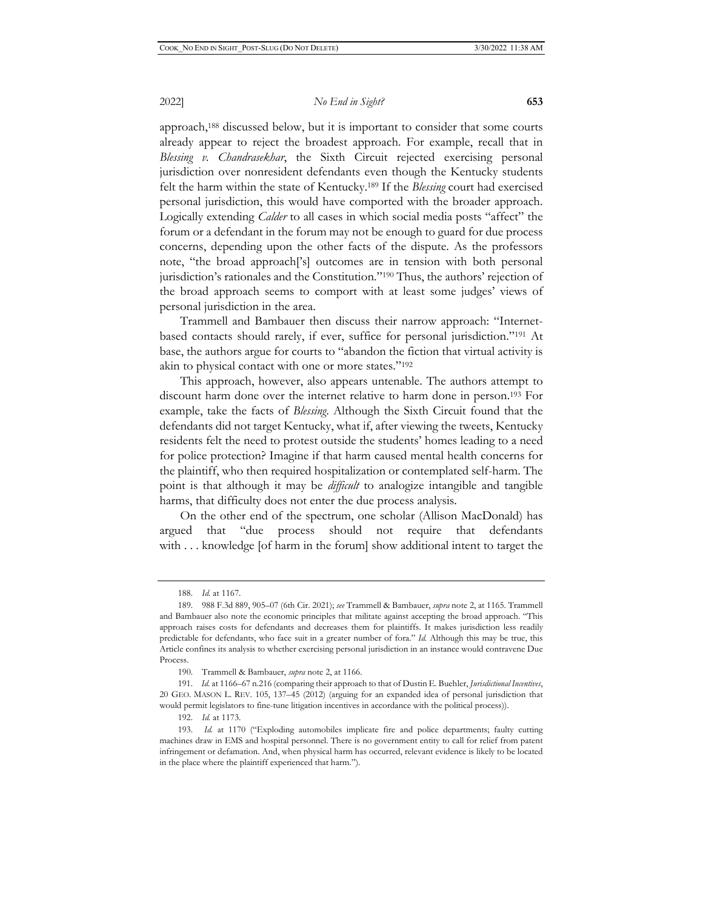approach,[188] discussed below, but it is important to consider that some courts already appear to reject the broadest approach. For example, recall that in *Blessing v. Chandrasekhar*, the Sixth Circuit rejected exercising personal jurisdiction over nonresident defendants even though the Kentucky students felt the harm within the state of Kentucky.[189] If the *Blessing* court had exercised personal jurisdiction, this would have comported with the broader approach. Logically extending *Calder* to all cases in which social media posts "affect" the forum or a defendant in the forum may not be enough to guard for due process concerns, depending upon the other facts of the dispute. As the professors note, "the broad approach['s] outcomes are in tension with both personal jurisdiction's rationales and the Constitution."[190] Thus, the authors' rejection of the broad approach seems to comport with at least some judges' views of personal jurisdiction in the area.

Trammell and Bambauer then discuss their narrow approach: "Internet-based contacts should rarely, if ever, suffice for personal jurisdiction."[191] At base, the authors argue for courts to "abandon the fiction that virtual activity is akin to physical contact with one or more states."[192]

This approach, however, also appears untenable. The authors attempt to discount harm done over the internet relative to harm done in person.[193] For example, take the facts of *Blessing*. Although the Sixth Circuit found that the defendants did not target Kentucky, what if, after viewing the tweets, Kentucky residents felt the need to protest outside the students' homes leading to a need for police protection? Imagine if that harm caused mental health concerns for the plaintiff, who then required hospitalization or contemplated self-harm. The point is that although it may be *difficult* to analogize intangible and tangible harms, that difficulty does not enter the due process analysis.

On the other end of the spectrum, one scholar (Allison MacDonald) has argued that "due process should not require that defendants with . . . knowledge [of harm in the forum] show additional intent to target the

---

188. *Id.* at 1167.

189. 988 F.3d 889, 905–07 (6th Cir. 2021); *see* Trammell & Bambauer, *supra* note 2, at 1165. Trammell and Bambauer also note the economic principles that militate against accepting the broad approach. "This approach raises costs for defendants and decreases them for plaintiffs. It makes jurisdiction less readily predictable for defendants, who face suit in a greater number of fora." *Id.* Although this may be true, this Article confines its analysis to whether exercising personal jurisdiction in an instance would contravene Due Process.

190. Trammell & Bambauer, *supra* note 2, at 1166.

191. *Id.* at 1166–67 n.216 (comparing their approach to that of Dustin E. Buehler, *Jurisdictional Incentives*, 20 GEO. MASON L. REV. 105, 137–45 (2012) (arguing for an expanded idea of personal jurisdiction that would permit legislators to fine-tune litigation incentives in accordance with the political process)).

192. *Id.* at 1173.

193. *Id.* at 1170 ("Exploding automobiles implicate fire and police departments; faulty cutting machines draw in EMS and hospital personnel. There is no government entity to call for relief from patent infringement or defamation. And, when physical harm has occurred, relevant evidence is likely to be located in the place where the plaintiff experienced that harm.").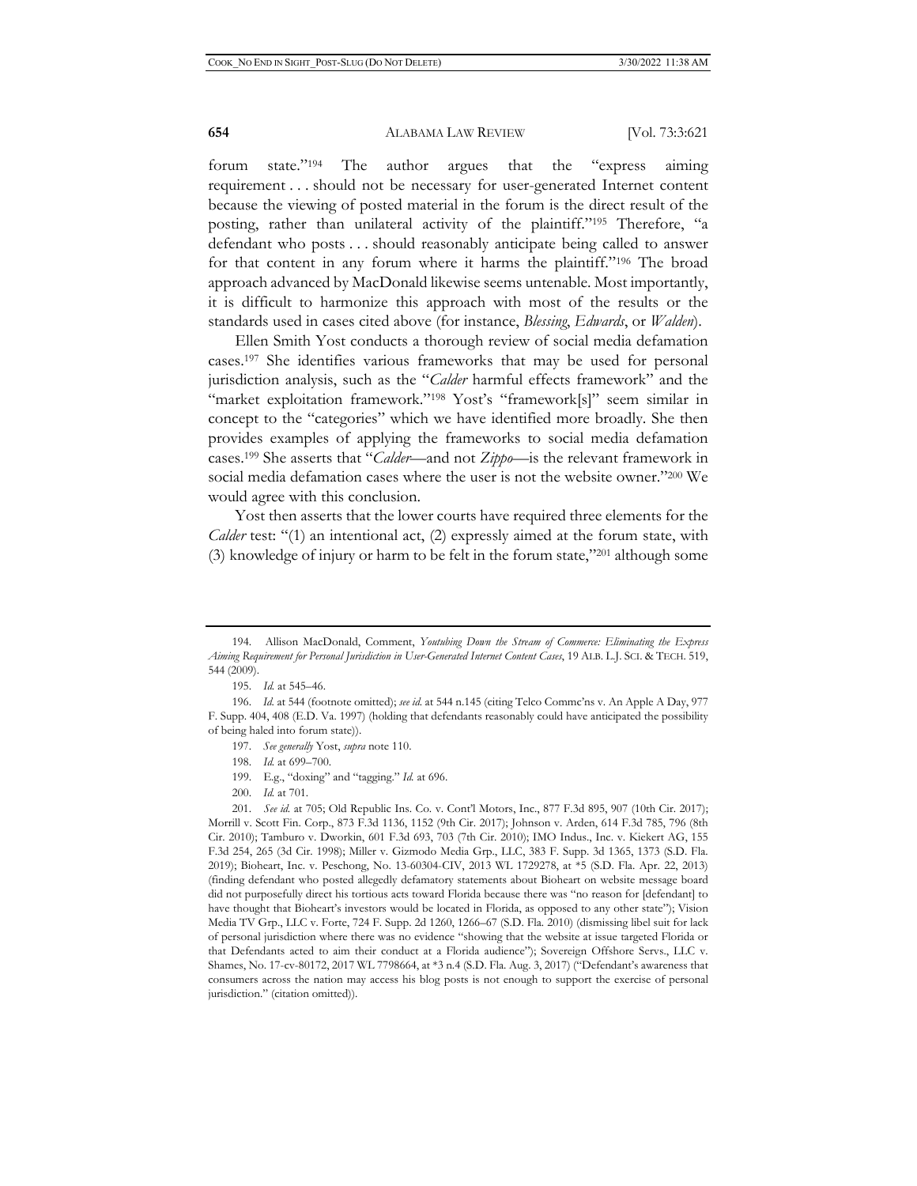forum state."[194] The author argues that the "express aiming requirement . . . should not be necessary for user-generated Internet content because the viewing of posted material in the forum is the direct result of the posting, rather than unilateral activity of the plaintiff."[195] Therefore, "a defendant who posts . . . should reasonably anticipate being called to answer for that content in any forum where it harms the plaintiff."[196] The broad approach advanced by MacDonald likewise seems untenable. Most importantly, it is difficult to harmonize this approach with most of the results or the standards used in cases cited above (for instance, *Blessing*, *Edwards*, or *Walden*).

Ellen Smith Yost conducts a thorough review of social media defamation cases.[197] She identifies various frameworks that may be used for personal jurisdiction analysis, such as the "*Calder* harmful effects framework" and the "market exploitation framework."[198] Yost's "framework[s]" seem similar in concept to the "categories" which we have identified more broadly. She then provides examples of applying the frameworks to social media defamation cases.[199] She asserts that "*Calder*—and not *Zippo*—is the relevant framework in social media defamation cases where the user is not the website owner."[200] We would agree with this conclusion.

Yost then asserts that the lower courts have required three elements for the *Calder* test: "(1) an intentional act, (2) expressly aimed at the forum state, with (3) knowledge of injury or harm to be felt in the forum state,"[201] although some

---

194. Allison MacDonald, Comment, *Youtubing Down the Stream of Commerce: Eliminating the Express Aiming Requirement for Personal Jurisdiction in User-Generated Internet Content Cases*, 19 ALB. L.J. SCI. & TECH. 519, 544 (2009).

195. *Id.* at 545–46.

196. *Id.* at 544 (footnote omitted); *see id.* at 544 n.145 (citing Telco Commc'ns v. An Apple A Day, 977 F. Supp. 404, 408 (E.D. Va. 1997) (holding that defendants reasonably could have anticipated the possibility of being haled into forum state)).

197. *See generally* Yost, *supra* note 110.

198. *Id.* at 699–700.

199. E.g., "doxing" and "tagging." *Id.* at 696.

200. *Id.* at 701.

201. *See id.* at 705; Old Republic Ins. Co. v. Cont'l Motors, Inc., 877 F.3d 895, 907 (10th Cir. 2017); Morrill v. Scott Fin. Corp., 873 F.3d 1136, 1152 (9th Cir. 2017); Johnson v. Arden, 614 F.3d 785, 796 (8th Cir. 2010); Tamburo v. Dworkin, 601 F.3d 693, 703 (7th Cir. 2010); IMO Indus., Inc. v. Kiekert AG, 155 F.3d 254, 265 (3d Cir. 1998); Miller v. Gizmodo Media Grp., LLC, 383 F. Supp. 3d 1365, 1373 (S.D. Fla. 2019); Bioheart, Inc. v. Peschong, No. 13-60304-CIV, 2013 WL 1729278, at *5 (S.D. Fla. Apr. 22, 2013) (finding defendant who posted allegedly defamatory statements about Bioheart on website message board did not purposefully direct his tortious acts toward Florida because there was "no reason for [defendant] to have thought that Bioheart's investors would be located in Florida, as opposed to any other state"); Vision Media TV Grp., LLC v. Forte, 724 F. Supp. 2d 1260, 1266–67 (S.D. Fla. 2010) (dismissing libel suit for lack of personal jurisdiction where there was no evidence "showing that the website at issue targeted Florida or that Defendants acted to aim their conduct at a Florida audience"); Sovereign Offshore Servs., LLC v. Shames, No. 17-cv-80172, 2017 WL 7798664, at *3 n.4 (S.D. Fla. Aug. 3, 2017) ("Defendant's awareness that consumers across the nation may access his blog posts is not enough to support the exercise of personal jurisdiction." (citation omitted)).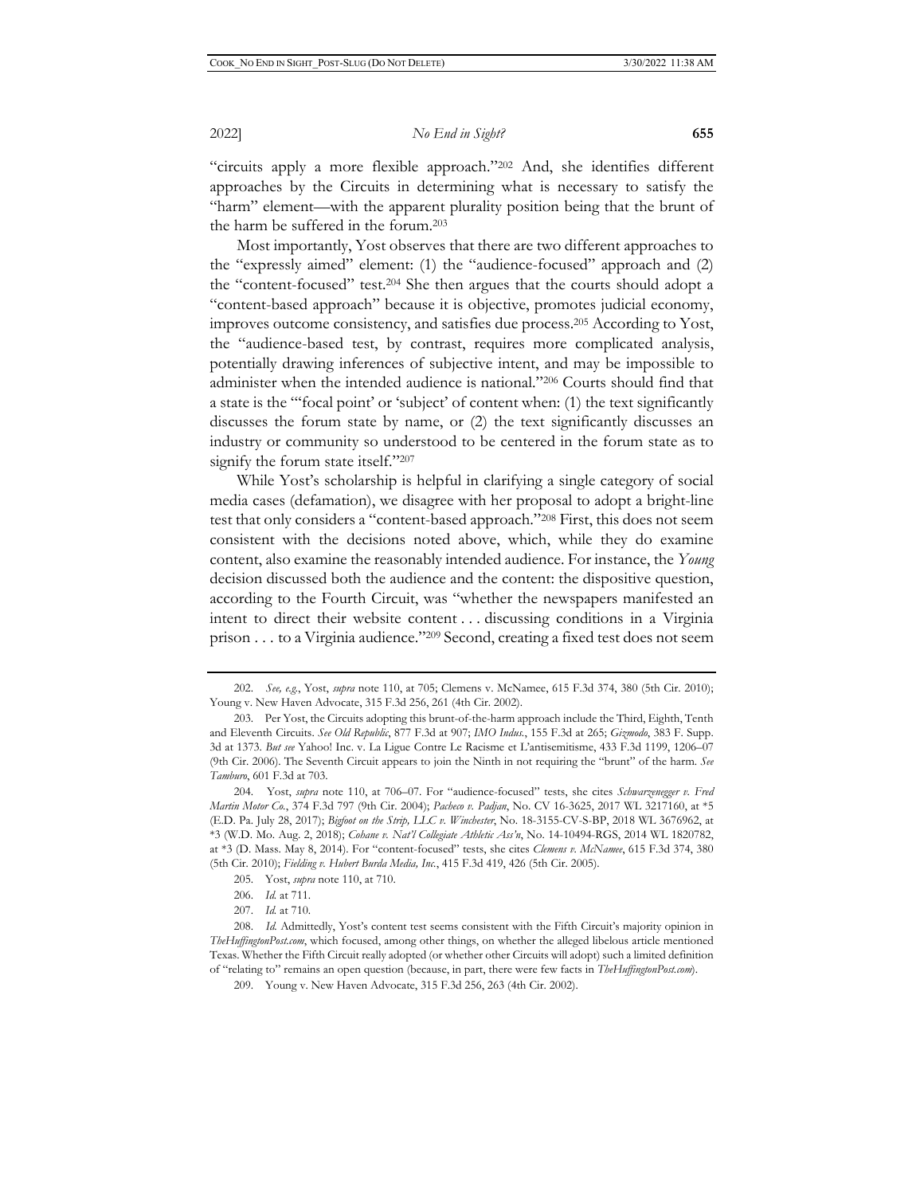"circuits apply a more flexible approach."[202] And, she identifies different approaches by the Circuits in determining what is necessary to satisfy the "harm" element—with the apparent plurality position being that the brunt of the harm be suffered in the forum.[203]

Most importantly, Yost observes that there are two different approaches to the "expressly aimed" element: (1) the "audience-focused" approach and (2) the "content-focused" test.[204] She then argues that the courts should adopt a "content-based approach" because it is objective, promotes judicial economy, improves outcome consistency, and satisfies due process.[205] According to Yost, the "audience-based test, by contrast, requires more complicated analysis, potentially drawing inferences of subjective intent, and may be impossible to administer when the intended audience is national."[206] Courts should find that a state is the "'focal point' or 'subject' of content when: (1) the text significantly discusses the forum state by name, or (2) the text significantly discusses an industry or community so understood to be centered in the forum state as to signify the forum state itself."[207]

While Yost's scholarship is helpful in clarifying a single category of social media cases (defamation), we disagree with her proposal to adopt a bright-line test that only considers a "content-based approach."[208] First, this does not seem consistent with the decisions noted above, which, while they do examine content, also examine the reasonably intended audience. For instance, the *Young* decision discussed both the audience and the content: the dispositive question, according to the Fourth Circuit, was "whether the newspapers manifested an intent to direct their website content . . . discussing conditions in a Virginia prison . . . to a Virginia audience."[209] Second, creating a fixed test does not seem

---

202. *See, e.g.*, Yost, *supra* note 110, at 705; Clemens v. McNamee, 615 F.3d 374, 380 (5th Cir. 2010); Young v. New Haven Advocate, 315 F.3d 256, 261 (4th Cir. 2002).

203. Per Yost, the Circuits adopting this brunt-of-the-harm approach include the Third, Eighth, Tenth and Eleventh Circuits. *See Old Republic*, 877 F.3d at 907; *IMO Indus.*, 155 F.3d at 265; *Gizmodo*, 383 F. Supp. 3d at 1373. *But see* Yahoo! Inc. v. La Ligue Contre Le Racisme et L'antisemitisme, 433 F.3d 1199, 1206–07 (9th Cir. 2006). The Seventh Circuit appears to join the Ninth in not requiring the "brunt" of the harm. *See Tamburo*, 601 F.3d at 703.

204. Yost, *supra* note 110, at 706–07. For "audience-focused" tests, she cites *Schwarzenegger v. Fred Martin Motor Co.*, 374 F.3d 797 (9th Cir. 2004); *Pacheco v. Padjan*, No. CV 16-3625, 2017 WL 3217160, at *5 (E.D. Pa. July 28, 2017); *Bigfoot on the Strip, LLC v. Winchester*, No. 18-3155-CV-S-BP, 2018 WL 3676962, at *3 (W.D. Mo. Aug. 2, 2018); *Cohane v. Nat'l Collegiate Athletic Ass'n*, No. 14-10494-RGS, 2014 WL 1820782, at *3 (D. Mass. May 8, 2014). For "content-focused" tests, she cites *Clemens v. McNamee*, 615 F.3d 374, 380 (5th Cir. 2010); *Fielding v. Hubert Burda Media, Inc.*, 415 F.3d 419, 426 (5th Cir. 2005).

205. Yost, *supra* note 110, at 710.

206. *Id.* at 711.

207. *Id.* at 710.

208. *Id.* Admittedly, Yost's content test seems consistent with the Fifth Circuit's majority opinion in *TheHuffingtonPost.com*, which focused, among other things, on whether the alleged libelous article mentioned Texas. Whether the Fifth Circuit really adopted (or whether other Circuits will adopt) such a limited definition of "relating to" remains an open question (because, in part, there were few facts in *TheHuffingtonPost.com*).

209. Young v. New Haven Advocate, 315 F.3d 256, 263 (4th Cir. 2002).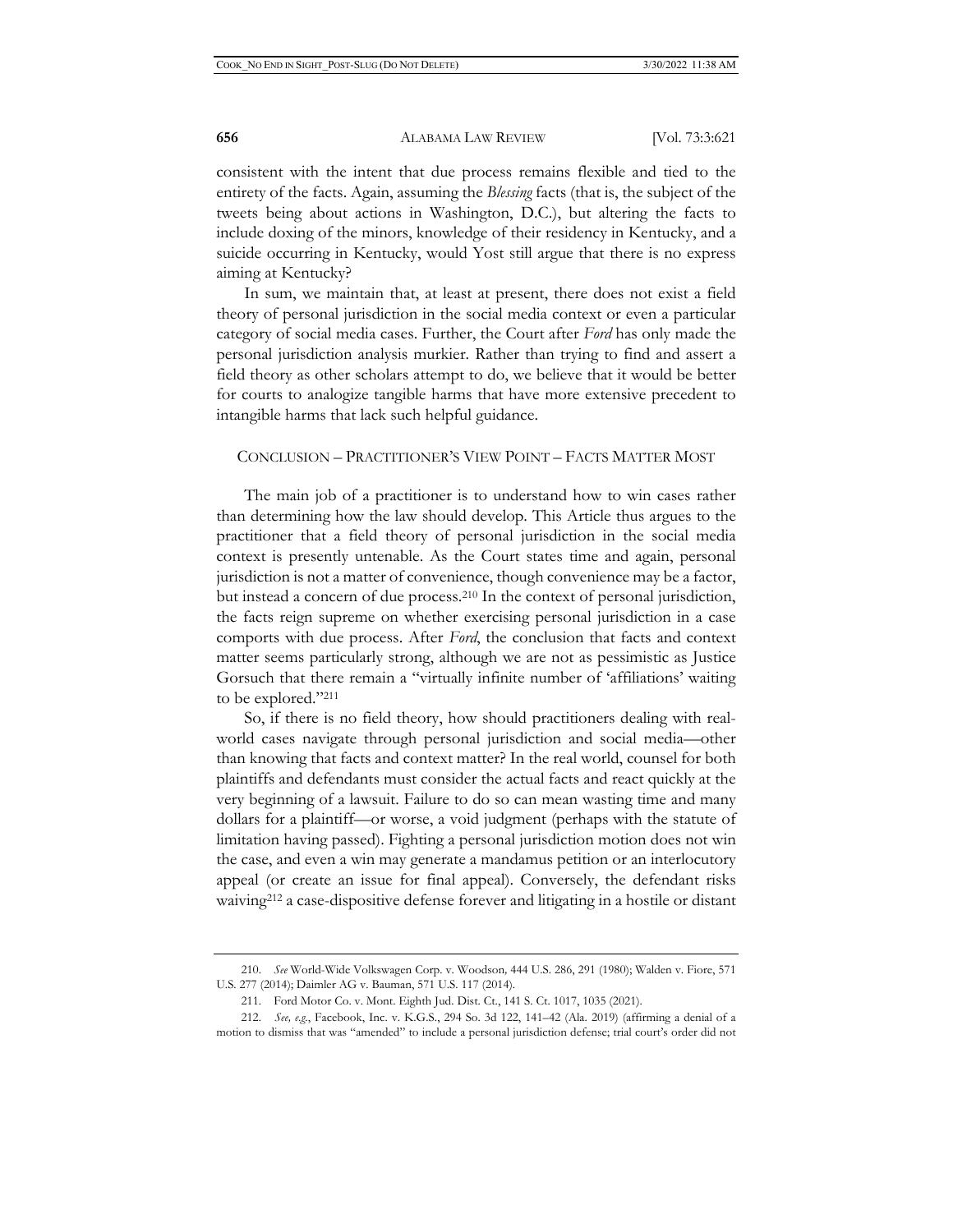consistent with the intent that due process remains flexible and tied to the entirety of the facts. Again, assuming the *Blessing* facts (that is, the subject of the tweets being about actions in Washington, D.C.), but altering the facts to include doxing of the minors, knowledge of their residency in Kentucky, and a suicide occurring in Kentucky, would Yost still argue that there is no express aiming at Kentucky?

In sum, we maintain that, at least at present, there does not exist a field theory of personal jurisdiction in the social media context or even a particular category of social media cases. Further, the Court after *Ford* has only made the personal jurisdiction analysis murkier. Rather than trying to find and assert a field theory as other scholars attempt to do, we believe that it would be better for courts to analogize tangible harms that have more extensive precedent to intangible harms that lack such helpful guidance.

## CONCLUSION – PRACTITIONER'S VIEW POINT – FACTS MATTER MOST

The main job of a practitioner is to understand how to win cases rather than determining how the law should develop. This Article thus argues to the practitioner that a field theory of personal jurisdiction in the social media context is presently untenable. As the Court states time and again, personal jurisdiction is not a matter of convenience, though convenience may be a factor, but instead a concern of due process.[210] In the context of personal jurisdiction, the facts reign supreme on whether exercising personal jurisdiction in a case comports with due process. After *Ford*, the conclusion that facts and context matter seems particularly strong, although we are not as pessimistic as Justice Gorsuch that there remain a "virtually infinite number of 'affiliations' waiting to be explored."[211]

So, if there is no field theory, how should practitioners dealing with real-world cases navigate through personal jurisdiction and social media—other than knowing that facts and context matter? In the real world, counsel for both plaintiffs and defendants must consider the actual facts and react quickly at the very beginning of a lawsuit. Failure to do so can mean wasting time and many dollars for a plaintiff—or worse, a void judgment (perhaps with the statute of limitation having passed). Fighting a personal jurisdiction motion does not win the case, and even a win may generate a mandamus petition or an interlocutory appeal (or create an issue for final appeal). Conversely, the defendant risks waiving[212] a case-dispositive defense forever and litigating in a hostile or distant

---

210. *See* World-Wide Volkswagen Corp. v. Woodson, 444 U.S. 286, 291 (1980); Walden v. Fiore, 571 U.S. 277 (2014); Daimler AG v. Bauman, 571 U.S. 117 (2014).

211. Ford Motor Co. v. Mont. Eighth Jud. Dist. Ct., 141 S. Ct. 1017, 1035 (2021).

212. *See, e.g.*, Facebook, Inc. v. K.G.S., 294 So. 3d 122, 141–42 (Ala. 2019) (affirming a denial of a motion to dismiss that was "amended" to include a personal jurisdiction defense; trial court's order did not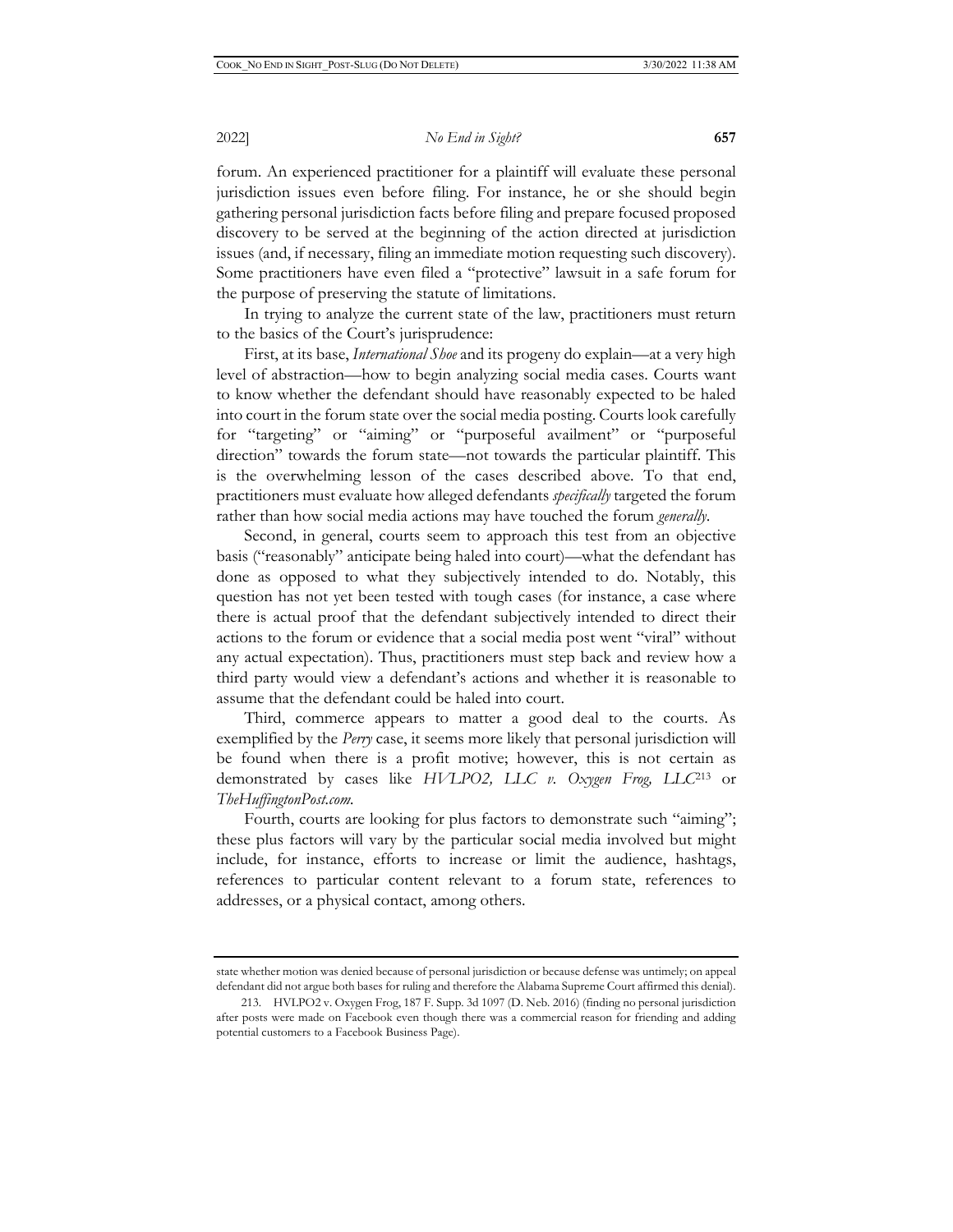forum. An experienced practitioner for a plaintiff will evaluate these personal jurisdiction issues even before filing. For instance, he or she should begin gathering personal jurisdiction facts before filing and prepare focused proposed discovery to be served at the beginning of the action directed at jurisdiction issues (and, if necessary, filing an immediate motion requesting such discovery). Some practitioners have even filed a "protective" lawsuit in a safe forum for the purpose of preserving the statute of limitations.

In trying to analyze the current state of the law, practitioners must return to the basics of the Court's jurisprudence:

First, at its base, *International Shoe* and its progeny do explain—at a very high level of abstraction—how to begin analyzing social media cases. Courts want to know whether the defendant should have reasonably expected to be haled into court in the forum state over the social media posting. Courts look carefully for "targeting" or "aiming" or "purposeful availment" or "purposeful direction" towards the forum state—not towards the particular plaintiff. This is the overwhelming lesson of the cases described above. To that end, practitioners must evaluate how alleged defendants *specifically* targeted the forum rather than how social media actions may have touched the forum *generally*.

Second, in general, courts seem to approach this test from an objective basis ("reasonably" anticipate being haled into court)—what the defendant has done as opposed to what they subjectively intended to do. Notably, this question has not yet been tested with tough cases (for instance, a case where there is actual proof that the defendant subjectively intended to direct their actions to the forum or evidence that a social media post went "viral" without any actual expectation). Thus, practitioners must step back and review how a third party would view a defendant's actions and whether it is reasonable to assume that the defendant could be haled into court.

Third, commerce appears to matter a good deal to the courts. As exemplified by the *Perry* case, it seems more likely that personal jurisdiction will be found when there is a profit motive; however, this is not certain as demonstrated by cases like *HVLPO2, LLC v. Oxygen Frog, LLC*[213] or *TheHuffingtonPost.com*.

Fourth, courts are looking for plus factors to demonstrate such "aiming"; these plus factors will vary by the particular social media involved but might include, for instance, efforts to increase or limit the audience, hashtags, references to particular content relevant to a forum state, references to addresses, or a physical contact, among others.

---

state whether motion was denied because of personal jurisdiction or because defense was untimely; on appeal defendant did not argue both bases for ruling and therefore the Alabama Supreme Court affirmed this denial).

213. HVLPO2 v. Oxygen Frog, 187 F. Supp. 3d 1097 (D. Neb. 2016) (finding no personal jurisdiction after posts were made on Facebook even though there was a commercial reason for friending and adding potential customers to a Facebook Business Page).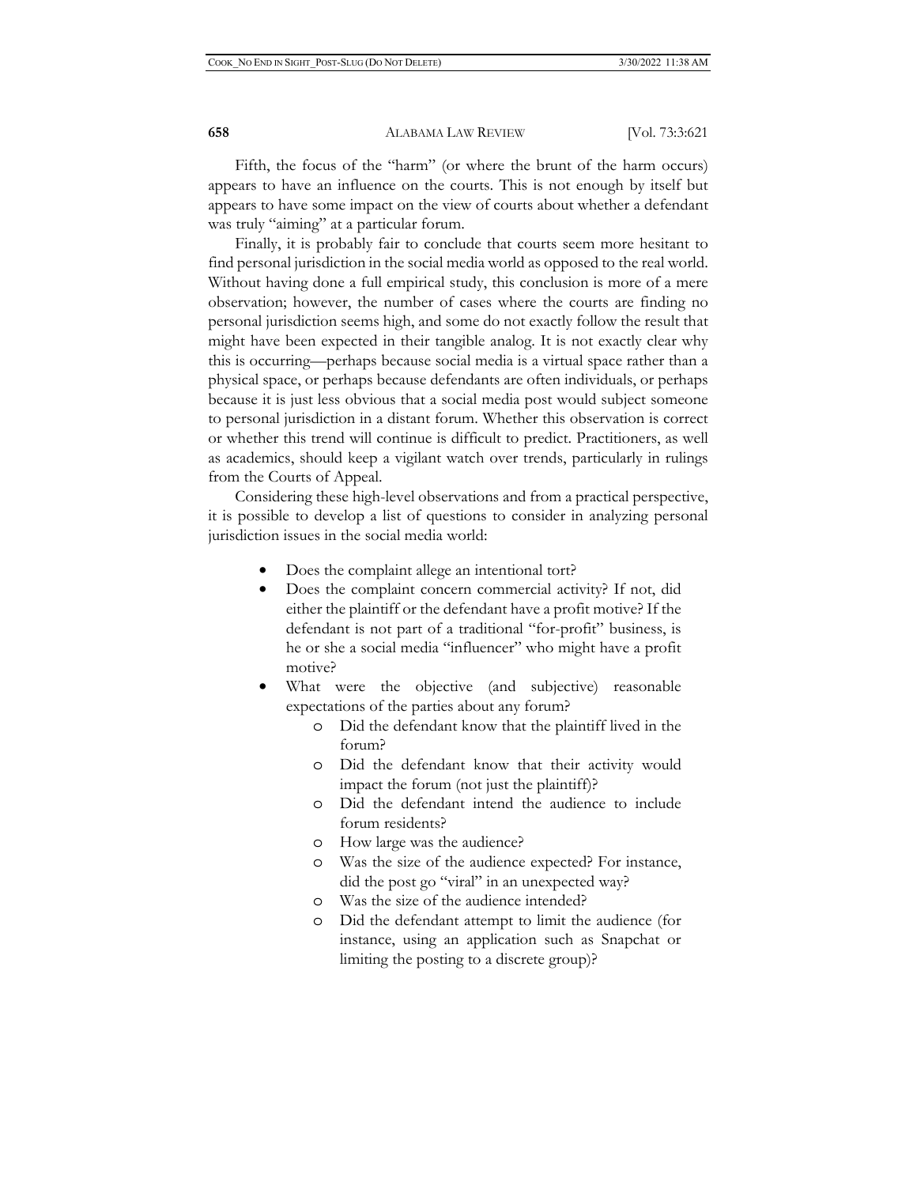Fifth, the focus of the "harm" (or where the brunt of the harm occurs) appears to have an influence on the courts. This is not enough by itself but appears to have some impact on the view of courts about whether a defendant was truly "aiming" at a particular forum.

Finally, it is probably fair to conclude that courts seem more hesitant to find personal jurisdiction in the social media world as opposed to the real world. Without having done a full empirical study, this conclusion is more of a mere observation; however, the number of cases where the courts are finding no personal jurisdiction seems high, and some do not exactly follow the result that might have been expected in their tangible analog. It is not exactly clear why this is occurring—perhaps because social media is a virtual space rather than a physical space, or perhaps because defendants are often individuals, or perhaps because it is just less obvious that a social media post would subject someone to personal jurisdiction in a distant forum. Whether this observation is correct or whether this trend will continue is difficult to predict. Practitioners, as well as academics, should keep a vigilant watch over trends, particularly in rulings from the Courts of Appeal.

Considering these high-level observations and from a practical perspective, it is possible to develop a list of questions to consider in analyzing personal jurisdiction issues in the social media world:

- Does the complaint allege an intentional tort?
- Does the complaint concern commercial activity? If not, did either the plaintiff or the defendant have a profit motive? If the defendant is not part of a traditional "for-profit" business, is he or she a social media "influencer" who might have a profit motive?
- What were the objective (and subjective) reasonable expectations of the parties about any forum?
    - Did the defendant know that the plaintiff lived in the forum?
    - Did the defendant know that their activity would impact the forum (not just the plaintiff)?
    - Did the defendant intend the audience to include forum residents?
    - How large was the audience?
    - Was the size of the audience expected? For instance, did the post go "viral" in an unexpected way?
    - Was the size of the audience intended?
    - Did the defendant attempt to limit the audience (for instance, using an application such as Snapchat or limiting the posting to a discrete group)?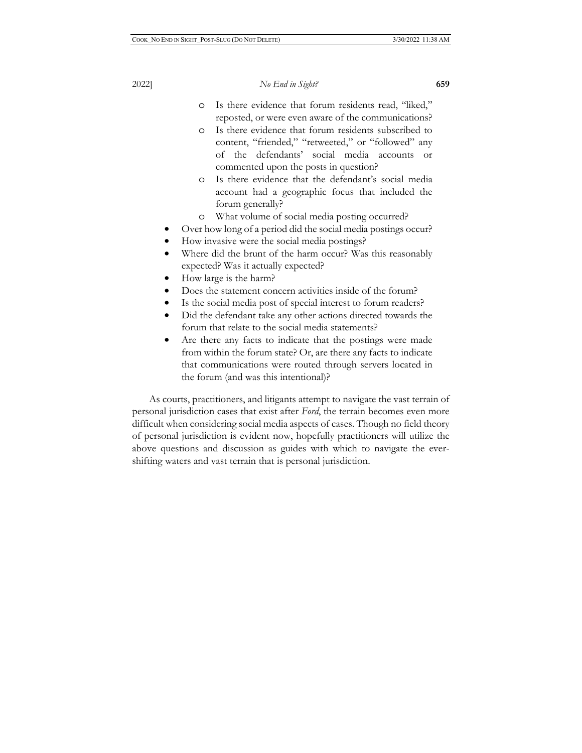- Is there evidence that forum residents read, "liked," reposted, or were even aware of the communications?
  - Is there evidence that forum residents subscribed to content, "friended," "retweeted," or "followed" any of the defendants' social media accounts or commented upon the posts in question?
  - Is there evidence that the defendant's social media account had a geographic focus that included the forum generally?
  - What volume of social media posting occurred?
- Over how long of a period did the social media postings occur?
- How invasive were the social media postings?
- Where did the brunt of the harm occur? Was this reasonably expected? Was it actually expected?
- How large is the harm?
- Does the statement concern activities inside of the forum?
- Is the social media post of special interest to forum readers?
- Did the defendant take any other actions directed towards the forum that relate to the social media statements?
- Are there any facts to indicate that the postings were made from within the forum state? Or, are there any facts to indicate that communications were routed through servers located in the forum (and was this intentional)?

As courts, practitioners, and litigants attempt to navigate the vast terrain of personal jurisdiction cases that exist after *Ford*, the terrain becomes even more difficult when considering social media aspects of cases. Though no field theory of personal jurisdiction is evident now, hopefully practitioners will utilize the above questions and discussion as guides with which to navigate the ever-shifting waters and vast terrain that is personal jurisdiction.